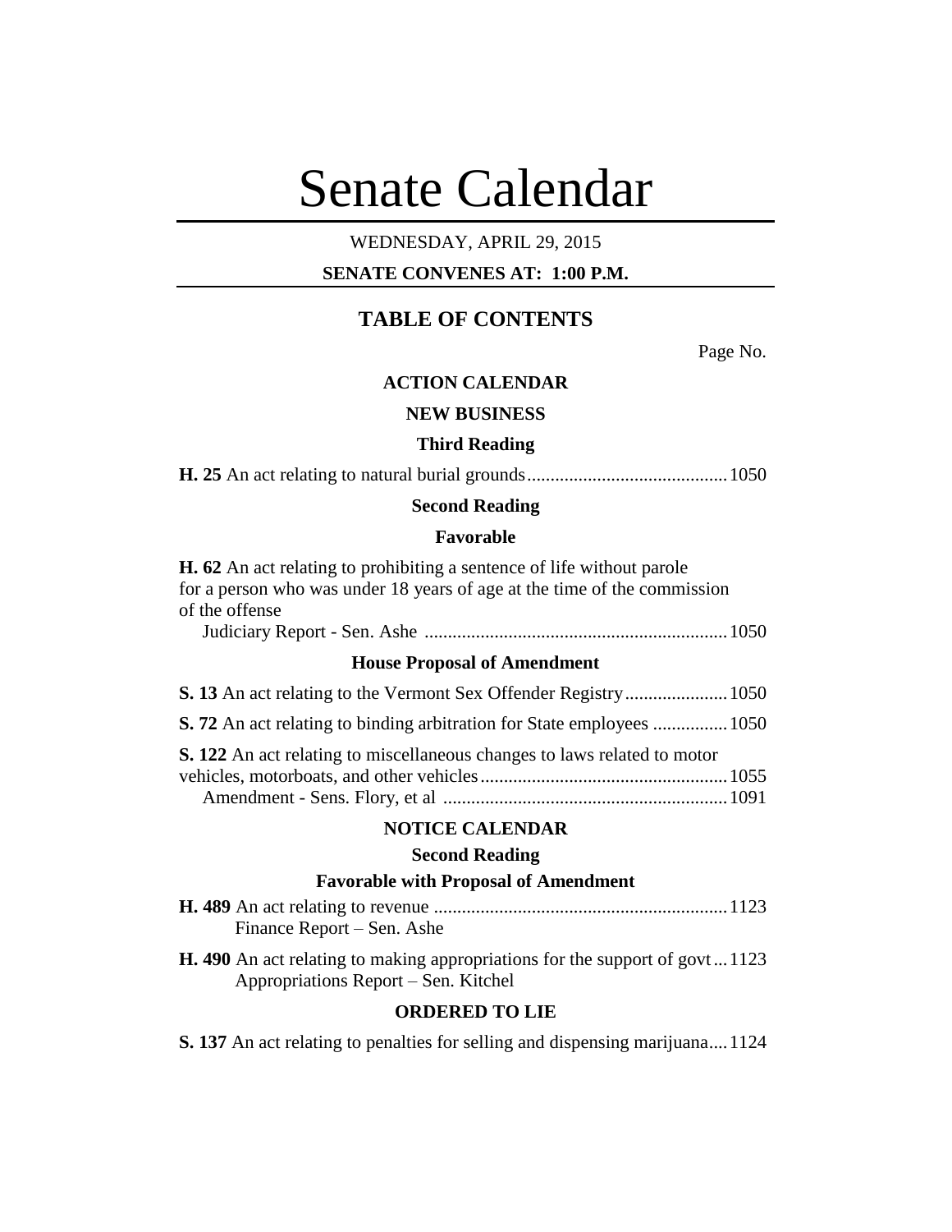# Senate Calendar

WEDNESDAY, APRIL 29, 2015

**SENATE CONVENES AT: 1:00 P.M.**

## TABLE OF CONTENTS

Page No.

### ACTION CALENDAR

#### NEW BUSINESS

**Third Reading**

**H. 25** An act relating to natural burial grounds ........................................... 1050

**Second Reading**

**Favorable**

**H. 62** An act relating to prohibiting a sentence of life without parole for a person who was under 18 years of age at the time of the commission of the offense
Judiciary Report - Sen. Ashe ................................................................. 1050

**House Proposal of Amendment**

**S. 13** An act relating to the Vermont Sex Offender Registry ...................... 1050

**S. 72** An act relating to binding arbitration for State employees ................ 1050

**S. 122** An act relating to miscellaneous changes to laws related to motor vehicles, motorboats, and other vehicles ..................................................... 1055
Amendment - Sens. Flory, et al ............................................................. 1091

### NOTICE CALENDAR

**Second Reading**

**Favorable with Proposal of Amendment**

**H. 489** An act relating to revenue ............................................................... 1123
Finance Report – Sen. Ashe

**H. 490** An act relating to making appropriations for the support of govt ... 1123
Appropriations Report – Sen. Kitchel

**ORDERED TO LIE**

**S. 137** An act relating to penalties for selling and dispensing marijuana .... 1124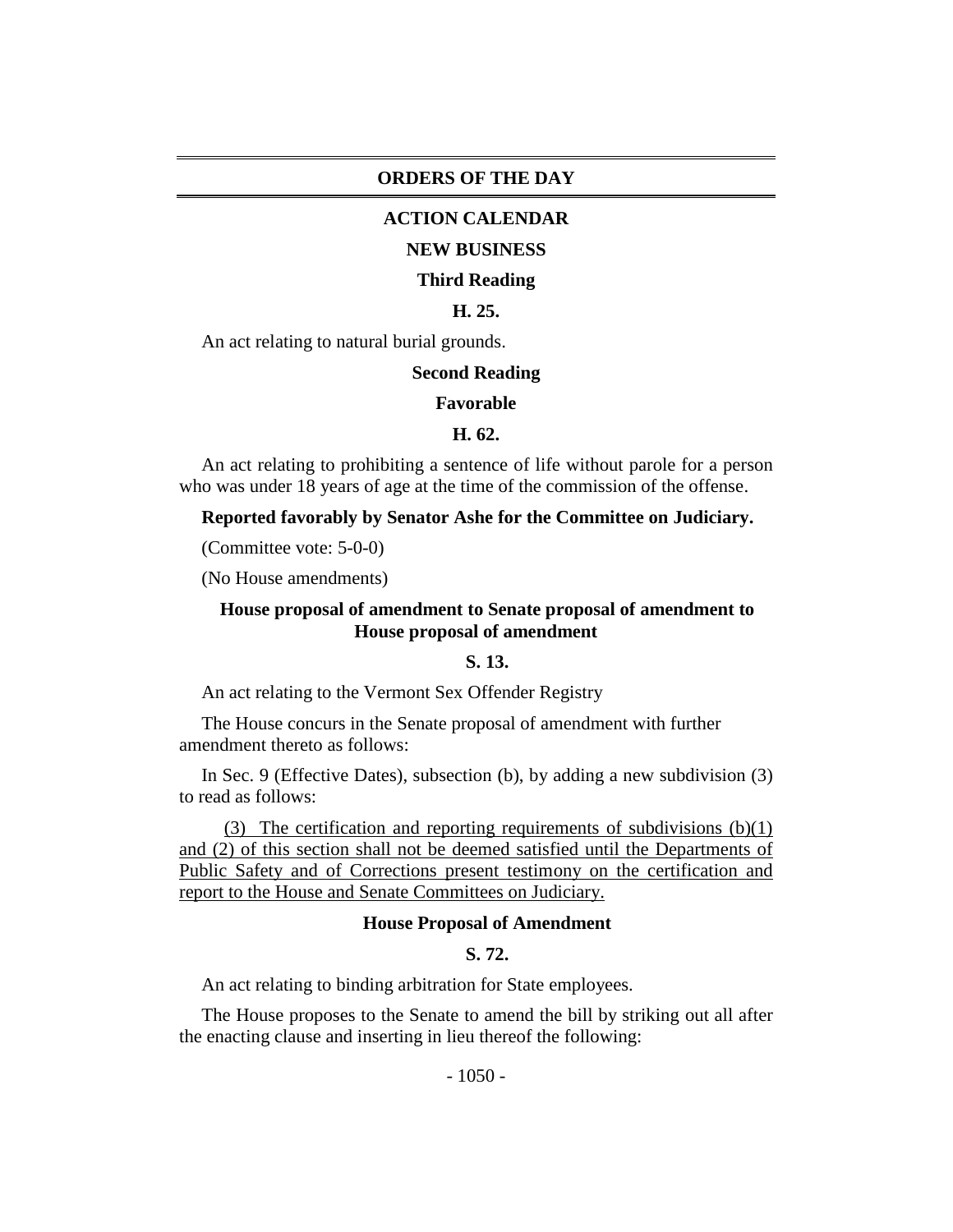# ORDERS OF THE DAY

## ACTION CALENDAR

### NEW BUSINESS

#### Third Reading

**H. 25.**

An act relating to natural burial grounds.

#### Second Reading

**Favorable**

**H. 62.**

An act relating to prohibiting a sentence of life without parole for a person who was under 18 years of age at the time of the commission of the offense.

**Reported favorably by Senator Ashe for the Committee on Judiciary.**

(Committee vote: 5-0-0)

(No House amendments)

#### House proposal of amendment to Senate proposal of amendment to House proposal of amendment

**S. 13.**

An act relating to the Vermont Sex Offender Registry

The House concurs in the Senate proposal of amendment with further amendment thereto as follows:

In Sec. 9 (Effective Dates), subsection (b), by adding a new subdivision (3) to read as follows:

<u>(3) The certification and reporting requirements of subdivisions (b)(1) and (2) of this section shall not be deemed satisfied until the Departments of Public Safety and of Corrections present testimony on the certification and report to the House and Senate Committees on Judiciary.</u>

#### House Proposal of Amendment

**S. 72.**

An act relating to binding arbitration for State employees.

The House proposes to the Senate to amend the bill by striking out all after the enacting clause and inserting in lieu thereof the following: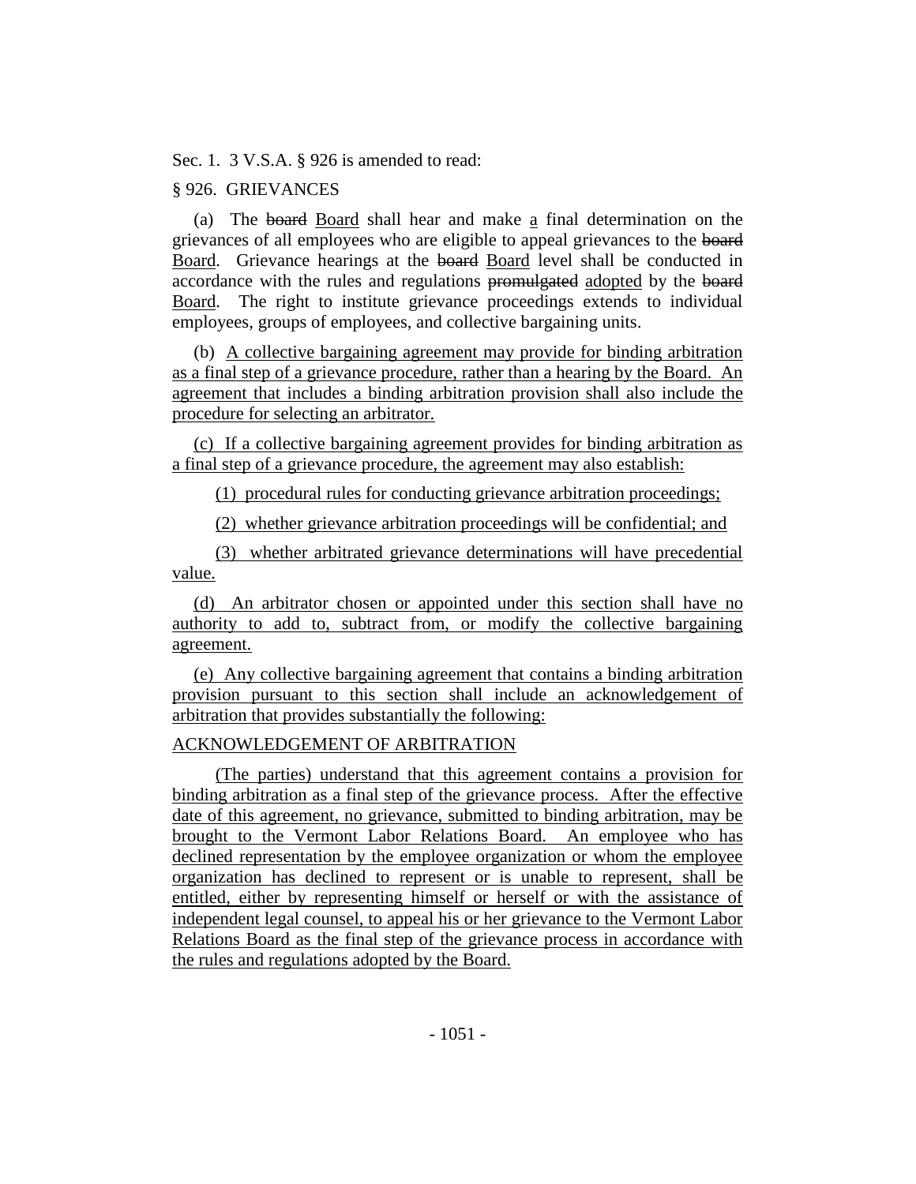Sec. 1. 3 V.S.A. § 926 is amended to read:

§ 926. GRIEVANCES

(a) The ~~board~~ Board shall hear and make a final determination on the grievances of all employees who are eligible to appeal grievances to the ~~board~~ Board. Grievance hearings at the ~~board~~ Board level shall be conducted in accordance with the rules and regulations ~~promulgated~~ adopted by the ~~board~~ Board. The right to institute grievance proceedings extends to individual employees, groups of employees, and collective bargaining units.

(b) A collective bargaining agreement may provide for binding arbitration as a final step of a grievance procedure, rather than a hearing by the Board. An agreement that includes a binding arbitration provision shall also include the procedure for selecting an arbitrator.

(c) If a collective bargaining agreement provides for binding arbitration as a final step of a grievance procedure, the agreement may also establish:

(1) procedural rules for conducting grievance arbitration proceedings;

(2) whether grievance arbitration proceedings will be confidential; and

(3) whether arbitrated grievance determinations will have precedential value.

(d) An arbitrator chosen or appointed under this section shall have no authority to add to, subtract from, or modify the collective bargaining agreement.

(e) Any collective bargaining agreement that contains a binding arbitration provision pursuant to this section shall include an acknowledgement of arbitration that provides substantially the following:

ACKNOWLEDGEMENT OF ARBITRATION

(The parties) understand that this agreement contains a provision for binding arbitration as a final step of the grievance process. After the effective date of this agreement, no grievance, submitted to binding arbitration, may be brought to the Vermont Labor Relations Board. An employee who has declined representation by the employee organization or whom the employee organization has declined to represent or is unable to represent, shall be entitled, either by representing himself or herself or with the assistance of independent legal counsel, to appeal his or her grievance to the Vermont Labor Relations Board as the final step of the grievance process in accordance with the rules and regulations adopted by the Board.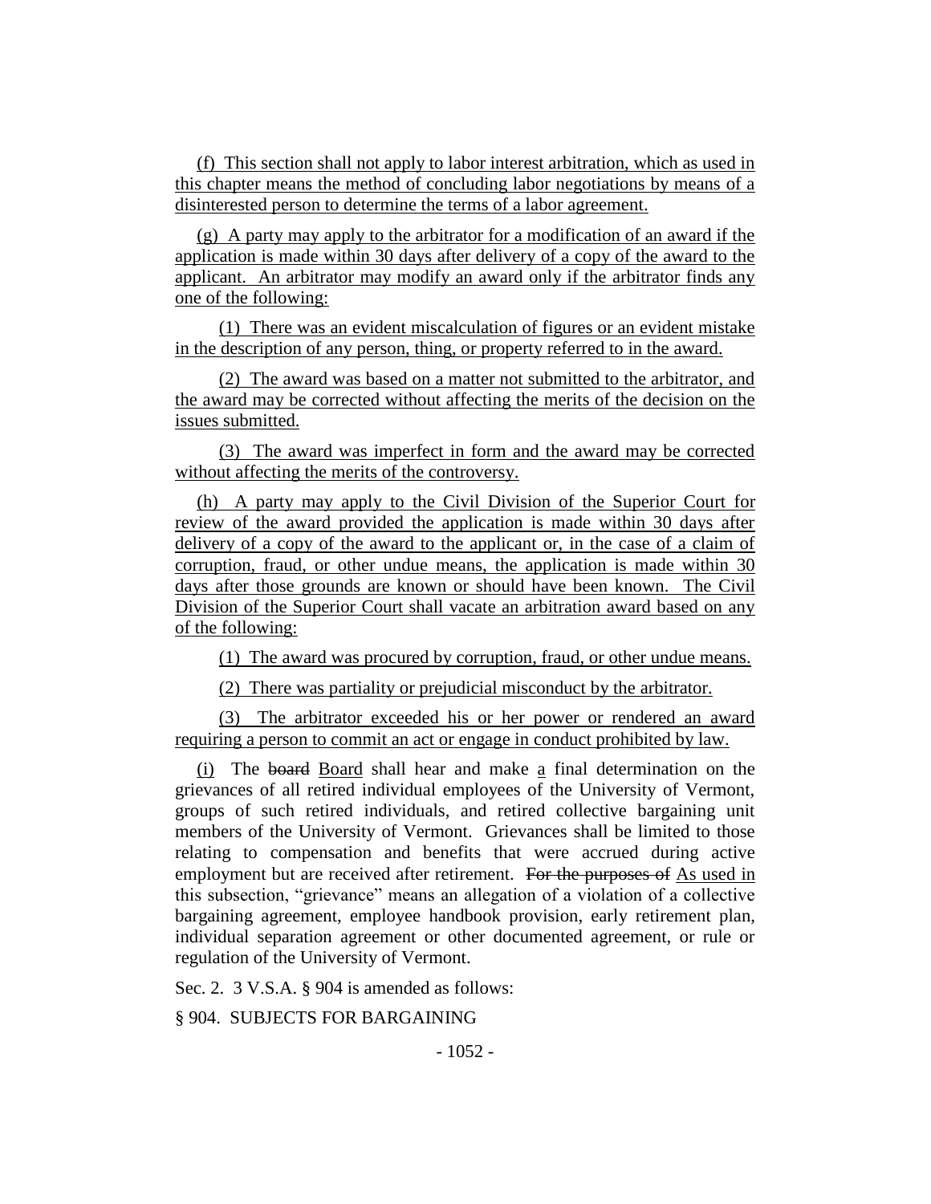(f) This section shall not apply to labor interest arbitration, which as used in this chapter means the method of concluding labor negotiations by means of a disinterested person to determine the terms of a labor agreement.

(g) A party may apply to the arbitrator for a modification of an award if the application is made within 30 days after delivery of a copy of the award to the applicant. An arbitrator may modify an award only if the arbitrator finds any one of the following:

(1) There was an evident miscalculation of figures or an evident mistake in the description of any person, thing, or property referred to in the award.

(2) The award was based on a matter not submitted to the arbitrator, and the award may be corrected without affecting the merits of the decision on the issues submitted.

(3) The award was imperfect in form and the award may be corrected without affecting the merits of the controversy.

(h) A party may apply to the Civil Division of the Superior Court for review of the award provided the application is made within 30 days after delivery of a copy of the award to the applicant or, in the case of a claim of corruption, fraud, or other undue means, the application is made within 30 days after those grounds are known or should have been known. The Civil Division of the Superior Court shall vacate an arbitration award based on any of the following:

(1) The award was procured by corruption, fraud, or other undue means.

(2) There was partiality or prejudicial misconduct by the arbitrator.

(3) The arbitrator exceeded his or her power or rendered an award requiring a person to commit an act or engage in conduct prohibited by law.

(i) The ~~board~~ Board shall hear and make a final determination on the grievances of all retired individual employees of the University of Vermont, groups of such retired individuals, and retired collective bargaining unit members of the University of Vermont. Grievances shall be limited to those relating to compensation and benefits that were accrued during active employment but are received after retirement. ~~For the purposes of~~ As used in this subsection, "grievance" means an allegation of a violation of a collective bargaining agreement, employee handbook provision, early retirement plan, individual separation agreement or other documented agreement, or rule or regulation of the University of Vermont.

Sec. 2. 3 V.S.A. § 904 is amended as follows:

§ 904. SUBJECTS FOR BARGAINING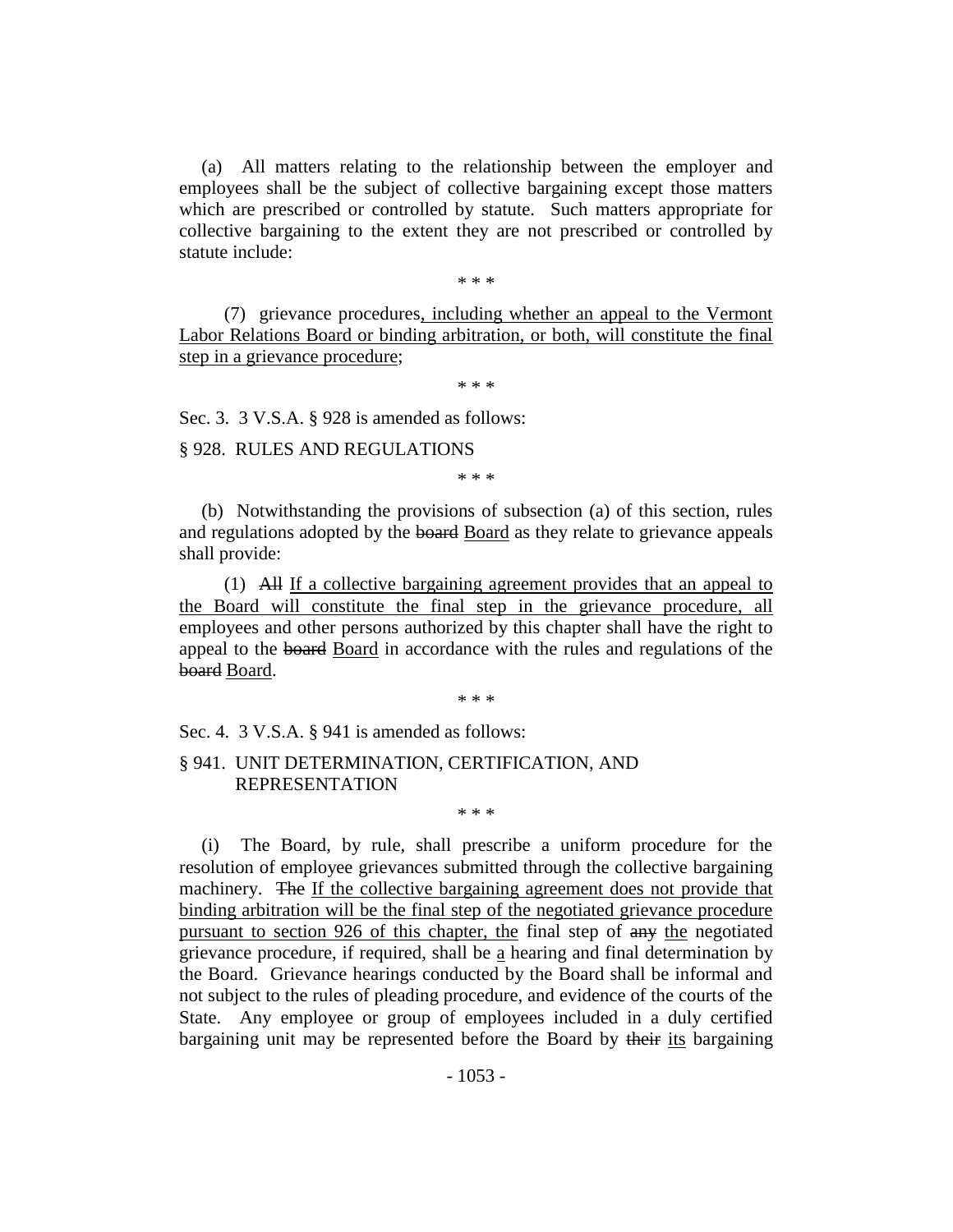(a) All matters relating to the relationship between the employer and employees shall be the subject of collective bargaining except those matters which are prescribed or controlled by statute. Such matters appropriate for collective bargaining to the extent they are not prescribed or controlled by statute include:

\* \* \*

(7) grievance procedures<u>, including whether an appeal to the Vermont Labor Relations Board or binding arbitration, or both, will constitute the final step in a grievance procedure</u>;

\* \* \*

Sec. 3. 3 V.S.A. § 928 is amended as follows:

§ 928. RULES AND REGULATIONS

\* \* \*

(b) Notwithstanding the provisions of subsection (a) of this section, rules and regulations adopted by the ~~board~~ <u>Board</u> as they relate to grievance appeals shall provide:

(1) ~~All~~ <u>If a collective bargaining agreement provides that an appeal to the Board will constitute the final step in the grievance procedure, all</u> employees and other persons authorized by this chapter shall have the right to appeal to the ~~board~~ <u>Board</u> in accordance with the rules and regulations of the ~~board~~ <u>Board</u>.

\* \* \*

Sec. 4. 3 V.S.A. § 941 is amended as follows:

§ 941. UNIT DETERMINATION, CERTIFICATION, AND REPRESENTATION

\* \* \*

(i) The Board, by rule, shall prescribe a uniform procedure for the resolution of employee grievances submitted through the collective bargaining machinery. ~~The~~ <u>If the collective bargaining agreement does not provide that binding arbitration will be the final step of the negotiated grievance procedure pursuant to section 926 of this chapter, the</u> final step of ~~any~~ <u>the</u> negotiated grievance procedure, if required, shall be <u>a</u> hearing and final determination by the Board. Grievance hearings conducted by the Board shall be informal and not subject to the rules of pleading procedure, and evidence of the courts of the State. Any employee or group of employees included in a duly certified bargaining unit may be represented before the Board by ~~their~~ <u>its</u> bargaining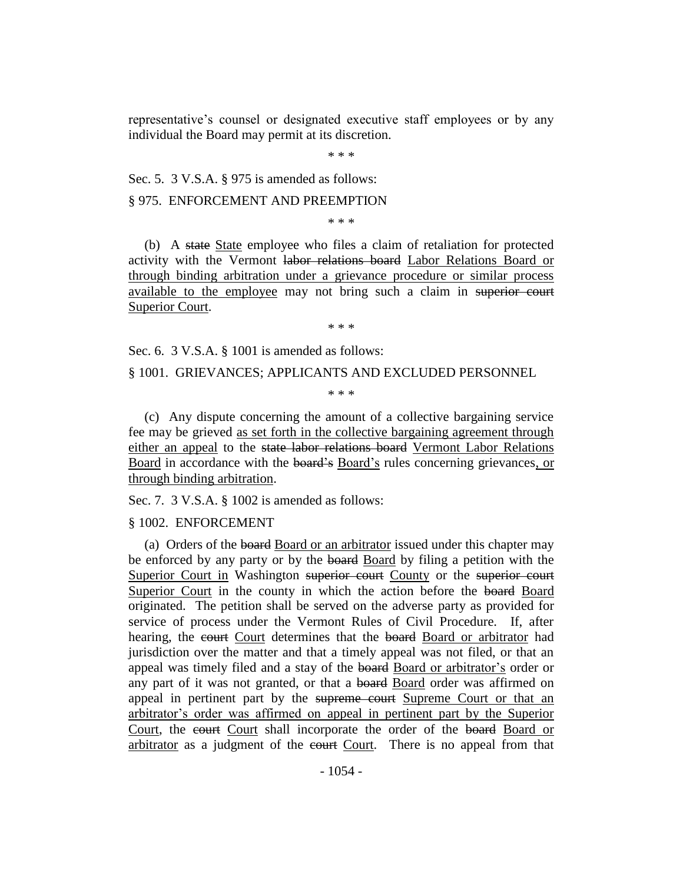representative's counsel or designated executive staff employees or by any individual the Board may permit at its discretion.

\* \* \*

Sec. 5. 3 V.S.A. § 975 is amended as follows:

§ 975. ENFORCEMENT AND PREEMPTION

\* \* \*

(b) A ~~state~~ <u>State</u> employee who files a claim of retaliation for protected activity with the Vermont ~~labor relations board~~ <u>Labor Relations Board or through binding arbitration under a grievance procedure or similar process available to the employee</u> may not bring such a claim in ~~superior court~~ <u>Superior Court</u>.

\* \* \*

Sec. 6. 3 V.S.A. § 1001 is amended as follows:

§ 1001. GRIEVANCES; APPLICANTS AND EXCLUDED PERSONNEL

\* \* \*

(c) Any dispute concerning the amount of a collective bargaining service fee may be grieved <u>as set forth in the collective bargaining agreement through either an appeal</u> to the ~~state labor relations board~~ <u>Vermont Labor Relations Board</u> in accordance with the ~~board's~~ <u>Board's</u> rules concerning grievances<u>, or through binding arbitration</u>.

Sec. 7. 3 V.S.A. § 1002 is amended as follows:

§ 1002. ENFORCEMENT

(a) Orders of the ~~board~~ <u>Board or an arbitrator</u> issued under this chapter may be enforced by any party or by the ~~board~~ <u>Board</u> by filing a petition with the <u>Superior Court in</u> Washington ~~superior court~~ <u>County</u> or the ~~superior court~~ <u>Superior Court</u> in the county in which the action before the ~~board~~ <u>Board</u> originated. The petition shall be served on the adverse party as provided for service of process under the Vermont Rules of Civil Procedure. If, after hearing, the ~~court~~ <u>Court</u> determines that the ~~board~~ <u>Board or arbitrator</u> had jurisdiction over the matter and that a timely appeal was not filed, or that an appeal was timely filed and a stay of the ~~board~~ <u>Board or arbitrator's</u> order or any part of it was not granted, or that a ~~board~~ <u>Board</u> order was affirmed on appeal in pertinent part by the ~~supreme court~~ <u>Supreme Court or that an arbitrator's order was affirmed on appeal in pertinent part by the Superior Court</u>, the ~~court~~ <u>Court</u> shall incorporate the order of the ~~board~~ <u>Board or arbitrator</u> as a judgment of the ~~court~~ <u>Court</u>. There is no appeal from that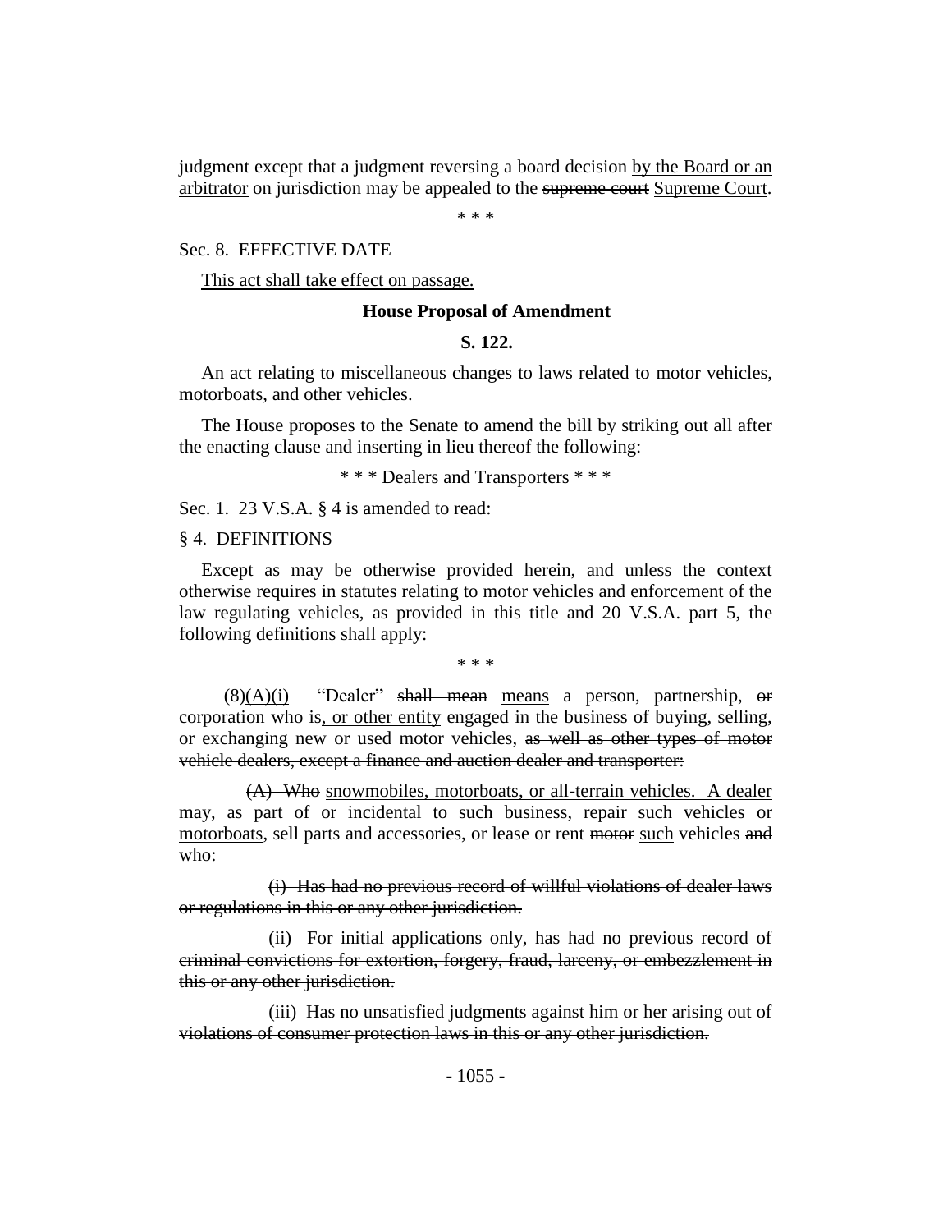judgment except that a judgment reversing a ~~board~~ decision <u>by the Board or an arbitrator</u> on jurisdiction may be appealed to the ~~supreme court~~ <u>Supreme Court</u>.

\* \* \*

Sec. 8. EFFECTIVE DATE

<u>This act shall take effect on passage.</u>

**House Proposal of Amendment**

**S. 122.**

An act relating to miscellaneous changes to laws related to motor vehicles, motorboats, and other vehicles.

The House proposes to the Senate to amend the bill by striking out all after the enacting clause and inserting in lieu thereof the following:

\* \* \* Dealers and Transporters \* \* \*

Sec. 1. 23 V.S.A. § 4 is amended to read:

§ 4. DEFINITIONS

Except as may be otherwise provided herein, and unless the context otherwise requires in statutes relating to motor vehicles and enforcement of the law regulating vehicles, as provided in this title and 20 V.S.A. part 5, the following definitions shall apply:

\* \* \*

(8)<u>(A)(i)</u> "Dealer" ~~shall mean~~ <u>means</u> a person, partnership, ~~or~~ corporation ~~who is~~<u>, or other entity</u> engaged in the business of ~~buying,~~ selling~~,~~ or exchanging new or used motor vehicles, ~~as well as other types of motor vehicle dealers, except a finance and auction dealer and transporter:~~

~~(A) Who~~ <u>snowmobiles, motorboats, or all-terrain vehicles. A dealer</u> may, as part of or incidental to such business, repair such vehicles <u>or motorboats</u>, sell parts and accessories, or lease or rent ~~motor~~ <u>such</u> vehicles ~~and who:~~

~~(i) Has had no previous record of willful violations of dealer laws or regulations in this or any other jurisdiction.~~

~~(ii) For initial applications only, has had no previous record of criminal convictions for extortion, forgery, fraud, larceny, or embezzlement in this or any other jurisdiction.~~

~~(iii) Has no unsatisfied judgments against him or her arising out of violations of consumer protection laws in this or any other jurisdiction.~~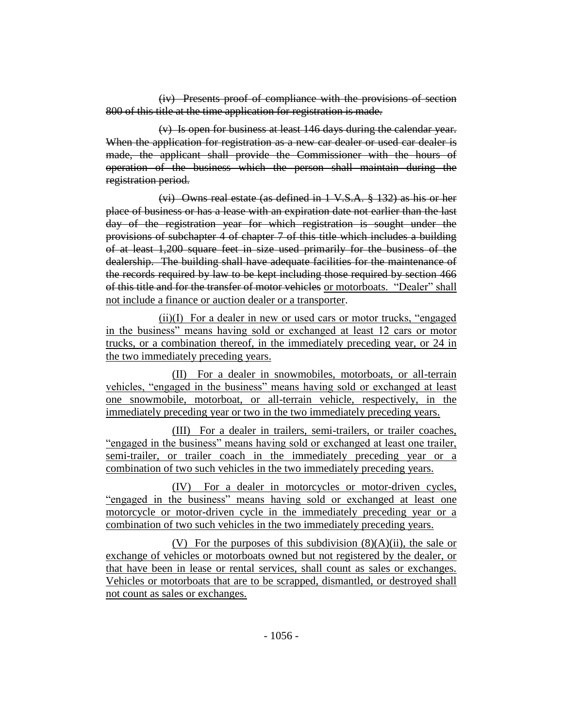~~(iv) Presents proof of compliance with the provisions of section 800 of this title at the time application for registration is made.~~

~~(v) Is open for business at least 146 days during the calendar year. When the application for registration as a new car dealer or used car dealer is made, the applicant shall provide the Commissioner with the hours of operation of the business which the person shall maintain during the registration period.~~

~~(vi) Owns real estate (as defined in 1 V.S.A. § 132) as his or her place of business or has a lease with an expiration date not earlier than the last day of the registration year for which registration is sought under the provisions of subchapter 4 of chapter 7 of this title which includes a building of at least 1,200 square feet in size used primarily for the business of the dealership. The building shall have adequate facilities for the maintenance of the records required by law to be kept including those required by section 466 of this title and for the transfer of motor vehicles~~ <u>or motorboats. "Dealer" shall not include a finance or auction dealer or a transporter</u>.

<u>(ii)(I) For a dealer in new or used cars or motor trucks, "engaged in the business" means having sold or exchanged at least 12 cars or motor trucks, or a combination thereof, in the immediately preceding year, or 24 in the two immediately preceding years.</u>

<u>(II) For a dealer in snowmobiles, motorboats, or all-terrain vehicles, "engaged in the business" means having sold or exchanged at least one snowmobile, motorboat, or all-terrain vehicle, respectively, in the immediately preceding year or two in the two immediately preceding years.</u>

<u>(III) For a dealer in trailers, semi-trailers, or trailer coaches, "engaged in the business" means having sold or exchanged at least one trailer, semi-trailer, or trailer coach in the immediately preceding year or a combination of two such vehicles in the two immediately preceding years.</u>

<u>(IV) For a dealer in motorcycles or motor-driven cycles, "engaged in the business" means having sold or exchanged at least one motorcycle or motor-driven cycle in the immediately preceding year or a combination of two such vehicles in the two immediately preceding years.</u>

<u>(V) For the purposes of this subdivision (8)(A)(ii), the sale or exchange of vehicles or motorboats owned but not registered by the dealer, or that have been in lease or rental services, shall count as sales or exchanges. Vehicles or motorboats that are to be scrapped, dismantled, or destroyed shall not count as sales or exchanges.</u>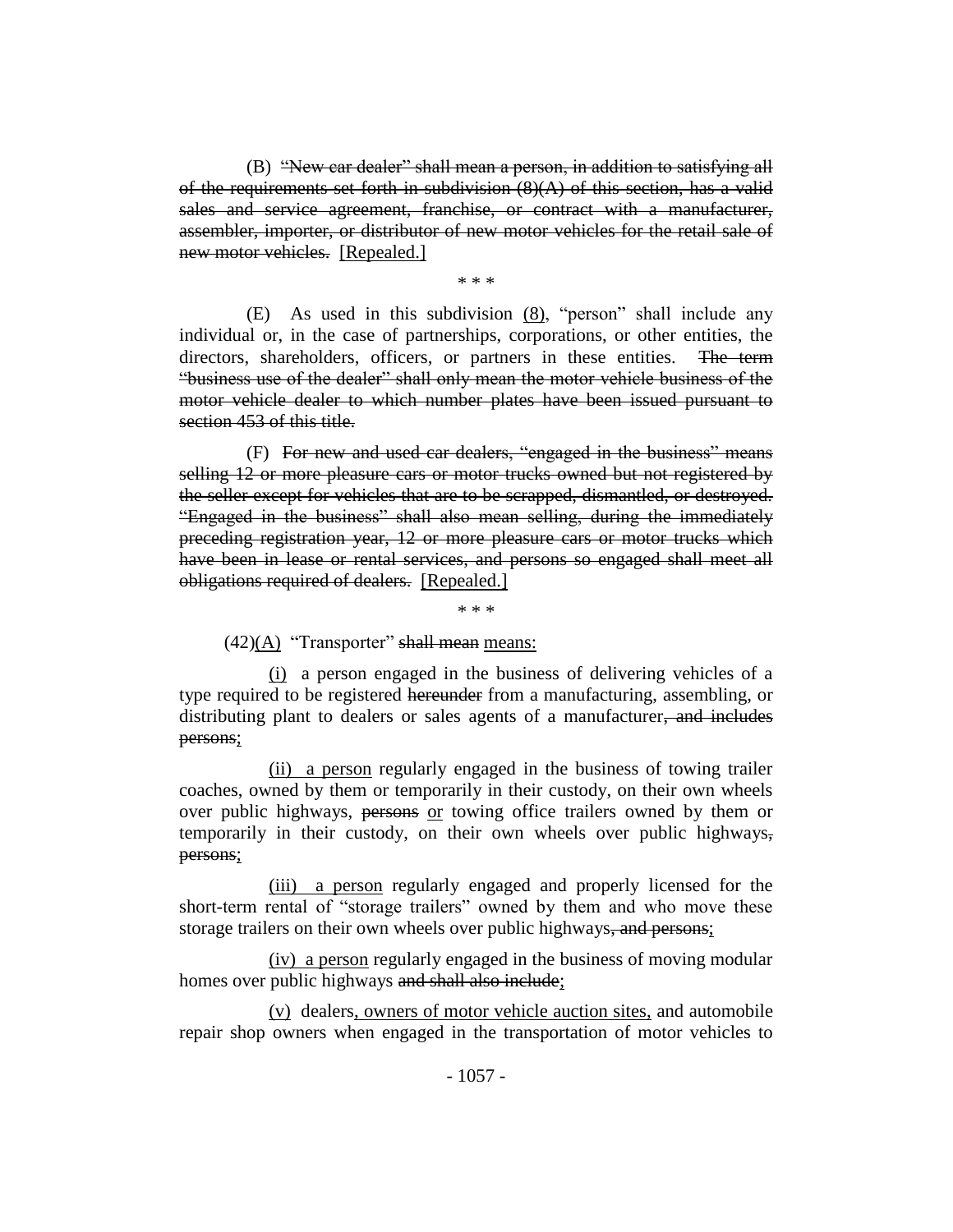(B) ~~"New car dealer" shall mean a person, in addition to satisfying all of the requirements set forth in subdivision (8)(A) of this section, has a valid sales and service agreement, franchise, or contract with a manufacturer, assembler, importer, or distributor of new motor vehicles for the retail sale of new motor vehicles.~~ <u>[Repealed.]</u>

\* \* \*

(E) As used in this subdivision <u>(8)</u>, "person" shall include any individual or, in the case of partnerships, corporations, or other entities, the directors, shareholders, officers, or partners in these entities. ~~The term "business use of the dealer" shall only mean the motor vehicle business of the motor vehicle dealer to which number plates have been issued pursuant to section 453 of this title.~~

(F) ~~For new and used car dealers, "engaged in the business" means selling 12 or more pleasure cars or motor trucks owned but not registered by the seller except for vehicles that are to be scrapped, dismantled, or destroyed. "Engaged in the business" shall also mean selling, during the immediately preceding registration year, 12 or more pleasure cars or motor trucks which have been in lease or rental services, and persons so engaged shall meet all obligations required of dealers.~~ <u>[Repealed.]</u>

\* \* \*

(42)<u>(A)</u> "Transporter" ~~shall mean~~ <u>means:</u>

<u>(i)</u> a person engaged in the business of delivering vehicles of a type required to be registered ~~hereunder~~ from a manufacturing, assembling, or distributing plant to dealers or sales agents of a manufacturer~~, and includes persons~~<u>;</u>

<u>(ii) a person</u> regularly engaged in the business of towing trailer coaches, owned by them or temporarily in their custody, on their own wheels over public highways, ~~persons~~ <u>or</u> towing office trailers owned by them or temporarily in their custody, on their own wheels over public highways~~, persons~~<u>;</u>

<u>(iii) a person</u> regularly engaged and properly licensed for the short-term rental of "storage trailers" owned by them and who move these storage trailers on their own wheels over public highways~~, and persons~~<u>;</u>

<u>(iv) a person</u> regularly engaged in the business of moving modular homes over public highways ~~and shall also include~~<u>;</u>

<u>(v)</u> dealers<u>, owners of motor vehicle auction sites,</u> and automobile repair shop owners when engaged in the transportation of motor vehicles to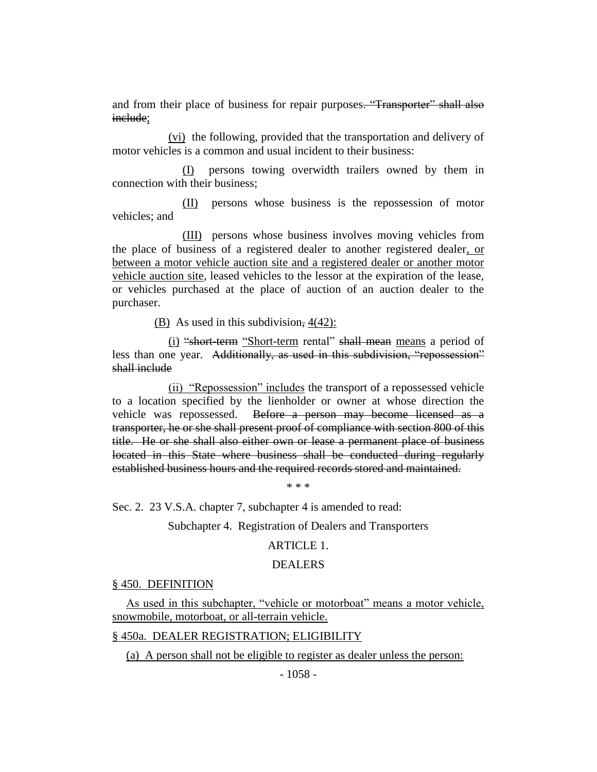and from their place of business for repair purposes~~. "Transporter" shall also include~~;

(vi) the following, provided that the transportation and delivery of motor vehicles is a common and usual incident to their business:

(I) persons towing overwidth trailers owned by them in connection with their business;

(II) persons whose business is the repossession of motor vehicles; and

(III) persons whose business involves moving vehicles from the place of business of a registered dealer to another registered dealer, or between a motor vehicle auction site and a registered dealer or another motor vehicle auction site, leased vehicles to the lessor at the expiration of the lease, or vehicles purchased at the place of auction of an auction dealer to the purchaser.

(B) As used in this subdivision~~,~~ 4(42):

(i) ~~"short-term~~ "Short-term rental" ~~shall mean~~ means a period of less than one year. ~~Additionally, as used in this subdivision, "repossession" shall include~~

(ii) "Repossession" includes the transport of a repossessed vehicle to a location specified by the lienholder or owner at whose direction the vehicle was repossessed. ~~Before a person may become licensed as a transporter, he or she shall present proof of compliance with section 800 of this title. He or she shall also either own or lease a permanent place of business located in this State where business shall be conducted during regularly established business hours and the required records stored and maintained.~~

\* \* \*

Sec. 2. 23 V.S.A. chapter 7, subchapter 4 is amended to read:

Subchapter 4. Registration of Dealers and Transporters

ARTICLE 1.

DEALERS

§ 450. DEFINITION

As used in this subchapter, "vehicle or motorboat" means a motor vehicle, snowmobile, motorboat, or all-terrain vehicle.

§ 450a. DEALER REGISTRATION; ELIGIBILITY

(a) A person shall not be eligible to register as dealer unless the person: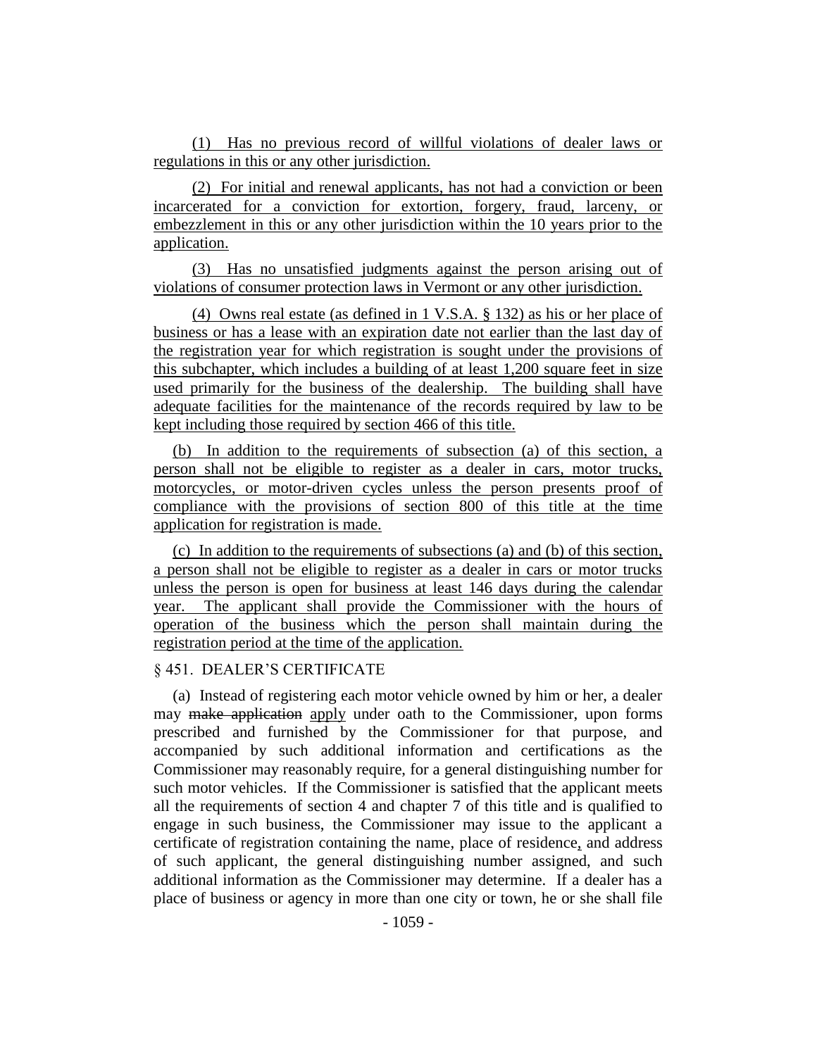(1) Has no previous record of willful violations of dealer laws or regulations in this or any other jurisdiction.

(2) For initial and renewal applicants, has not had a conviction or been incarcerated for a conviction for extortion, forgery, fraud, larceny, or embezzlement in this or any other jurisdiction within the 10 years prior to the application.

(3) Has no unsatisfied judgments against the person arising out of violations of consumer protection laws in Vermont or any other jurisdiction.

(4) Owns real estate (as defined in 1 V.S.A. § 132) as his or her place of business or has a lease with an expiration date not earlier than the last day of the registration year for which registration is sought under the provisions of this subchapter, which includes a building of at least 1,200 square feet in size used primarily for the business of the dealership. The building shall have adequate facilities for the maintenance of the records required by law to be kept including those required by section 466 of this title.

(b) In addition to the requirements of subsection (a) of this section, a person shall not be eligible to register as a dealer in cars, motor trucks, motorcycles, or motor-driven cycles unless the person presents proof of compliance with the provisions of section 800 of this title at the time application for registration is made.

(c) In addition to the requirements of subsections (a) and (b) of this section, a person shall not be eligible to register as a dealer in cars or motor trucks unless the person is open for business at least 146 days during the calendar year. The applicant shall provide the Commissioner with the hours of operation of the business which the person shall maintain during the registration period at the time of the application.

§ 451. DEALER'S CERTIFICATE

(a) Instead of registering each motor vehicle owned by him or her, a dealer may ~~make application~~ apply under oath to the Commissioner, upon forms prescribed and furnished by the Commissioner for that purpose, and accompanied by such additional information and certifications as the Commissioner may reasonably require, for a general distinguishing number for such motor vehicles. If the Commissioner is satisfied that the applicant meets all the requirements of section 4 and chapter 7 of this title and is qualified to engage in such business, the Commissioner may issue to the applicant a certificate of registration containing the name, place of residence, and address of such applicant, the general distinguishing number assigned, and such additional information as the Commissioner may determine. If a dealer has a place of business or agency in more than one city or town, he or she shall file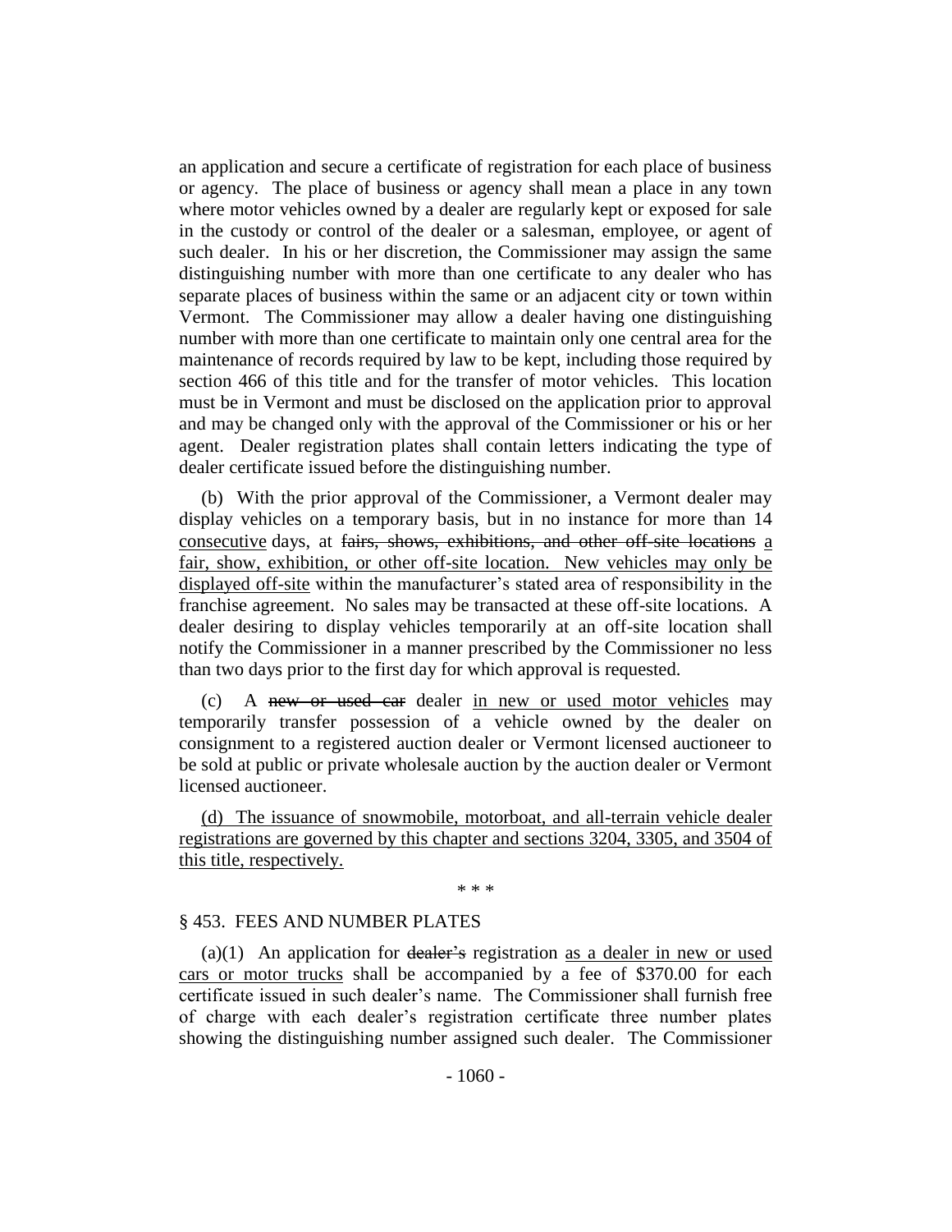an application and secure a certificate of registration for each place of business or agency. The place of business or agency shall mean a place in any town where motor vehicles owned by a dealer are regularly kept or exposed for sale in the custody or control of the dealer or a salesman, employee, or agent of such dealer. In his or her discretion, the Commissioner may assign the same distinguishing number with more than one certificate to any dealer who has separate places of business within the same or an adjacent city or town within Vermont. The Commissioner may allow a dealer having one distinguishing number with more than one certificate to maintain only one central area for the maintenance of records required by law to be kept, including those required by section 466 of this title and for the transfer of motor vehicles. This location must be in Vermont and must be disclosed on the application prior to approval and may be changed only with the approval of the Commissioner or his or her agent. Dealer registration plates shall contain letters indicating the type of dealer certificate issued before the distinguishing number.

(b) With the prior approval of the Commissioner, a Vermont dealer may display vehicles on a temporary basis, but in no instance for more than 14 consecutive days, at ~~fairs, shows, exhibitions, and other off-site locations~~ a fair, show, exhibition, or other off-site location. New vehicles may only be displayed off-site within the manufacturer's stated area of responsibility in the franchise agreement. No sales may be transacted at these off-site locations. A dealer desiring to display vehicles temporarily at an off-site location shall notify the Commissioner in a manner prescribed by the Commissioner no less than two days prior to the first day for which approval is requested.

(c) A ~~new or used car~~ dealer in new or used motor vehicles may temporarily transfer possession of a vehicle owned by the dealer on consignment to a registered auction dealer or Vermont licensed auctioneer to be sold at public or private wholesale auction by the auction dealer or Vermont licensed auctioneer.

(d) The issuance of snowmobile, motorboat, and all-terrain vehicle dealer registrations are governed by this chapter and sections 3204, 3305, and 3504 of this title, respectively.

\* \* \*

§ 453. FEES AND NUMBER PLATES

(a)(1) An application for ~~dealer's~~ registration as a dealer in new or used cars or motor trucks shall be accompanied by a fee of $370.00 for each certificate issued in such dealer's name. The Commissioner shall furnish free of charge with each dealer's registration certificate three number plates showing the distinguishing number assigned such dealer. The Commissioner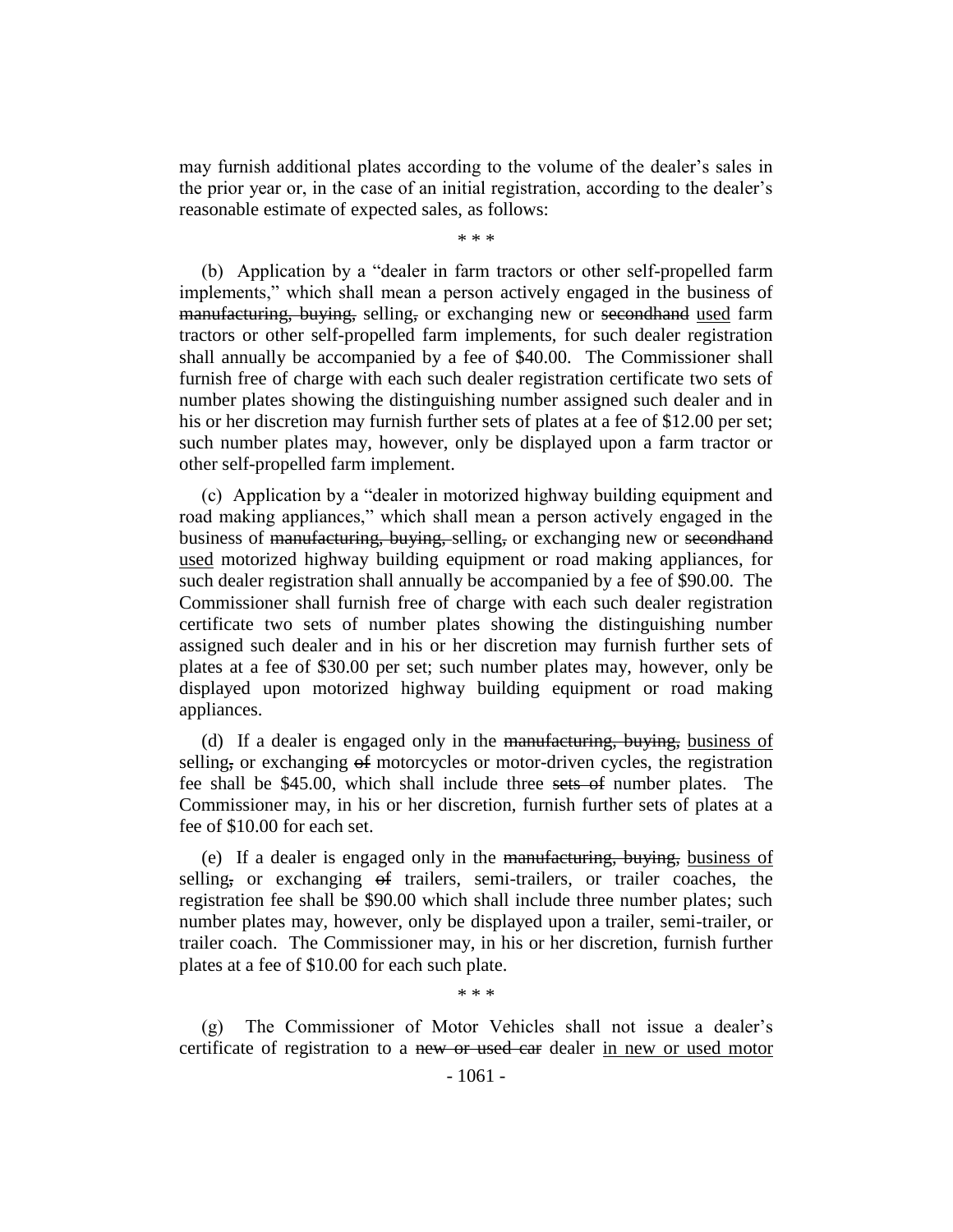may furnish additional plates according to the volume of the dealer's sales in the prior year or, in the case of an initial registration, according to the dealer's reasonable estimate of expected sales, as follows:

\* \* \*

(b) Application by a "dealer in farm tractors or other self-propelled farm implements," which shall mean a person actively engaged in the business of ~~manufacturing, buying,~~ selling~~,~~ or exchanging new or ~~secondhand~~ <u>used</u> farm tractors or other self-propelled farm implements, for such dealer registration shall annually be accompanied by a fee of $40.00. The Commissioner shall furnish free of charge with each such dealer registration certificate two sets of number plates showing the distinguishing number assigned such dealer and in his or her discretion may furnish further sets of plates at a fee of $12.00 per set; such number plates may, however, only be displayed upon a farm tractor or other self-propelled farm implement.

(c) Application by a "dealer in motorized highway building equipment and road making appliances," which shall mean a person actively engaged in the business of ~~manufacturing, buying,~~ selling~~,~~ or exchanging new or ~~secondhand~~ <u>used</u> motorized highway building equipment or road making appliances, for such dealer registration shall annually be accompanied by a fee of $90.00. The Commissioner shall furnish free of charge with each such dealer registration certificate two sets of number plates showing the distinguishing number assigned such dealer and in his or her discretion may furnish further sets of plates at a fee of $30.00 per set; such number plates may, however, only be displayed upon motorized highway building equipment or road making appliances.

(d) If a dealer is engaged only in the ~~manufacturing, buying,~~ <u>business of</u> selling~~,~~ or exchanging ~~of~~ motorcycles or motor-driven cycles, the registration fee shall be $45.00, which shall include three ~~sets of~~ number plates. The Commissioner may, in his or her discretion, furnish further sets of plates at a fee of $10.00 for each set.

(e) If a dealer is engaged only in the ~~manufacturing, buying,~~ <u>business of</u> selling~~,~~ or exchanging ~~of~~ trailers, semi-trailers, or trailer coaches, the registration fee shall be $90.00 which shall include three number plates; such number plates may, however, only be displayed upon a trailer, semi-trailer, or trailer coach. The Commissioner may, in his or her discretion, furnish further plates at a fee of $10.00 for each such plate.

\* \* \*

(g) The Commissioner of Motor Vehicles shall not issue a dealer's certificate of registration to a ~~new or used car~~ dealer <u>in new or used motor</u>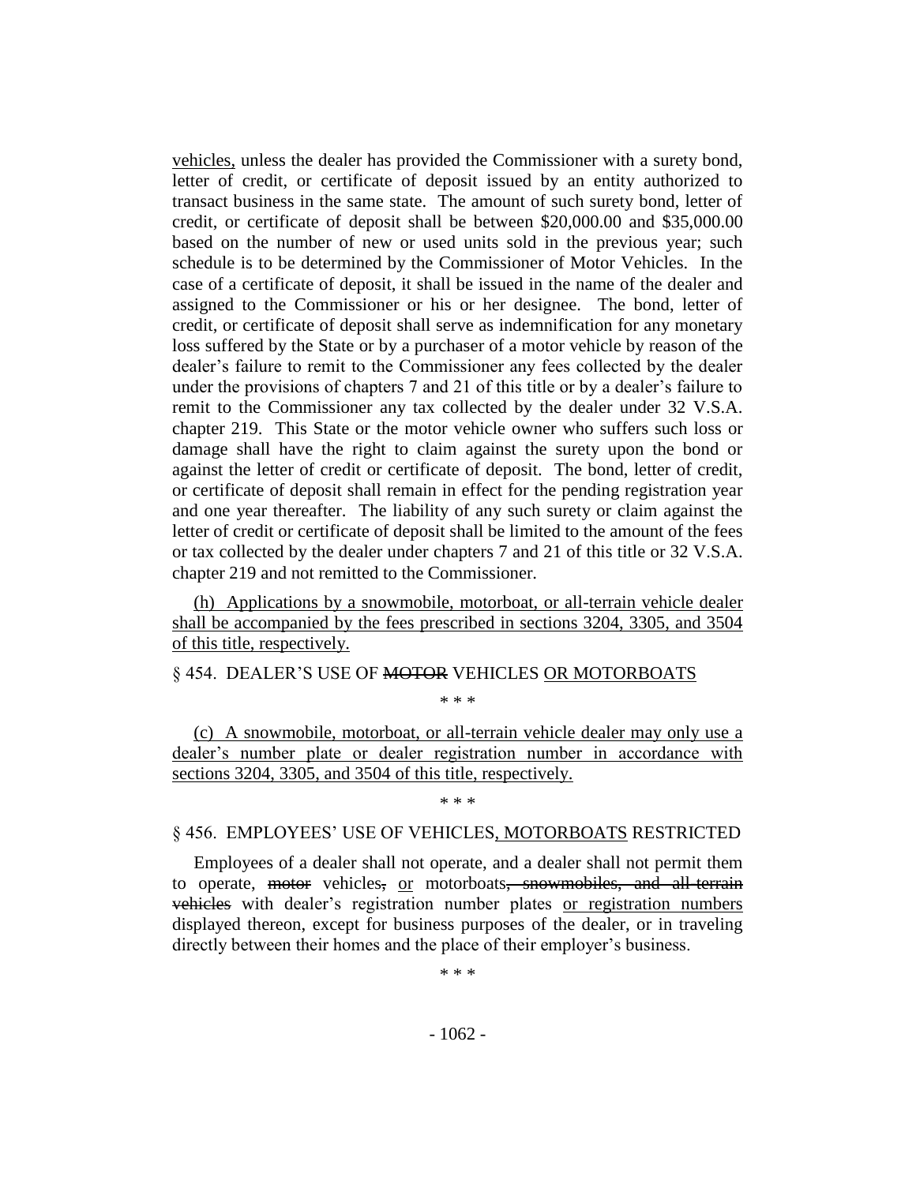vehicles, unless the dealer has provided the Commissioner with a surety bond, letter of credit, or certificate of deposit issued by an entity authorized to transact business in the same state. The amount of such surety bond, letter of credit, or certificate of deposit shall be between \$20,000.00 and \$35,000.00 based on the number of new or used units sold in the previous year; such schedule is to be determined by the Commissioner of Motor Vehicles. In the case of a certificate of deposit, it shall be issued in the name of the dealer and assigned to the Commissioner or his or her designee. The bond, letter of credit, or certificate of deposit shall serve as indemnification for any monetary loss suffered by the State or by a purchaser of a motor vehicle by reason of the dealer's failure to remit to the Commissioner any fees collected by the dealer under the provisions of chapters 7 and 21 of this title or by a dealer's failure to remit to the Commissioner any tax collected by the dealer under 32 V.S.A. chapter 219. This State or the motor vehicle owner who suffers such loss or damage shall have the right to claim against the surety upon the bond or against the letter of credit or certificate of deposit. The bond, letter of credit, or certificate of deposit shall remain in effect for the pending registration year and one year thereafter. The liability of any such surety or claim against the letter of credit or certificate of deposit shall be limited to the amount of the fees or tax collected by the dealer under chapters 7 and 21 of this title or 32 V.S.A. chapter 219 and not remitted to the Commissioner.

(h) Applications by a snowmobile, motorboat, or all-terrain vehicle dealer shall be accompanied by the fees prescribed in sections 3204, 3305, and 3504 of this title, respectively.

§ 454. DEALER'S USE OF ~~MOTOR~~ VEHICLES OR MOTORBOATS

\* \* \*

(c) A snowmobile, motorboat, or all-terrain vehicle dealer may only use a dealer's number plate or dealer registration number in accordance with sections 3204, 3305, and 3504 of this title, respectively.

\* \* \*

§ 456. EMPLOYEES' USE OF VEHICLES, MOTORBOATS RESTRICTED

Employees of a dealer shall not operate, and a dealer shall not permit them to operate, ~~motor~~ vehicles~~,~~ or motorboats~~, snowmobiles, and all-terrain vehicles~~ with dealer's registration number plates or registration numbers displayed thereon, except for business purposes of the dealer, or in traveling directly between their homes and the place of their employer's business.

\* \* \*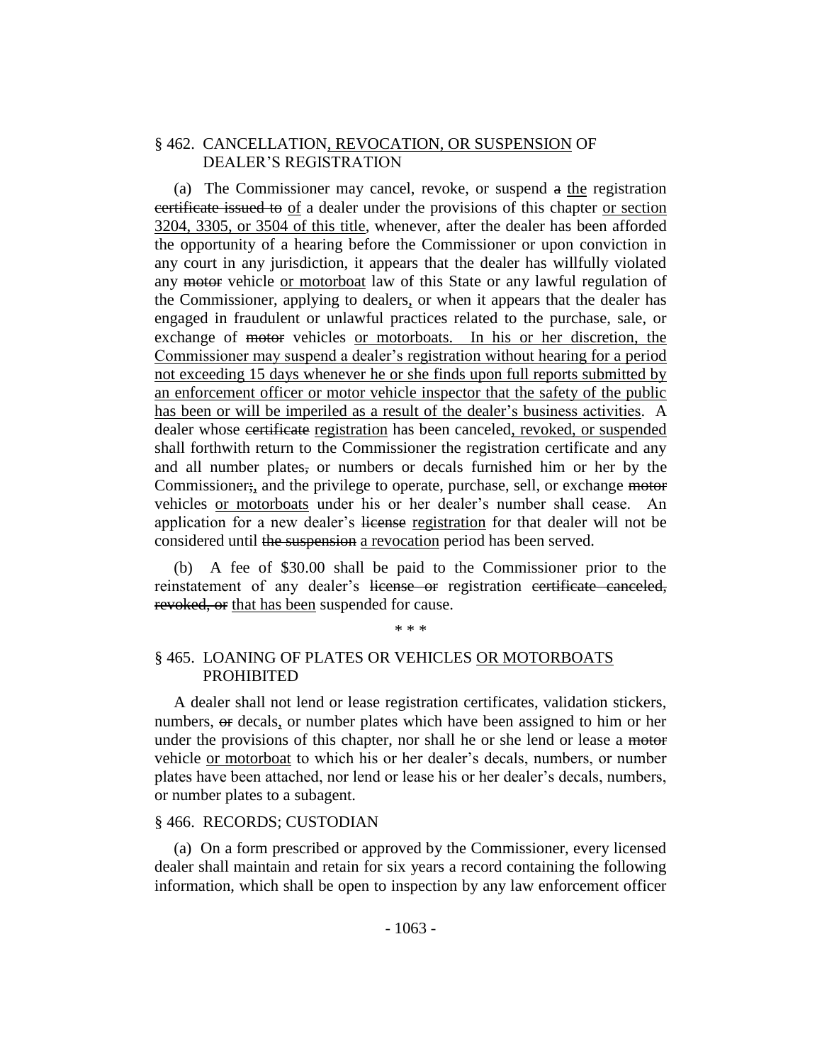## § 462. CANCELLATION<u>, REVOCATION, OR SUSPENSION</u> OF DEALER'S REGISTRATION

(a) The Commissioner may cancel, revoke, or suspend ~~a~~ <u>the</u> registration ~~certificate issued to~~ <u>of</u> a dealer under the provisions of this chapter <u>or section 3204, 3305, or 3504 of this title</u>, whenever, after the dealer has been afforded the opportunity of a hearing before the Commissioner or upon conviction in any court in any jurisdiction, it appears that the dealer has willfully violated any ~~motor~~ vehicle <u>or motorboat</u> law of this State or any lawful regulation of the Commissioner, applying to dealers<u>,</u> or when it appears that the dealer has engaged in fraudulent or unlawful practices related to the purchase, sale, or exchange of ~~motor~~ vehicles <u>or motorboats. In his or her discretion, the Commissioner may suspend a dealer's registration without hearing for a period not exceeding 15 days whenever he or she finds upon full reports submitted by an enforcement officer or motor vehicle inspector that the safety of the public has been or will be imperiled as a result of the dealer's business activities</u>. A dealer whose ~~certificate~~ <u>registration</u> has been canceled<u>, revoked, or suspended</u> shall forthwith return to the Commissioner the registration certificate and any and all number plates~~,~~ or numbers or decals furnished him or her by the Commissioner~~;~~<u>,</u> and the privilege to operate, purchase, sell, or exchange ~~motor~~ vehicles <u>or motorboats</u> under his or her dealer's number shall cease. An application for a new dealer's ~~license~~ <u>registration</u> for that dealer will not be considered until ~~the suspension~~ <u>a revocation</u> period has been served.

(b) A fee of $30.00 shall be paid to the Commissioner prior to the reinstatement of any dealer's ~~license or~~ registration ~~certificate canceled, revoked, or~~ <u>that has been</u> suspended for cause.

\* \* \*

## § 465. LOANING OF PLATES OR VEHICLES <u>OR MOTORBOATS</u> PROHIBITED

A dealer shall not lend or lease registration certificates, validation stickers, numbers, ~~or~~ decals<u>,</u> or number plates which have been assigned to him or her under the provisions of this chapter, nor shall he or she lend or lease a ~~motor~~ vehicle <u>or motorboat</u> to which his or her dealer's decals, numbers, or number plates have been attached, nor lend or lease his or her dealer's decals, numbers, or number plates to a subagent.

## § 466. RECORDS; CUSTODIAN

(a) On a form prescribed or approved by the Commissioner, every licensed dealer shall maintain and retain for six years a record containing the following information, which shall be open to inspection by any law enforcement officer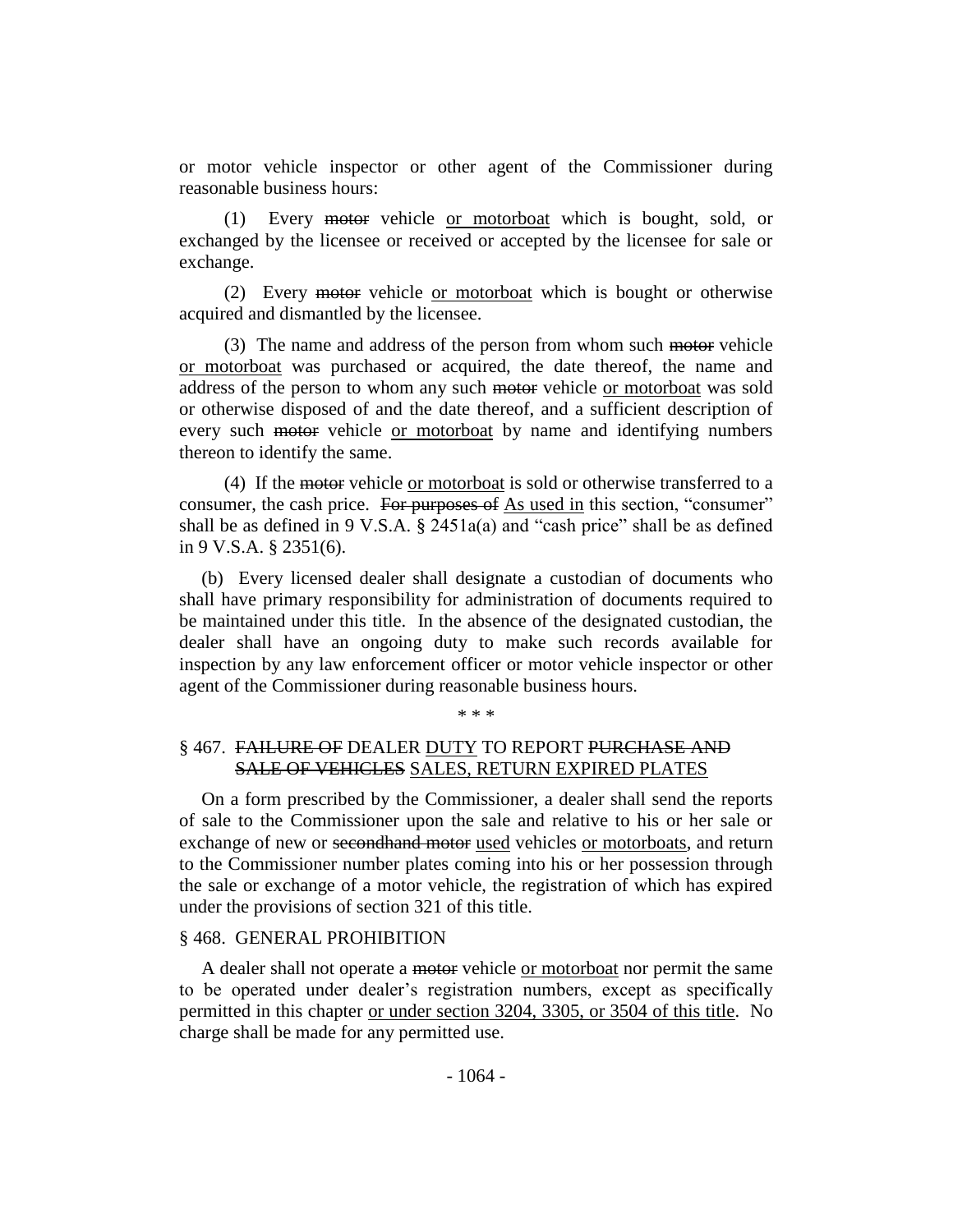or motor vehicle inspector or other agent of the Commissioner during reasonable business hours:

(1) Every ~~motor~~ vehicle <u>or motorboat</u> which is bought, sold, or exchanged by the licensee or received or accepted by the licensee for sale or exchange.

(2) Every ~~motor~~ vehicle <u>or motorboat</u> which is bought or otherwise acquired and dismantled by the licensee.

(3) The name and address of the person from whom such ~~motor~~ vehicle <u>or motorboat</u> was purchased or acquired, the date thereof, the name and address of the person to whom any such ~~motor~~ vehicle <u>or motorboat</u> was sold or otherwise disposed of and the date thereof, and a sufficient description of every such ~~motor~~ vehicle <u>or motorboat</u> by name and identifying numbers thereon to identify the same.

(4) If the ~~motor~~ vehicle <u>or motorboat</u> is sold or otherwise transferred to a consumer, the cash price. ~~For purposes of~~ <u>As used in</u> this section, "consumer" shall be as defined in 9 V.S.A. § 2451a(a) and "cash price" shall be as defined in 9 V.S.A. § 2351(6).

(b) Every licensed dealer shall designate a custodian of documents who shall have primary responsibility for administration of documents required to be maintained under this title. In the absence of the designated custodian, the dealer shall have an ongoing duty to make such records available for inspection by any law enforcement officer or motor vehicle inspector or other agent of the Commissioner during reasonable business hours.

\* \* \*

§ 467. ~~FAILURE OF~~ DEALER <u>DUTY</u> TO REPORT ~~PURCHASE AND SALE OF VEHICLES~~ <u>SALES, RETURN EXPIRED PLATES</u>

On a form prescribed by the Commissioner, a dealer shall send the reports of sale to the Commissioner upon the sale and relative to his or her sale or exchange of new or ~~secondhand motor~~ <u>used</u> vehicles <u>or motorboats</u>, and return to the Commissioner number plates coming into his or her possession through the sale or exchange of a motor vehicle, the registration of which has expired under the provisions of section 321 of this title.

§ 468. GENERAL PROHIBITION

A dealer shall not operate a ~~motor~~ vehicle <u>or motorboat</u> nor permit the same to be operated under dealer's registration numbers, except as specifically permitted in this chapter <u>or under section 3204, 3305, or 3504 of this title</u>. No charge shall be made for any permitted use.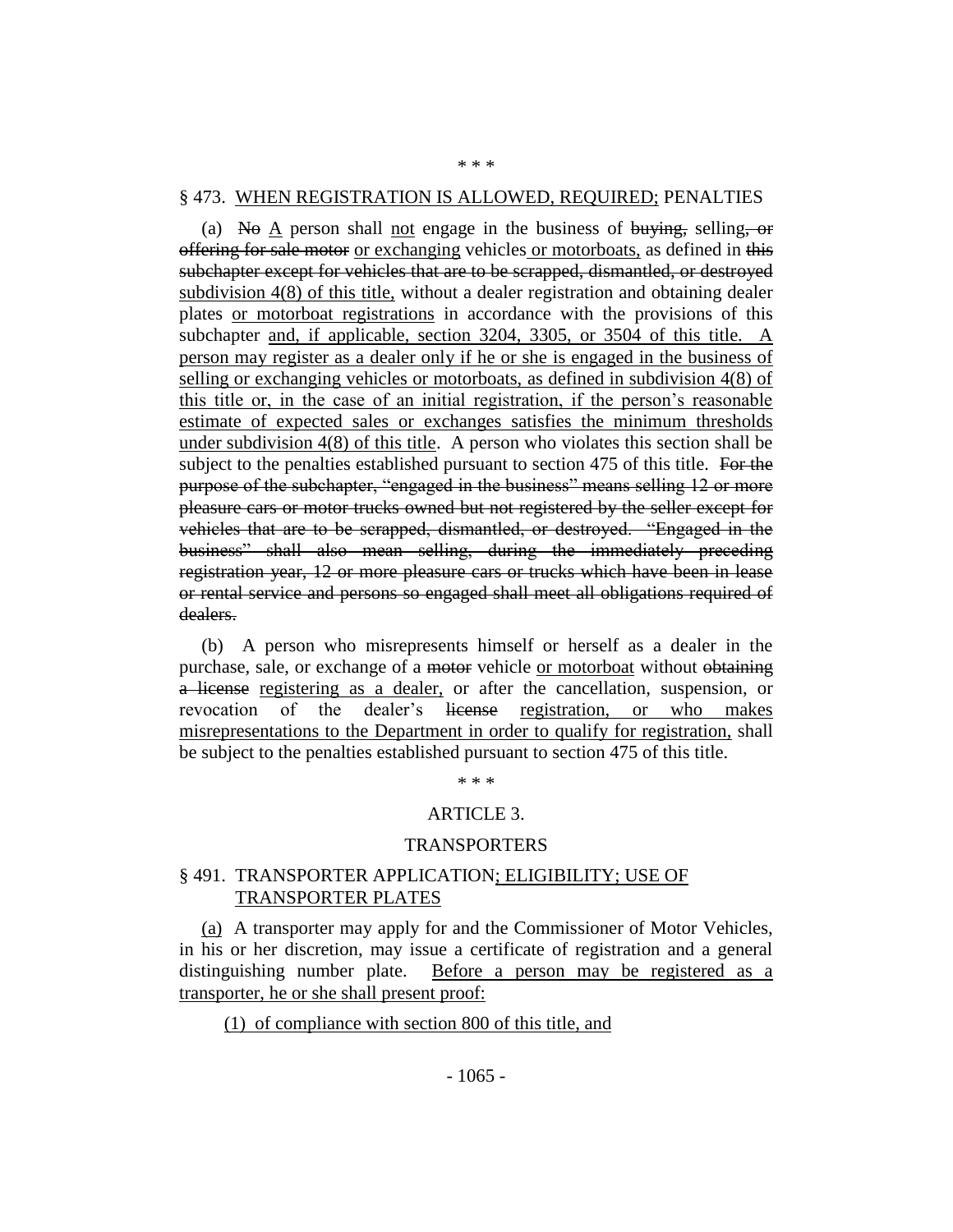\* \* \*

§ 473. <u>WHEN REGISTRATION IS ALLOWED, REQUIRED;</u> PENALTIES

(a) ~~No~~ <u>A</u> person shall <u>not</u> engage in the business of ~~buying,~~ selling~~, or offering for sale motor~~ <u>or exchanging</u> vehicles <u>or motorboats,</u> as defined in ~~this subchapter except for vehicles that are to be scrapped, dismantled, or destroyed~~ <u>subdivision 4(8) of this title,</u> without a dealer registration and obtaining dealer plates <u>or motorboat registrations</u> in accordance with the provisions of this subchapter <u>and, if applicable, section 3204, 3305, or 3504 of this title. A person may register as a dealer only if he or she is engaged in the business of selling or exchanging vehicles or motorboats, as defined in subdivision 4(8) of this title or, in the case of an initial registration, if the person's reasonable estimate of expected sales or exchanges satisfies the minimum thresholds under subdivision 4(8) of this title</u>. A person who violates this section shall be subject to the penalties established pursuant to section 475 of this title. ~~For the purpose of the subchapter, "engaged in the business" means selling 12 or more pleasure cars or motor trucks owned but not registered by the seller except for vehicles that are to be scrapped, dismantled, or destroyed. "Engaged in the business" shall also mean selling, during the immediately preceding registration year, 12 or more pleasure cars or trucks which have been in lease or rental service and persons so engaged shall meet all obligations required of dealers.~~

(b) A person who misrepresents himself or herself as a dealer in the purchase, sale, or exchange of a ~~motor~~ vehicle <u>or motorboat</u> without ~~obtaining a license~~ <u>registering as a dealer,</u> or after the cancellation, suspension, or revocation of the dealer's ~~license~~ <u>registration, or who makes misrepresentations to the Department in order to qualify for registration,</u> shall be subject to the penalties established pursuant to section 475 of this title.

\* \* \*

ARTICLE 3.

TRANSPORTERS

§ 491. TRANSPORTER APPLICATION<u>; ELIGIBILITY; USE OF TRANSPORTER PLATES</u>

<u>(a)</u> A transporter may apply for and the Commissioner of Motor Vehicles, in his or her discretion, may issue a certificate of registration and a general distinguishing number plate. <u>Before a person may be registered as a transporter, he or she shall present proof:</u>

<u>(1) of compliance with section 800 of this title, and</u>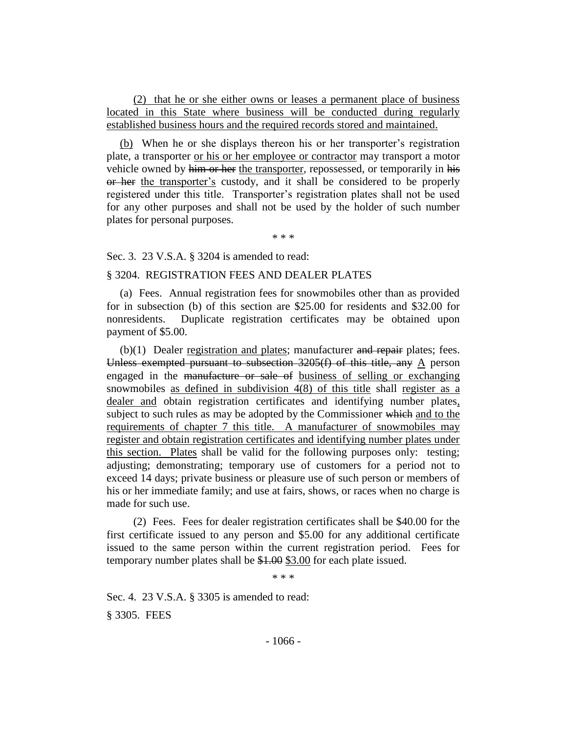(2) that he or she either owns or leases a permanent place of business located in this State where business will be conducted during regularly established business hours and the required records stored and maintained.

(b) When he or she displays thereon his or her transporter's registration plate, a transporter or his or her employee or contractor may transport a motor vehicle owned by ~~him or her~~ the transporter, repossessed, or temporarily in ~~his or her~~ the transporter's custody, and it shall be considered to be properly registered under this title. Transporter's registration plates shall not be used for any other purposes and shall not be used by the holder of such number plates for personal purposes.

\* \* \*

Sec. 3. 23 V.S.A. § 3204 is amended to read:

§ 3204. REGISTRATION FEES AND DEALER PLATES

(a) Fees. Annual registration fees for snowmobiles other than as provided for in subsection (b) of this section are $25.00 for residents and $32.00 for nonresidents. Duplicate registration certificates may be obtained upon payment of $5.00.

(b)(1) Dealer registration and plates; manufacturer ~~and repair~~ plates; fees. ~~Unless exempted pursuant to subsection 3205(f) of this title, any~~ A person engaged in the ~~manufacture or sale of~~ business of selling or exchanging snowmobiles as defined in subdivision 4(8) of this title shall register as a dealer and obtain registration certificates and identifying number plates, subject to such rules as may be adopted by the Commissioner ~~which~~ and to the requirements of chapter 7 this title. A manufacturer of snowmobiles may register and obtain registration certificates and identifying number plates under this section. Plates shall be valid for the following purposes only: testing; adjusting; demonstrating; temporary use of customers for a period not to exceed 14 days; private business or pleasure use of such person or members of his or her immediate family; and use at fairs, shows, or races when no charge is made for such use.

(2) Fees. Fees for dealer registration certificates shall be $40.00 for the first certificate issued to any person and $5.00 for any additional certificate issued to the same person within the current registration period. Fees for temporary number plates shall be ~~$1.00~~ $3.00 for each plate issued.

\* \* \*

Sec. 4. 23 V.S.A. § 3305 is amended to read:

§ 3305. FEES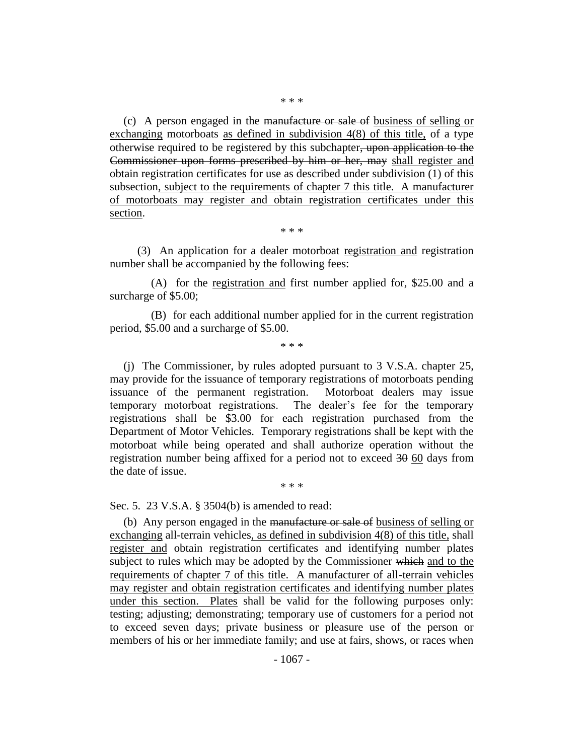\* \* \*

(c) A person engaged in the ~~manufacture or sale of~~ <u>business of selling or exchanging</u> motorboats <u>as defined in subdivision 4(8) of this title,</u> of a type otherwise required to be registered by this subchapter~~, upon application to the Commissioner upon forms prescribed by him or her, may~~ <u>shall register and</u> obtain registration certificates for use as described under subdivision (1) of this subsection<u>, subject to the requirements of chapter 7 this title. A manufacturer of motorboats may register and obtain registration certificates under this section</u>.

\* \* \*

(3) An application for a dealer motorboat <u>registration and</u> registration number shall be accompanied by the following fees:

(A) for the <u>registration and</u> first number applied for, $25.00 and a surcharge of $5.00;

(B) for each additional number applied for in the current registration period, $5.00 and a surcharge of $5.00.

\* \* \*

(j) The Commissioner, by rules adopted pursuant to 3 V.S.A. chapter 25, may provide for the issuance of temporary registrations of motorboats pending issuance of the permanent registration. Motorboat dealers may issue temporary motorboat registrations. The dealer's fee for the temporary registrations shall be $3.00 for each registration purchased from the Department of Motor Vehicles. Temporary registrations shall be kept with the motorboat while being operated and shall authorize operation without the registration number being affixed for a period not to exceed ~~30~~ <u>60</u> days from the date of issue.

\* \* \*

Sec. 5. 23 V.S.A. § 3504(b) is amended to read:

(b) Any person engaged in the ~~manufacture or sale of~~ <u>business of selling or exchanging</u> all-terrain vehicles<u>, as defined in subdivision 4(8) of this title,</u> shall <u>register and</u> obtain registration certificates and identifying number plates subject to rules which may be adopted by the Commissioner ~~which~~ <u>and to the requirements of chapter 7 of this title. A manufacturer of all-terrain vehicles may register and obtain registration certificates and identifying number plates under this section. Plates</u> shall be valid for the following purposes only: testing; adjusting; demonstrating; temporary use of customers for a period not to exceed seven days; private business or pleasure use of the person or members of his or her immediate family; and use at fairs, shows, or races when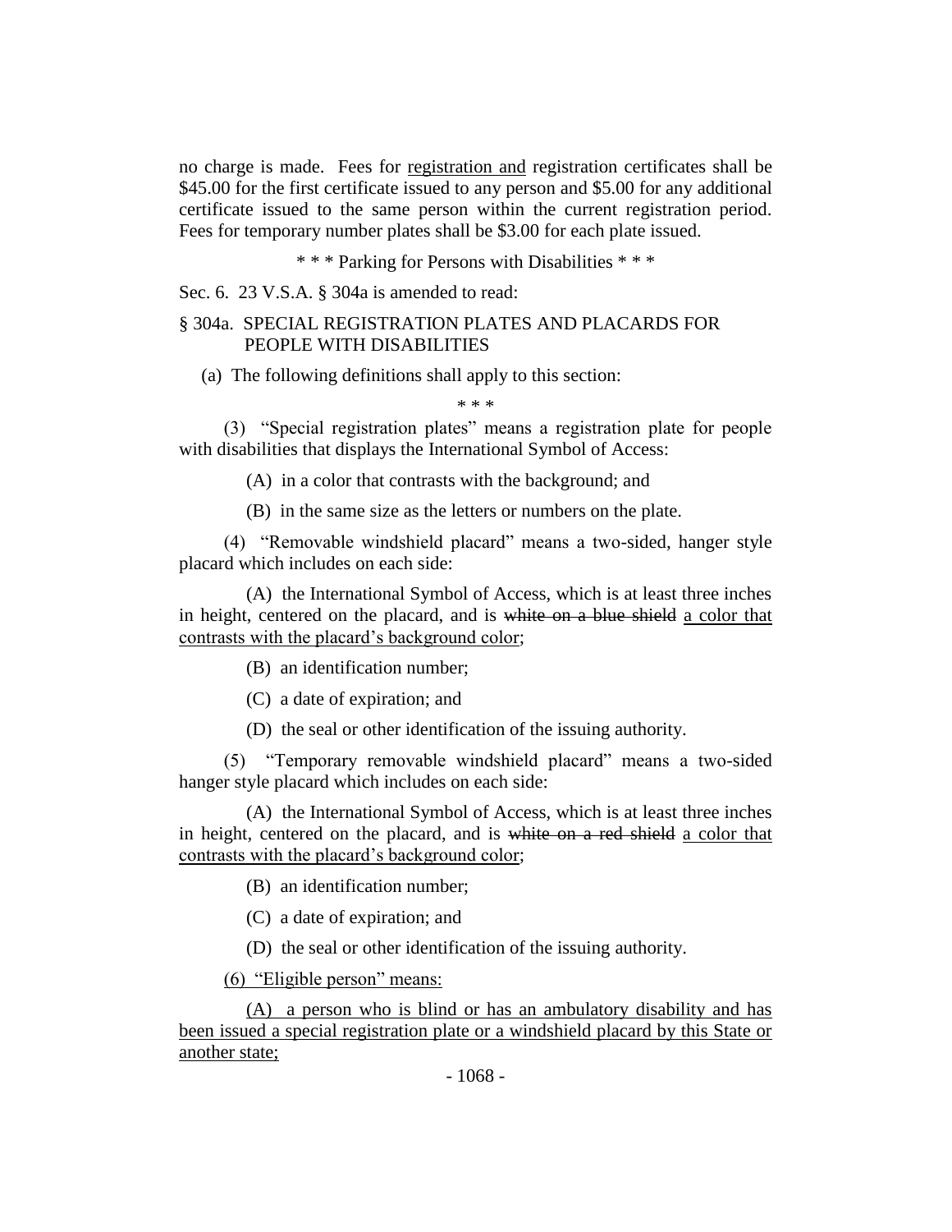no charge is made. Fees for <u>registration and</u> registration certificates shall be $45.00 for the first certificate issued to any person and $5.00 for any additional certificate issued to the same person within the current registration period. Fees for temporary number plates shall be $3.00 for each plate issued.

\* \* \* Parking for Persons with Disabilities \* \* \*

Sec. 6. 23 V.S.A. § 304a is amended to read:

§ 304a. SPECIAL REGISTRATION PLATES AND PLACARDS FOR PEOPLE WITH DISABILITIES

(a) The following definitions shall apply to this section:

\* \* \*

(3) "Special registration plates" means a registration plate for people with disabilities that displays the International Symbol of Access:

(A) in a color that contrasts with the background; and

(B) in the same size as the letters or numbers on the plate.

(4) "Removable windshield placard" means a two-sided, hanger style placard which includes on each side:

(A) the International Symbol of Access, which is at least three inches in height, centered on the placard, and is ~~white on a blue shield~~ <u>a color that contrasts with the placard's background color</u>;

(B) an identification number;

(C) a date of expiration; and

(D) the seal or other identification of the issuing authority.

(5) "Temporary removable windshield placard" means a two-sided hanger style placard which includes on each side:

(A) the International Symbol of Access, which is at least three inches in height, centered on the placard, and is ~~white on a red shield~~ <u>a color that contrasts with the placard's background color</u>;

(B) an identification number;

(C) a date of expiration; and

(D) the seal or other identification of the issuing authority.

<u>(6) "Eligible person" means:</u>

<u>(A) a person who is blind or has an ambulatory disability and has been issued a special registration plate or a windshield placard by this State or another state;</u>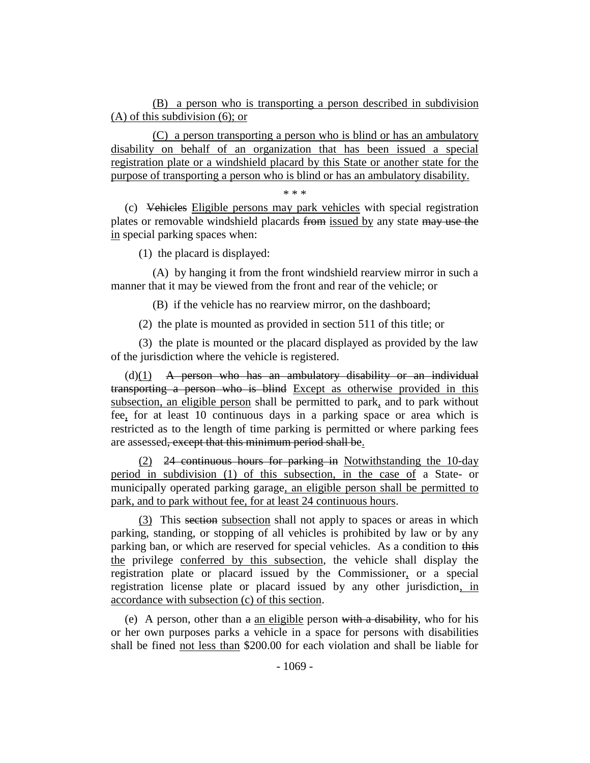(B) a person who is transporting a person described in subdivision (A) of this subdivision (6); or

(C) a person transporting a person who is blind or has an ambulatory disability on behalf of an organization that has been issued a special registration plate or a windshield placard by this State or another state for the purpose of transporting a person who is blind or has an ambulatory disability.

\* \* \*

(c) ~~Vehicles~~ Eligible persons may park vehicles with special registration plates or removable windshield placards ~~from~~ issued by any state ~~may use the~~ in special parking spaces when:

(1) the placard is displayed:

(A) by hanging it from the front windshield rearview mirror in such a manner that it may be viewed from the front and rear of the vehicle; or

(B) if the vehicle has no rearview mirror, on the dashboard;

(2) the plate is mounted as provided in section 511 of this title; or

(3) the plate is mounted or the placard displayed as provided by the law of the jurisdiction where the vehicle is registered.

(d)(1) ~~A person who has an ambulatory disability or an individual transporting a person who is blind~~ Except as otherwise provided in this subsection, an eligible person shall be permitted to park, and to park without fee, for at least 10 continuous days in a parking space or area which is restricted as to the length of time parking is permitted or where parking fees are assessed~~, except that this minimum period shall be~~.

(2) ~~24 continuous hours for parking in~~ Notwithstanding the 10-day period in subdivision (1) of this subsection, in the case of a State- or municipally operated parking garage, an eligible person shall be permitted to park, and to park without fee, for at least 24 continuous hours.

(3) This ~~section~~ subsection shall not apply to spaces or areas in which parking, standing, or stopping of all vehicles is prohibited by law or by any parking ban, or which are reserved for special vehicles. As a condition to ~~this~~ the privilege conferred by this subsection, the vehicle shall display the registration plate or placard issued by the Commissioner, or a special registration license plate or placard issued by any other jurisdiction, in accordance with subsection (c) of this section.

(e) A person, other than ~~a~~ an eligible person ~~with a disability~~, who for his or her own purposes parks a vehicle in a space for persons with disabilities shall be fined not less than $200.00 for each violation and shall be liable for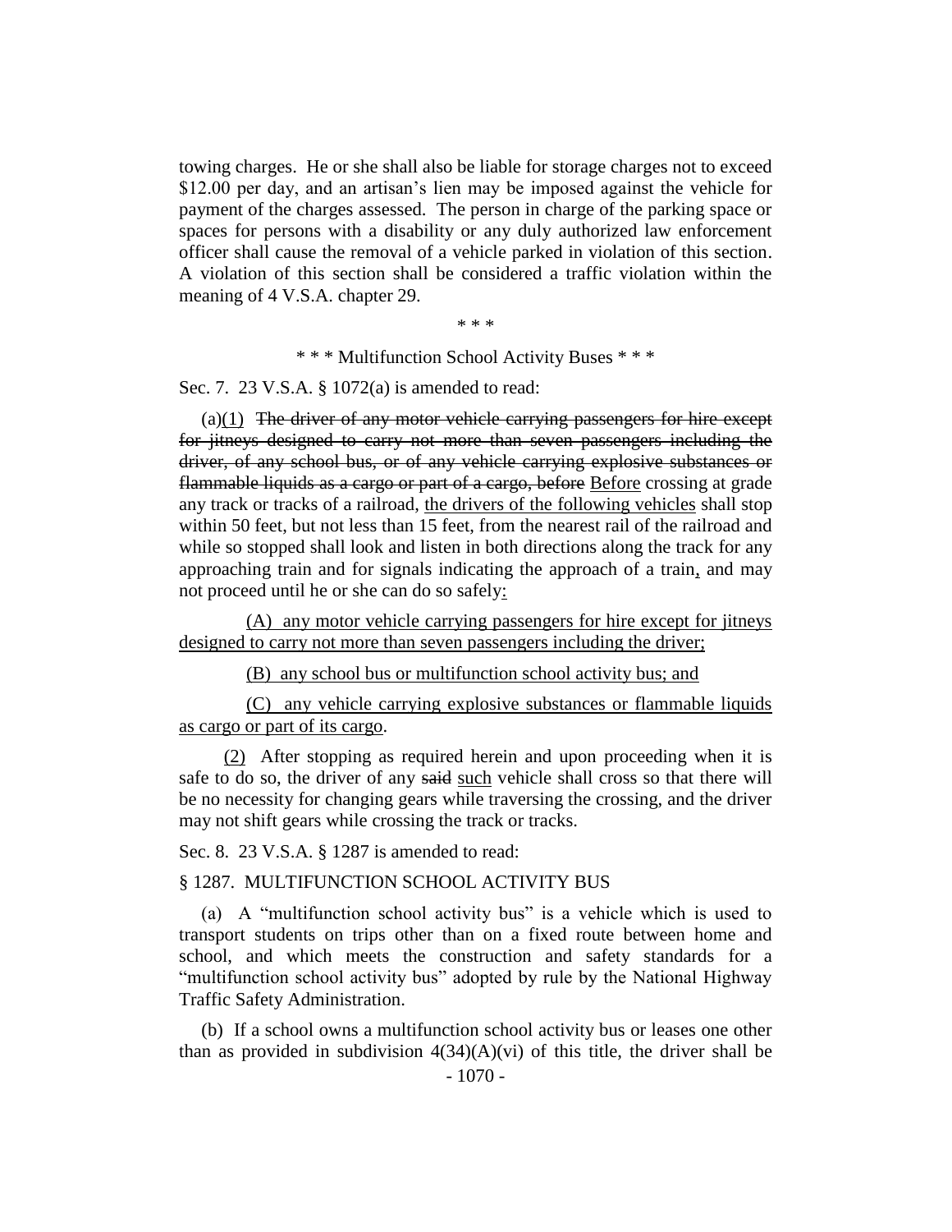towing charges. He or she shall also be liable for storage charges not to exceed $12.00 per day, and an artisan's lien may be imposed against the vehicle for payment of the charges assessed. The person in charge of the parking space or spaces for persons with a disability or any duly authorized law enforcement officer shall cause the removal of a vehicle parked in violation of this section. A violation of this section shall be considered a traffic violation within the meaning of 4 V.S.A. chapter 29.

\* \* \*

\* \* \* Multifunction School Activity Buses \* \* \*

Sec. 7. 23 V.S.A. § 1072(a) is amended to read:

(a)<u>(1)</u> ~~The driver of any motor vehicle carrying passengers for hire except for jitneys designed to carry not more than seven passengers including the driver, of any school bus, or of any vehicle carrying explosive substances or flammable liquids as a cargo or part of a cargo, before~~ <u>Before</u> crossing at grade any track or tracks of a railroad, <u>the drivers of the following vehicles</u> shall stop within 50 feet, but not less than 15 feet, from the nearest rail of the railroad and while so stopped shall look and listen in both directions along the track for any approaching train and for signals indicating the approach of a train<u>,</u> and may not proceed until he or she can do so safely<u>:</u>

<u>(A) any motor vehicle carrying passengers for hire except for jitneys designed to carry not more than seven passengers including the driver;</u>

<u>(B) any school bus or multifunction school activity bus; and</u>

<u>(C) any vehicle carrying explosive substances or flammable liquids as cargo or part of its cargo</u>.

<u>(2)</u> After stopping as required herein and upon proceeding when it is safe to do so, the driver of any ~~said~~ <u>such</u> vehicle shall cross so that there will be no necessity for changing gears while traversing the crossing, and the driver may not shift gears while crossing the track or tracks.

Sec. 8. 23 V.S.A. § 1287 is amended to read:

§ 1287. MULTIFUNCTION SCHOOL ACTIVITY BUS

(a) A "multifunction school activity bus" is a vehicle which is used to transport students on trips other than on a fixed route between home and school, and which meets the construction and safety standards for a "multifunction school activity bus" adopted by rule by the National Highway Traffic Safety Administration.

(b) If a school owns a multifunction school activity bus or leases one other than as provided in subdivision 4(34)(A)(vi) of this title, the driver shall be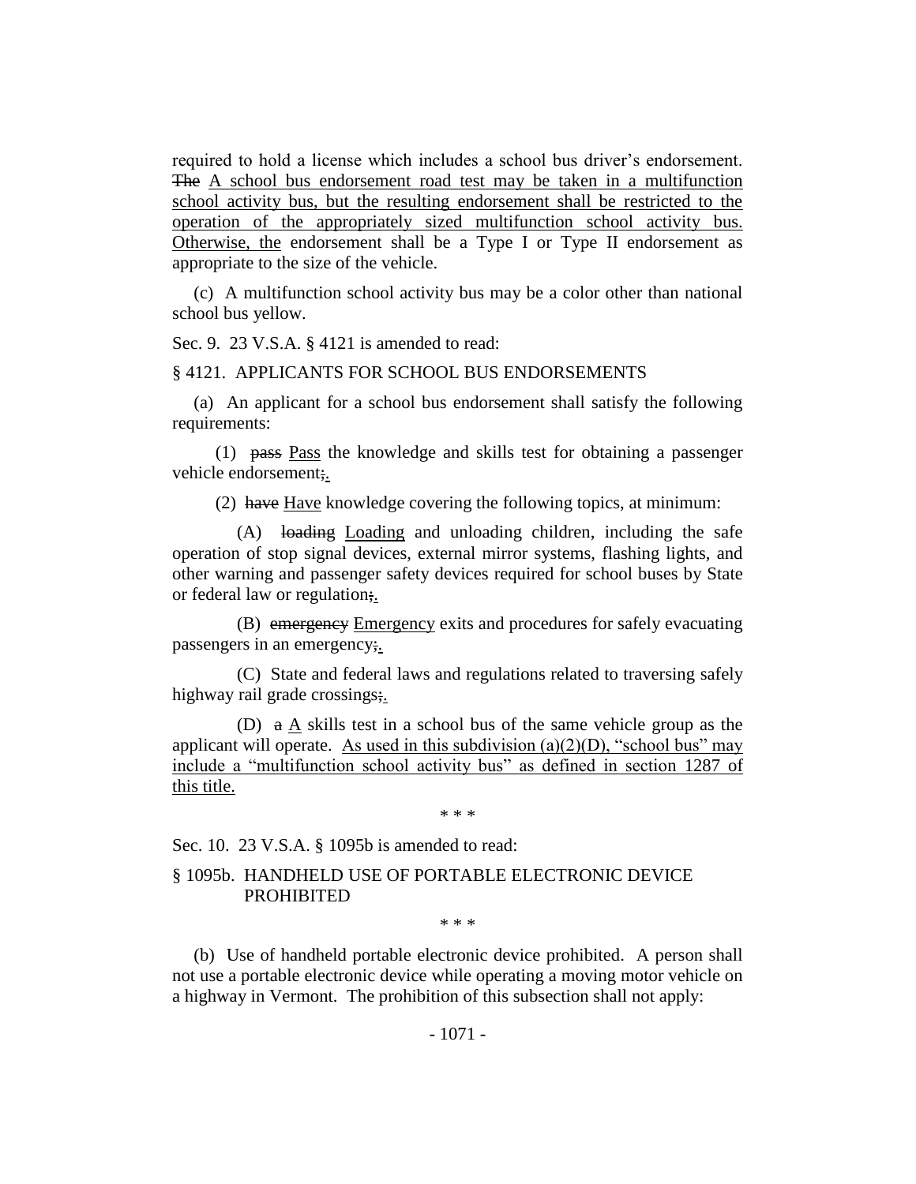required to hold a license which includes a school bus driver's endorsement. ~~The~~ A school bus endorsement road test may be taken in a multifunction school activity bus, but the resulting endorsement shall be restricted to the operation of the appropriately sized multifunction school activity bus. Otherwise, the endorsement shall be a Type I or Type II endorsement as appropriate to the size of the vehicle.

(c) A multifunction school activity bus may be a color other than national school bus yellow.

Sec. 9. 23 V.S.A. § 4121 is amended to read:

§ 4121. APPLICANTS FOR SCHOOL BUS ENDORSEMENTS

(a) An applicant for a school bus endorsement shall satisfy the following requirements:

(1) ~~pass~~ Pass the knowledge and skills test for obtaining a passenger vehicle endorsement~~;~~.

(2) ~~have~~ Have knowledge covering the following topics, at minimum:

(A) ~~loading~~ Loading and unloading children, including the safe operation of stop signal devices, external mirror systems, flashing lights, and other warning and passenger safety devices required for school buses by State or federal law or regulation~~;~~.

(B) ~~emergency~~ Emergency exits and procedures for safely evacuating passengers in an emergency~~;~~.

(C) State and federal laws and regulations related to traversing safely highway rail grade crossings~~;~~.

(D) ~~a~~ A skills test in a school bus of the same vehicle group as the applicant will operate. As used in this subdivision (a)(2)(D), "school bus" may include a "multifunction school activity bus" as defined in section 1287 of this title.

\* \* \*

Sec. 10. 23 V.S.A. § 1095b is amended to read:

§ 1095b. HANDHELD USE OF PORTABLE ELECTRONIC DEVICE PROHIBITED

\* \* \*

(b) Use of handheld portable electronic device prohibited. A person shall not use a portable electronic device while operating a moving motor vehicle on a highway in Vermont. The prohibition of this subsection shall not apply: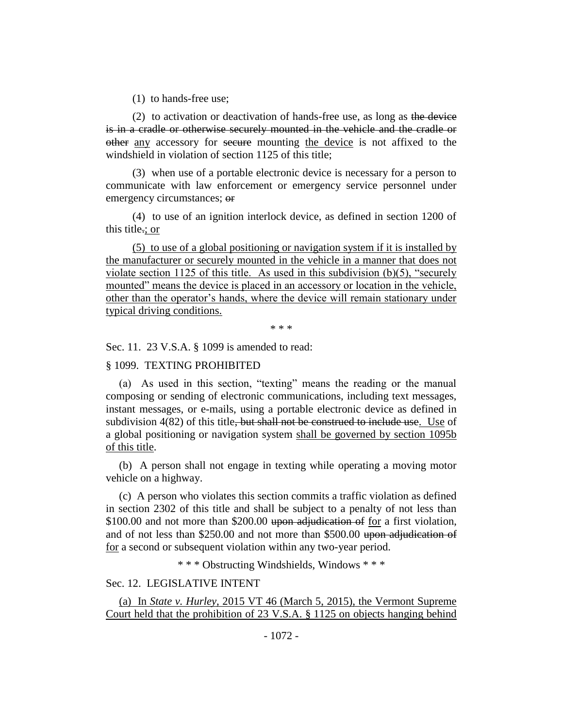(1) to hands-free use;

(2) to activation or deactivation of hands-free use, as long as ~~the device is in a cradle or otherwise securely mounted in the vehicle and the cradle or other~~ any accessory for ~~secure~~ mounting the device is not affixed to the windshield in violation of section 1125 of this title;

(3) when use of a portable electronic device is necessary for a person to communicate with law enforcement or emergency service personnel under emergency circumstances; ~~or~~

(4) to use of an ignition interlock device, as defined in section 1200 of this title~~.~~; or

(5) to use of a global positioning or navigation system if it is installed by the manufacturer or securely mounted in the vehicle in a manner that does not violate section 1125 of this title. As used in this subdivision (b)(5), "securely mounted" means the device is placed in an accessory or location in the vehicle, other than the operator's hands, where the device will remain stationary under typical driving conditions.

\* \* \*

Sec. 11. 23 V.S.A. § 1099 is amended to read:

§ 1099. TEXTING PROHIBITED

(a) As used in this section, "texting" means the reading or the manual composing or sending of electronic communications, including text messages, instant messages, or e-mails, using a portable electronic device as defined in subdivision 4(82) of this title~~, but shall not be construed to include use~~. Use of a global positioning or navigation system shall be governed by section 1095b of this title.

(b) A person shall not engage in texting while operating a moving motor vehicle on a highway.

(c) A person who violates this section commits a traffic violation as defined in section 2302 of this title and shall be subject to a penalty of not less than \$100.00 and not more than \$200.00 ~~upon adjudication of~~ for a first violation, and of not less than \$250.00 and not more than \$500.00 ~~upon adjudication of~~ for a second or subsequent violation within any two-year period.

\* \* \* Obstructing Windshields, Windows \* \* \*

Sec. 12. LEGISLATIVE INTENT

(a) In *State v. Hurley*, 2015 VT 46 (March 5, 2015), the Vermont Supreme Court held that the prohibition of 23 V.S.A. § 1125 on objects hanging behind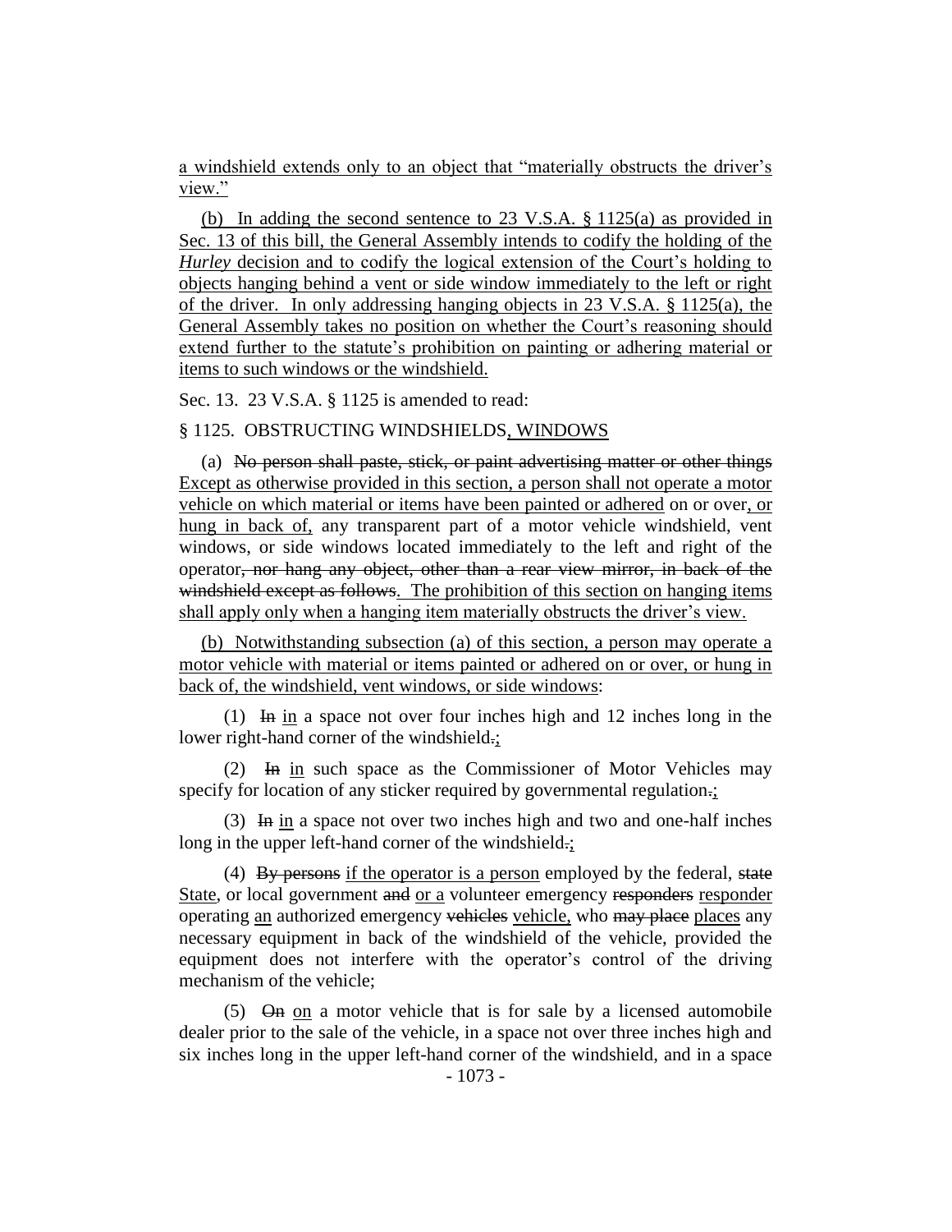a windshield extends only to an object that "materially obstructs the driver's view."

(b) In adding the second sentence to 23 V.S.A. § 1125(a) as provided in Sec. 13 of this bill, the General Assembly intends to codify the holding of the *Hurley* decision and to codify the logical extension of the Court's holding to objects hanging behind a vent or side window immediately to the left or right of the driver. In only addressing hanging objects in 23 V.S.A. § 1125(a), the General Assembly takes no position on whether the Court's reasoning should extend further to the statute's prohibition on painting or adhering material or items to such windows or the windshield.

Sec. 13. 23 V.S.A. § 1125 is amended to read:

§ 1125. OBSTRUCTING WINDSHIELDS, WINDOWS

(a) ~~No person shall paste, stick, or paint advertising matter or other things~~ Except as otherwise provided in this section, a person shall not operate a motor vehicle on which material or items have been painted or adhered on or over, or hung in back of, any transparent part of a motor vehicle windshield, vent windows, or side windows located immediately to the left and right of the operator~~, nor hang any object, other than a rear view mirror, in back of the windshield except as follows~~. The prohibition of this section on hanging items shall apply only when a hanging item materially obstructs the driver's view.

(b) Notwithstanding subsection (a) of this section, a person may operate a motor vehicle with material or items painted or adhered on or over, or hung in back of, the windshield, vent windows, or side windows:

(1) ~~In~~ in a space not over four inches high and 12 inches long in the lower right-hand corner of the windshield~~.~~;

(2) ~~In~~ in such space as the Commissioner of Motor Vehicles may specify for location of any sticker required by governmental regulation~~.~~;

(3) ~~In~~ in a space not over two inches high and two and one-half inches long in the upper left-hand corner of the windshield~~.~~;

(4) ~~By persons~~ if the operator is a person employed by the federal, ~~state~~ State, or local government ~~and~~ or a volunteer emergency ~~responders~~ responder operating an authorized emergency ~~vehicles~~ vehicle, who ~~may place~~ places any necessary equipment in back of the windshield of the vehicle, provided the equipment does not interfere with the operator's control of the driving mechanism of the vehicle;

(5) ~~On~~ on a motor vehicle that is for sale by a licensed automobile dealer prior to the sale of the vehicle, in a space not over three inches high and six inches long in the upper left-hand corner of the windshield, and in a space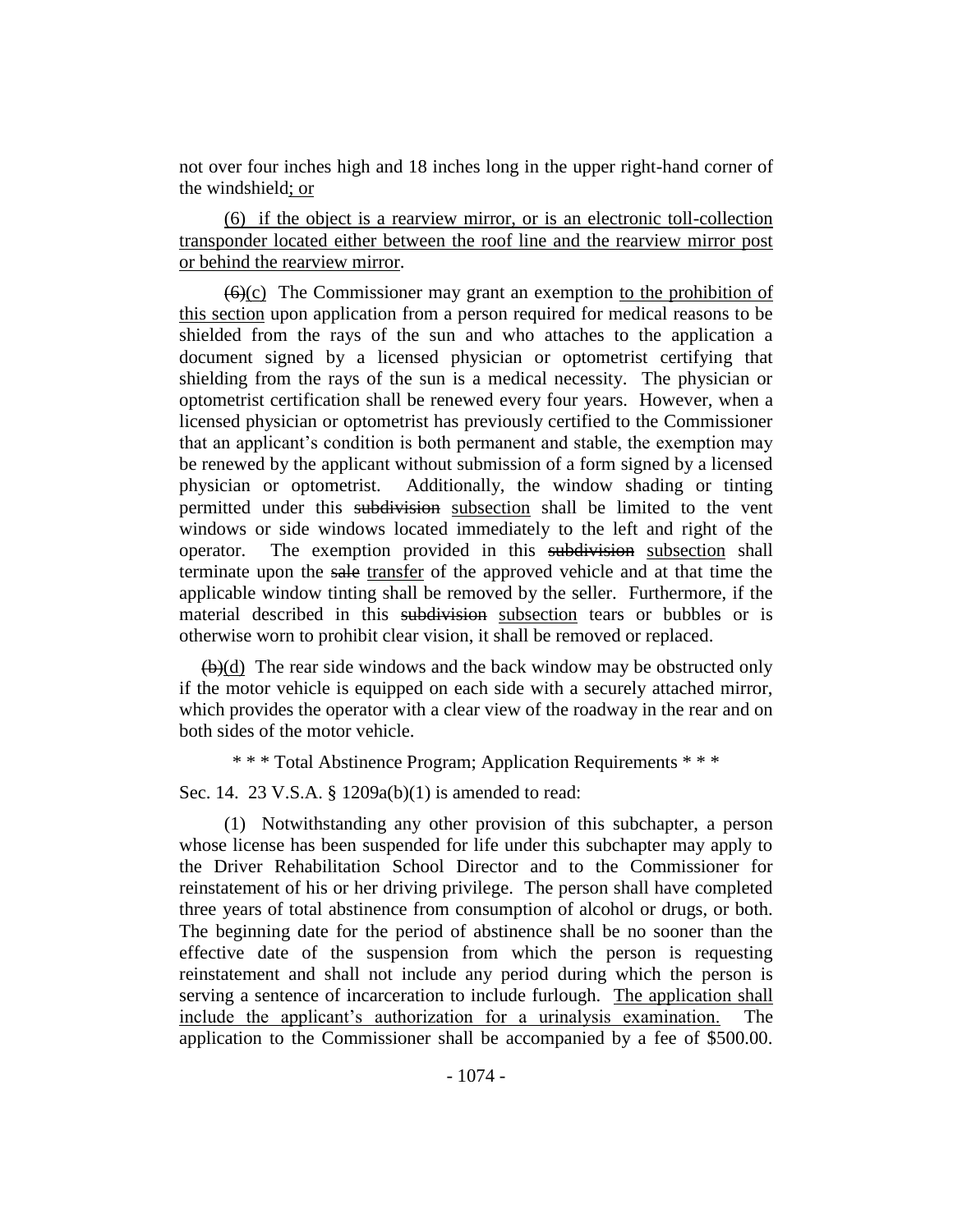not over four inches high and 18 inches long in the upper right-hand corner of the windshield; or

(6) if the object is a rearview mirror, or is an electronic toll-collection transponder located either between the roof line and the rearview mirror post or behind the rearview mirror.

~~(6)~~(c) The Commissioner may grant an exemption to the prohibition of this section upon application from a person required for medical reasons to be shielded from the rays of the sun and who attaches to the application a document signed by a licensed physician or optometrist certifying that shielding from the rays of the sun is a medical necessity. The physician or optometrist certification shall be renewed every four years. However, when a licensed physician or optometrist has previously certified to the Commissioner that an applicant's condition is both permanent and stable, the exemption may be renewed by the applicant without submission of a form signed by a licensed physician or optometrist. Additionally, the window shading or tinting permitted under this ~~subdivision~~ subsection shall be limited to the vent windows or side windows located immediately to the left and right of the operator. The exemption provided in this ~~subdivision~~ subsection shall terminate upon the ~~sale~~ transfer of the approved vehicle and at that time the applicable window tinting shall be removed by the seller. Furthermore, if the material described in this ~~subdivision~~ subsection tears or bubbles or is otherwise worn to prohibit clear vision, it shall be removed or replaced.

~~(b)~~(d) The rear side windows and the back window may be obstructed only if the motor vehicle is equipped on each side with a securely attached mirror, which provides the operator with a clear view of the roadway in the rear and on both sides of the motor vehicle.

\* \* \* Total Abstinence Program; Application Requirements \* \* \*

Sec. 14. 23 V.S.A. § 1209a(b)(1) is amended to read:

(1) Notwithstanding any other provision of this subchapter, a person whose license has been suspended for life under this subchapter may apply to the Driver Rehabilitation School Director and to the Commissioner for reinstatement of his or her driving privilege. The person shall have completed three years of total abstinence from consumption of alcohol or drugs, or both. The beginning date for the period of abstinence shall be no sooner than the effective date of the suspension from which the person is requesting reinstatement and shall not include any period during which the person is serving a sentence of incarceration to include furlough. The application shall include the applicant's authorization for a urinalysis examination. The application to the Commissioner shall be accompanied by a fee of $500.00.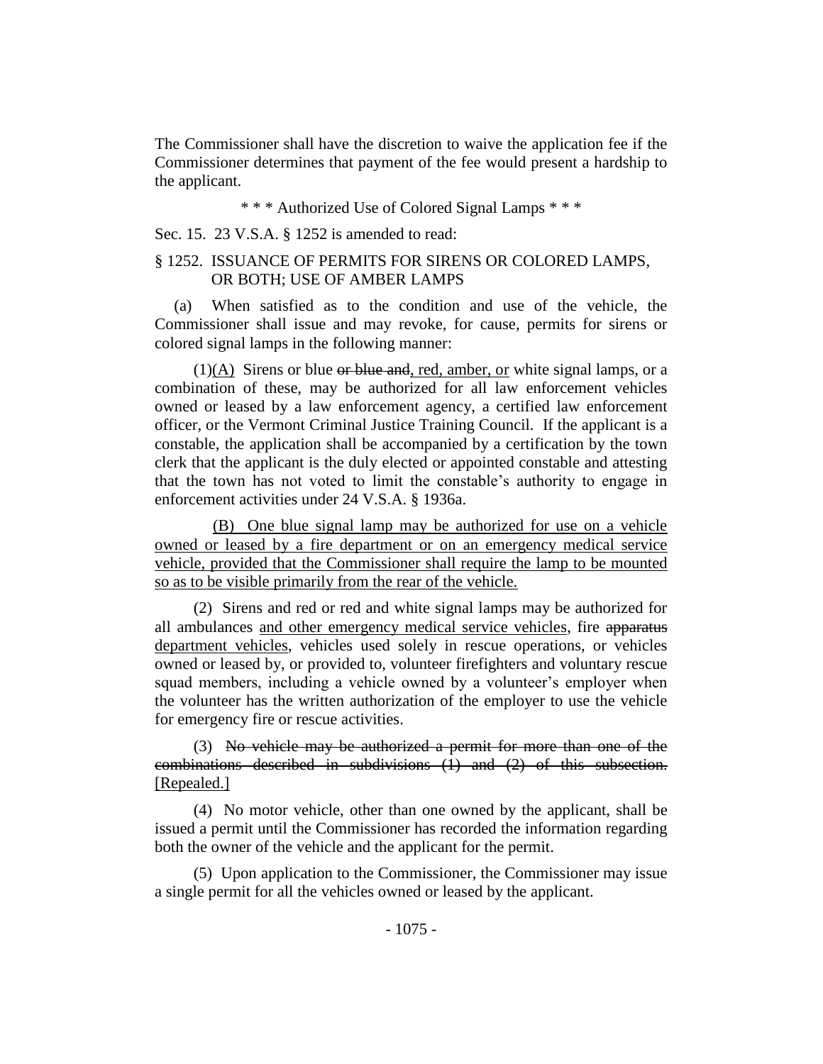The Commissioner shall have the discretion to waive the application fee if the Commissioner determines that payment of the fee would present a hardship to the applicant.

\* \* \* Authorized Use of Colored Signal Lamps \* \* \*

Sec. 15. 23 V.S.A. § 1252 is amended to read:

§ 1252. ISSUANCE OF PERMITS FOR SIRENS OR COLORED LAMPS, OR BOTH; USE OF AMBER LAMPS

(a) When satisfied as to the condition and use of the vehicle, the Commissioner shall issue and may revoke, for cause, permits for sirens or colored signal lamps in the following manner:

(1)<u>(A)</u> Sirens or blue ~~or blue and~~<u>, red, amber, or</u> white signal lamps, or a combination of these, may be authorized for all law enforcement vehicles owned or leased by a law enforcement agency, a certified law enforcement officer, or the Vermont Criminal Justice Training Council. If the applicant is a constable, the application shall be accompanied by a certification by the town clerk that the applicant is the duly elected or appointed constable and attesting that the town has not voted to limit the constable's authority to engage in enforcement activities under 24 V.S.A. § 1936a.

<u>(B) One blue signal lamp may be authorized for use on a vehicle owned or leased by a fire department or on an emergency medical service vehicle, provided that the Commissioner shall require the lamp to be mounted so as to be visible primarily from the rear of the vehicle.</u>

(2) Sirens and red or red and white signal lamps may be authorized for all ambulances <u>and other emergency medical service vehicles</u>, fire ~~apparatus~~ <u>department vehicles</u>, vehicles used solely in rescue operations, or vehicles owned or leased by, or provided to, volunteer firefighters and voluntary rescue squad members, including a vehicle owned by a volunteer's employer when the volunteer has the written authorization of the employer to use the vehicle for emergency fire or rescue activities.

(3) ~~No vehicle may be authorized a permit for more than one of the combinations described in subdivisions (1) and (2) of this subsection.~~ <u>[Repealed.]</u>

(4) No motor vehicle, other than one owned by the applicant, shall be issued a permit until the Commissioner has recorded the information regarding both the owner of the vehicle and the applicant for the permit.

(5) Upon application to the Commissioner, the Commissioner may issue a single permit for all the vehicles owned or leased by the applicant.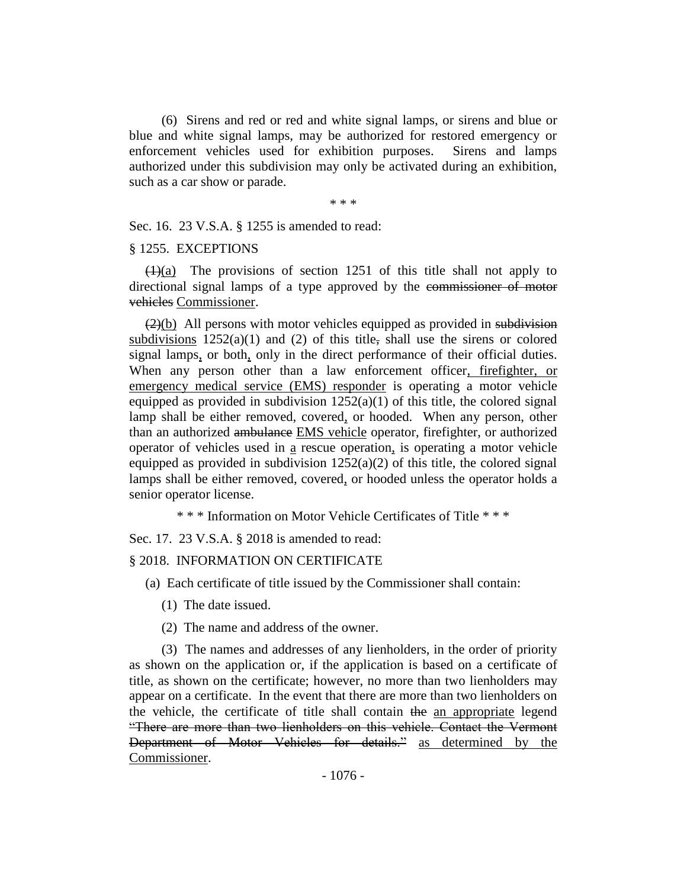(6) Sirens and red or red and white signal lamps, or sirens and blue or blue and white signal lamps, may be authorized for restored emergency or enforcement vehicles used for exhibition purposes. Sirens and lamps authorized under this subdivision may only be activated during an exhibition, such as a car show or parade.

\* \* \*

Sec. 16. 23 V.S.A. § 1255 is amended to read:

§ 1255. EXCEPTIONS

~~(1)~~(a) The provisions of section 1251 of this title shall not apply to directional signal lamps of a type approved by the ~~commissioner of motor vehicles~~ Commissioner.

~~(2)~~(b) All persons with motor vehicles equipped as provided in ~~subdivision~~ subdivisions 1252(a)(1) and (2) of this title~~,~~ shall use the sirens or colored signal lamps, or both, only in the direct performance of their official duties. When any person other than a law enforcement officer, firefighter, or emergency medical service (EMS) responder is operating a motor vehicle equipped as provided in subdivision 1252(a)(1) of this title, the colored signal lamp shall be either removed, covered, or hooded. When any person, other than an authorized ~~ambulance~~ EMS vehicle operator, firefighter, or authorized operator of vehicles used in a rescue operation, is operating a motor vehicle equipped as provided in subdivision 1252(a)(2) of this title, the colored signal lamps shall be either removed, covered, or hooded unless the operator holds a senior operator license.

\* \* \* Information on Motor Vehicle Certificates of Title \* \* \*

Sec. 17. 23 V.S.A. § 2018 is amended to read:

§ 2018. INFORMATION ON CERTIFICATE

(a) Each certificate of title issued by the Commissioner shall contain:

(1) The date issued.

(2) The name and address of the owner.

(3) The names and addresses of any lienholders, in the order of priority as shown on the application or, if the application is based on a certificate of title, as shown on the certificate; however, no more than two lienholders may appear on a certificate. In the event that there are more than two lienholders on the vehicle, the certificate of title shall contain ~~the~~ an appropriate legend ~~"There are more than two lienholders on this vehicle. Contact the Vermont Department of Motor Vehicles for details."~~ as determined by the Commissioner.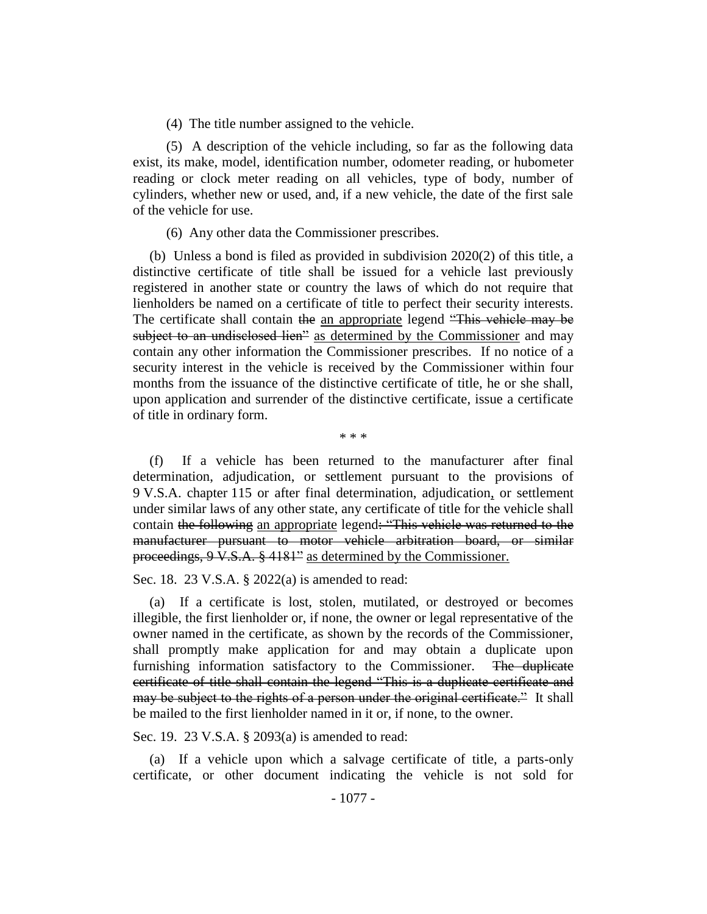(4) The title number assigned to the vehicle.

(5) A description of the vehicle including, so far as the following data exist, its make, model, identification number, odometer reading, or hubometer reading or clock meter reading on all vehicles, type of body, number of cylinders, whether new or used, and, if a new vehicle, the date of the first sale of the vehicle for use.

(6) Any other data the Commissioner prescribes.

(b) Unless a bond is filed as provided in subdivision 2020(2) of this title, a distinctive certificate of title shall be issued for a vehicle last previously registered in another state or country the laws of which do not require that lienholders be named on a certificate of title to perfect their security interests. The certificate shall contain ~~the~~ <u>an appropriate</u> legend ~~"This vehicle may be subject to an undisclosed lien"~~ <u>as determined by the Commissioner</u> and may contain any other information the Commissioner prescribes. If no notice of a security interest in the vehicle is received by the Commissioner within four months from the issuance of the distinctive certificate of title, he or she shall, upon application and surrender of the distinctive certificate, issue a certificate of title in ordinary form.

\* \* \*

(f) If a vehicle has been returned to the manufacturer after final determination, adjudication, or settlement pursuant to the provisions of 9 V.S.A. chapter 115 or after final determination, adjudication<u>,</u> or settlement under similar laws of any other state, any certificate of title for the vehicle shall contain ~~the following~~ <u>an appropriate</u> legend~~: "This vehicle was returned to the manufacturer pursuant to motor vehicle arbitration board, or similar proceedings, 9 V.S.A. § 4181"~~ <u>as determined by the Commissioner.</u>

Sec. 18. 23 V.S.A. § 2022(a) is amended to read:

(a) If a certificate is lost, stolen, mutilated, or destroyed or becomes illegible, the first lienholder or, if none, the owner or legal representative of the owner named in the certificate, as shown by the records of the Commissioner, shall promptly make application for and may obtain a duplicate upon furnishing information satisfactory to the Commissioner. ~~The duplicate certificate of title shall contain the legend "This is a duplicate certificate and may be subject to the rights of a person under the original certificate."~~ It shall be mailed to the first lienholder named in it or, if none, to the owner.

Sec. 19. 23 V.S.A. § 2093(a) is amended to read:

(a) If a vehicle upon which a salvage certificate of title, a parts-only certificate, or other document indicating the vehicle is not sold for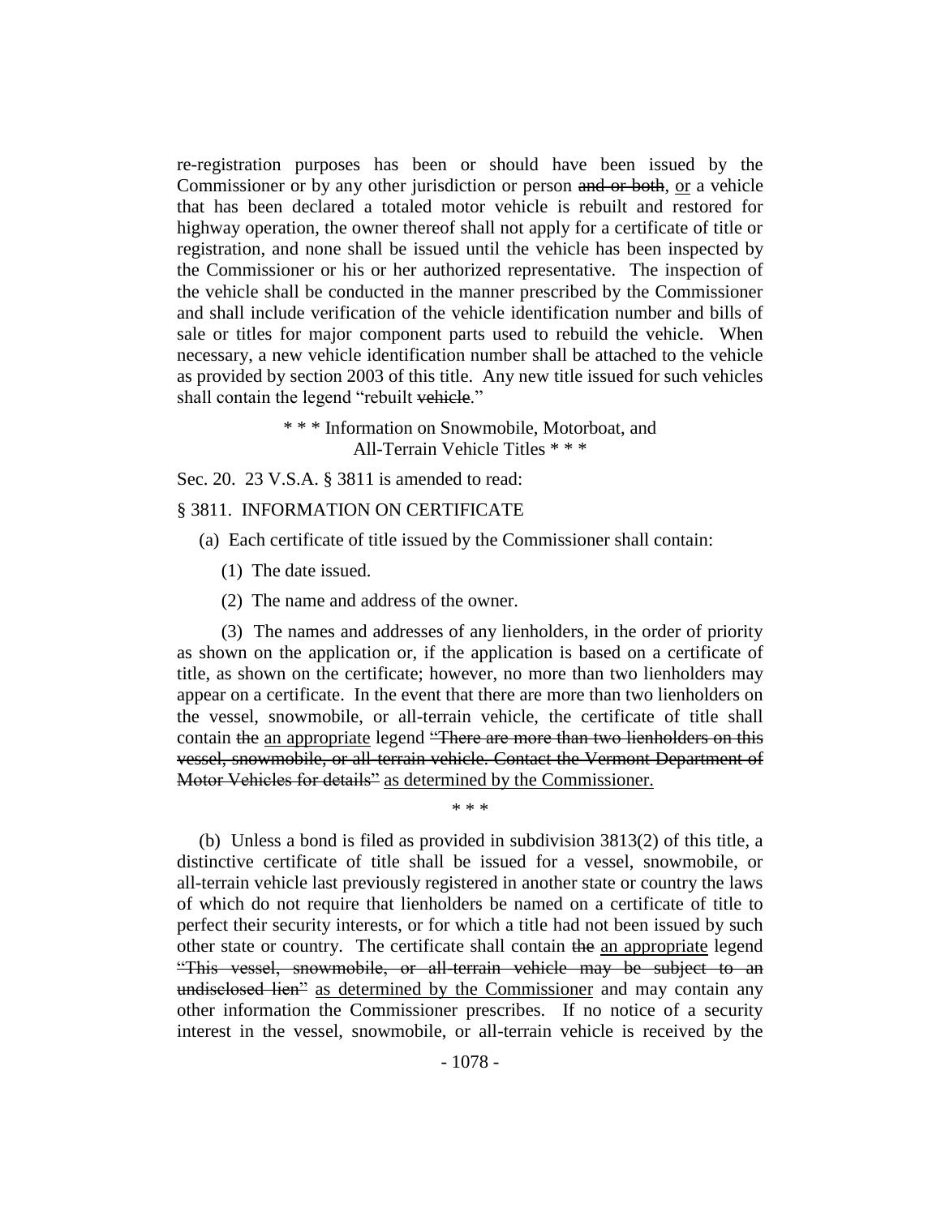re-registration purposes has been or should have been issued by the Commissioner or by any other jurisdiction or person ~~and or both~~, or a vehicle that has been declared a totaled motor vehicle is rebuilt and restored for highway operation, the owner thereof shall not apply for a certificate of title or registration, and none shall be issued until the vehicle has been inspected by the Commissioner or his or her authorized representative. The inspection of the vehicle shall be conducted in the manner prescribed by the Commissioner and shall include verification of the vehicle identification number and bills of sale or titles for major component parts used to rebuild the vehicle. When necessary, a new vehicle identification number shall be attached to the vehicle as provided by section 2003 of this title. Any new title issued for such vehicles shall contain the legend "rebuilt ~~vehicle~~."

\* \* \* Information on Snowmobile, Motorboat, and All-Terrain Vehicle Titles \* \* \*

Sec. 20. 23 V.S.A. § 3811 is amended to read:

§ 3811. INFORMATION ON CERTIFICATE

(a) Each certificate of title issued by the Commissioner shall contain:

(1) The date issued.

(2) The name and address of the owner.

(3) The names and addresses of any lienholders, in the order of priority as shown on the application or, if the application is based on a certificate of title, as shown on the certificate; however, no more than two lienholders may appear on a certificate. In the event that there are more than two lienholders on the vessel, snowmobile, or all-terrain vehicle, the certificate of title shall contain ~~the~~ <u>an appropriate</u> legend ~~"There are more than two lienholders on this vessel, snowmobile, or all-terrain vehicle. Contact the Vermont Department of Motor Vehicles for details"~~ <u>as determined by the Commissioner.</u>

\* \* \*

(b) Unless a bond is filed as provided in subdivision 3813(2) of this title, a distinctive certificate of title shall be issued for a vessel, snowmobile, or all-terrain vehicle last previously registered in another state or country the laws of which do not require that lienholders be named on a certificate of title to perfect their security interests, or for which a title had not been issued by such other state or country. The certificate shall contain ~~the~~ <u>an appropriate</u> legend ~~"This vessel, snowmobile, or all-terrain vehicle may be subject to an undisclosed lien"~~ <u>as determined by the Commissioner</u> and may contain any other information the Commissioner prescribes. If no notice of a security interest in the vessel, snowmobile, or all-terrain vehicle is received by the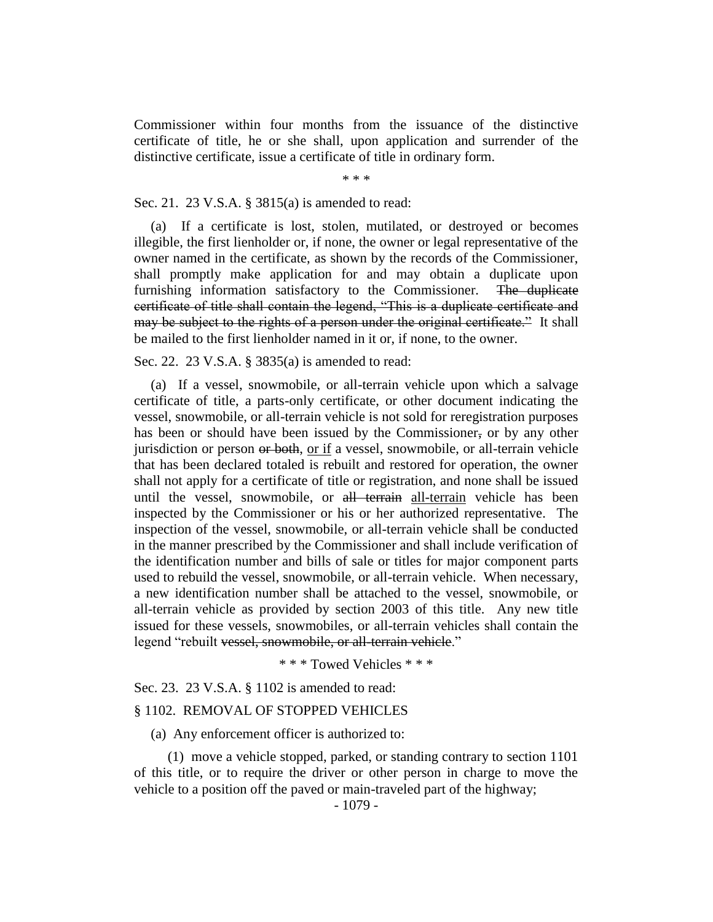Commissioner within four months from the issuance of the distinctive certificate of title, he or she shall, upon application and surrender of the distinctive certificate, issue a certificate of title in ordinary form.

\* \* \*

Sec. 21. 23 V.S.A. § 3815(a) is amended to read:

(a) If a certificate is lost, stolen, mutilated, or destroyed or becomes illegible, the first lienholder or, if none, the owner or legal representative of the owner named in the certificate, as shown by the records of the Commissioner, shall promptly make application for and may obtain a duplicate upon furnishing information satisfactory to the Commissioner. ~~The duplicate certificate of title shall contain the legend, "This is a duplicate certificate and may be subject to the rights of a person under the original certificate."~~ It shall be mailed to the first lienholder named in it or, if none, to the owner.

Sec. 22. 23 V.S.A. § 3835(a) is amended to read:

(a) If a vessel, snowmobile, or all-terrain vehicle upon which a salvage certificate of title, a parts-only certificate, or other document indicating the vessel, snowmobile, or all-terrain vehicle is not sold for reregistration purposes has been or should have been issued by the Commissioner~~,~~ or by any other jurisdiction or person ~~or both~~, <u>or if</u> a vessel, snowmobile, or all-terrain vehicle that has been declared totaled is rebuilt and restored for operation, the owner shall not apply for a certificate of title or registration, and none shall be issued until the vessel, snowmobile, or ~~all terrain~~ <u>all-terrain</u> vehicle has been inspected by the Commissioner or his or her authorized representative. The inspection of the vessel, snowmobile, or all-terrain vehicle shall be conducted in the manner prescribed by the Commissioner and shall include verification of the identification number and bills of sale or titles for major component parts used to rebuild the vessel, snowmobile, or all-terrain vehicle. When necessary, a new identification number shall be attached to the vessel, snowmobile, or all-terrain vehicle as provided by section 2003 of this title. Any new title issued for these vessels, snowmobiles, or all-terrain vehicles shall contain the legend "rebuilt ~~vessel, snowmobile, or all-terrain vehicle~~."

\* \* \* Towed Vehicles \* \* \*

Sec. 23. 23 V.S.A. § 1102 is amended to read:

§ 1102. REMOVAL OF STOPPED VEHICLES

(a) Any enforcement officer is authorized to:

(1) move a vehicle stopped, parked, or standing contrary to section 1101 of this title, or to require the driver or other person in charge to move the vehicle to a position off the paved or main-traveled part of the highway;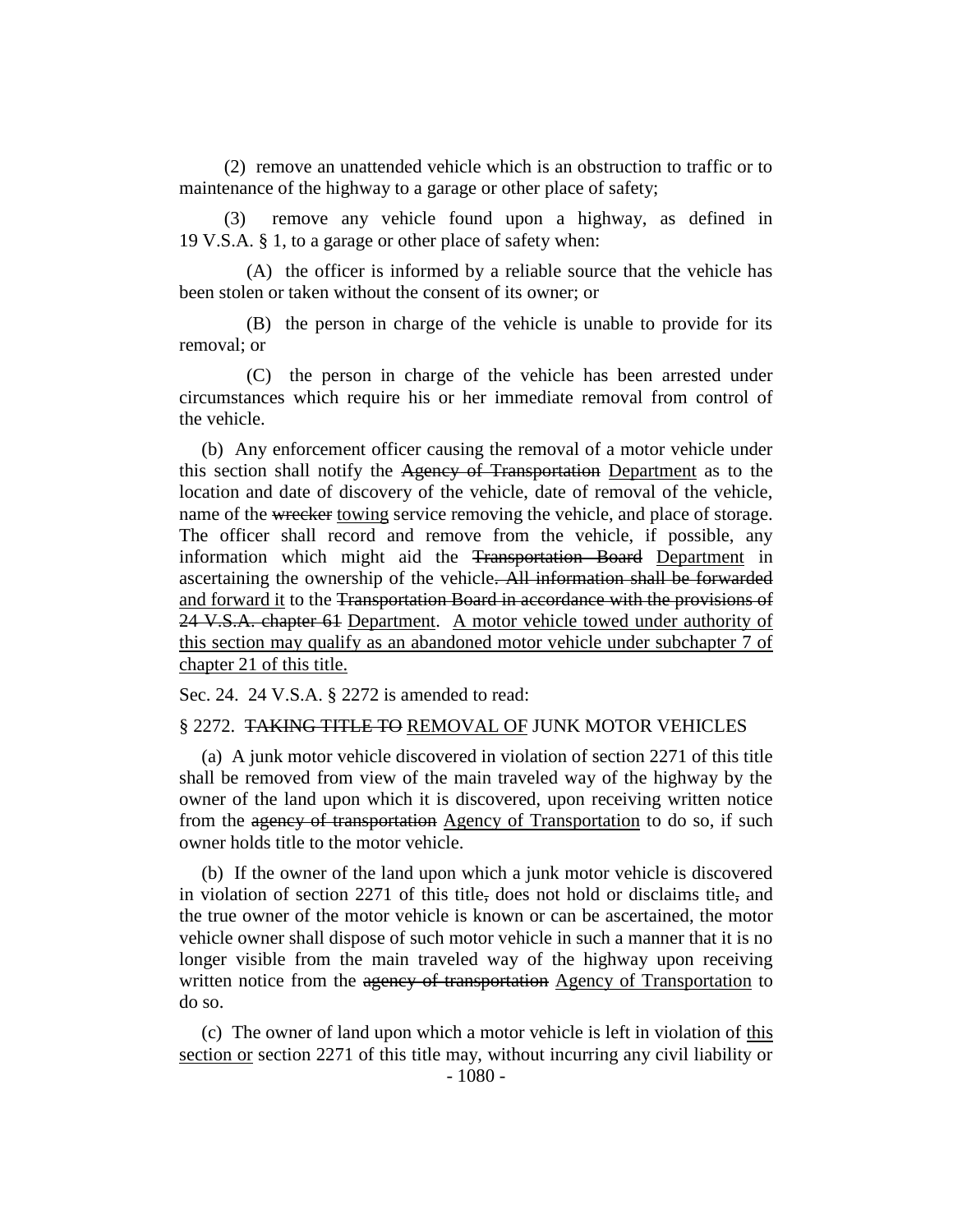(2) remove an unattended vehicle which is an obstruction to traffic or to maintenance of the highway to a garage or other place of safety;

(3) remove any vehicle found upon a highway, as defined in 19 V.S.A. § 1, to a garage or other place of safety when:

(A) the officer is informed by a reliable source that the vehicle has been stolen or taken without the consent of its owner; or

(B) the person in charge of the vehicle is unable to provide for its removal; or

(C) the person in charge of the vehicle has been arrested under circumstances which require his or her immediate removal from control of the vehicle.

(b) Any enforcement officer causing the removal of a motor vehicle under this section shall notify the ~~Agency of Transportation~~ Department as to the location and date of discovery of the vehicle, date of removal of the vehicle, name of the ~~wrecker~~ towing service removing the vehicle, and place of storage. The officer shall record and remove from the vehicle, if possible, any information which might aid the ~~Transportation Board~~ Department in ascertaining the ownership of the vehicle~~. All information shall be forwarded~~ and forward it to the ~~Transportation Board in accordance with the provisions of 24 V.S.A. chapter 61~~ Department. A motor vehicle towed under authority of this section may qualify as an abandoned motor vehicle under subchapter 7 of chapter 21 of this title.

Sec. 24. 24 V.S.A. § 2272 is amended to read:

§ 2272. ~~TAKING TITLE TO~~ REMOVAL OF JUNK MOTOR VEHICLES

(a) A junk motor vehicle discovered in violation of section 2271 of this title shall be removed from view of the main traveled way of the highway by the owner of the land upon which it is discovered, upon receiving written notice from the ~~agency of transportation~~ Agency of Transportation to do so, if such owner holds title to the motor vehicle.

(b) If the owner of the land upon which a junk motor vehicle is discovered in violation of section 2271 of this title~~,~~ does not hold or disclaims title~~,~~ and the true owner of the motor vehicle is known or can be ascertained, the motor vehicle owner shall dispose of such motor vehicle in such a manner that it is no longer visible from the main traveled way of the highway upon receiving written notice from the ~~agency of transportation~~ Agency of Transportation to do so.

(c) The owner of land upon which a motor vehicle is left in violation of this section or section 2271 of this title may, without incurring any civil liability or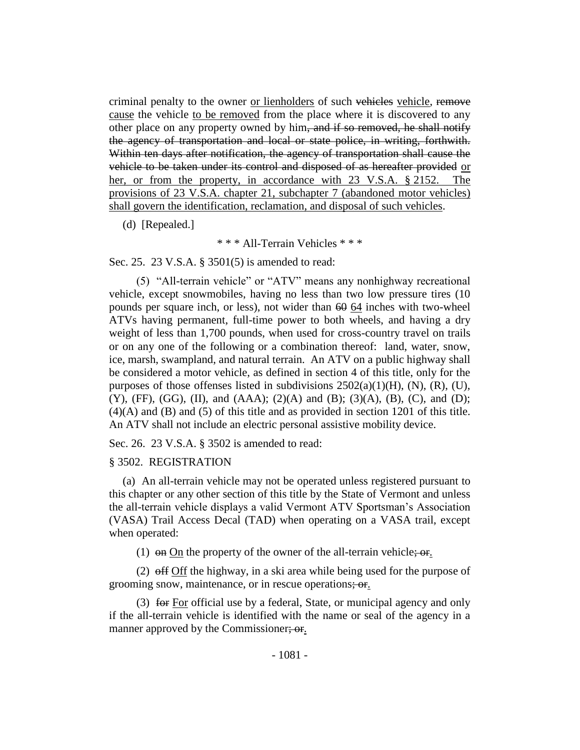criminal penalty to the owner ~~or lienholders~~ of such ~~vehicles~~ vehicle, ~~remove~~ cause the vehicle to be removed from the place where it is discovered to any other place on any property owned by him~~, and if so removed, he shall notify the agency of transportation and local or state police, in writing, forthwith. Within ten days after notification, the agency of transportation shall cause the vehicle to be taken under its control and disposed of as hereafter provided~~ or her, or from the property, in accordance with 23 V.S.A. § 2152. The provisions of 23 V.S.A. chapter 21, subchapter 7 (abandoned motor vehicles) shall govern the identification, reclamation, and disposal of such vehicles.

(d) [Repealed.]

\* \* \* All-Terrain Vehicles \* \* \*

Sec. 25. 23 V.S.A. § 3501(5) is amended to read:

(5) "All-terrain vehicle" or "ATV" means any nonhighway recreational vehicle, except snowmobiles, having no less than two low pressure tires (10 pounds per square inch, or less), not wider than ~~60~~ 64 inches with two-wheel ATVs having permanent, full-time power to both wheels, and having a dry weight of less than 1,700 pounds, when used for cross-country travel on trails or on any one of the following or a combination thereof: land, water, snow, ice, marsh, swampland, and natural terrain. An ATV on a public highway shall be considered a motor vehicle, as defined in section 4 of this title, only for the purposes of those offenses listed in subdivisions 2502(a)(1)(H), (N), (R), (U), (Y), (FF), (GG), (II), and (AAA); (2)(A) and (B); (3)(A), (B), (C), and (D); (4)(A) and (B) and (5) of this title and as provided in section 1201 of this title. An ATV shall not include an electric personal assistive mobility device.

Sec. 26. 23 V.S.A. § 3502 is amended to read:

§ 3502. REGISTRATION

(a) An all-terrain vehicle may not be operated unless registered pursuant to this chapter or any other section of this title by the State of Vermont and unless the all-terrain vehicle displays a valid Vermont ATV Sportsman's Association (VASA) Trail Access Decal (TAD) when operating on a VASA trail, except when operated:

(1) ~~on~~ On the property of the owner of the all-terrain vehicle~~; or~~.

(2) ~~off~~ Off the highway, in a ski area while being used for the purpose of grooming snow, maintenance, or in rescue operations~~; or~~.

(3) ~~for~~ For official use by a federal, State, or municipal agency and only if the all-terrain vehicle is identified with the name or seal of the agency in a manner approved by the Commissioner~~; or~~.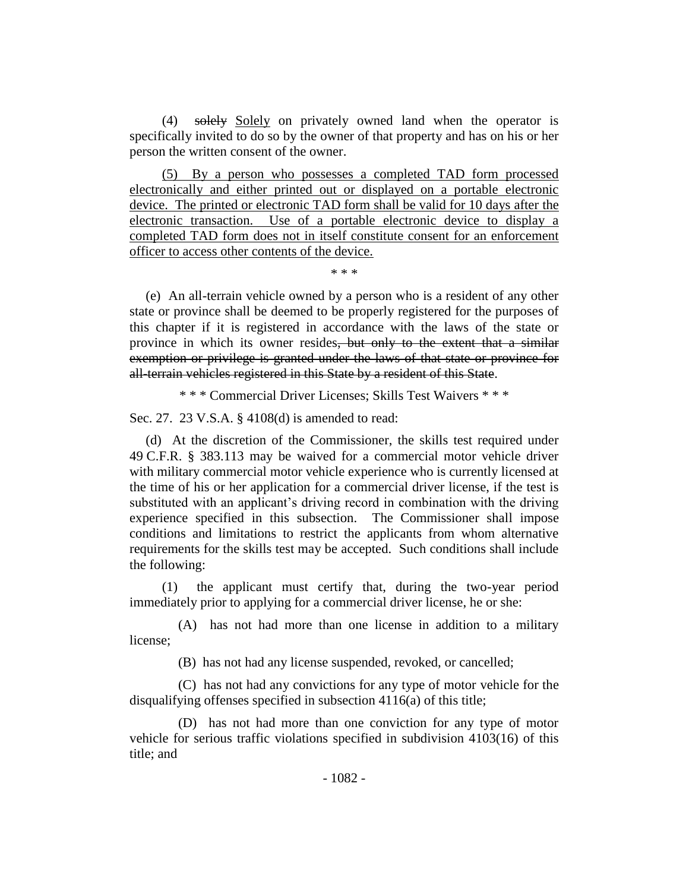(4) ~~solely~~ Solely on privately owned land when the operator is specifically invited to do so by the owner of that property and has on his or her person the written consent of the owner.

(5) By a person who possesses a completed TAD form processed electronically and either printed out or displayed on a portable electronic device. The printed or electronic TAD form shall be valid for 10 days after the electronic transaction. Use of a portable electronic device to display a completed TAD form does not in itself constitute consent for an enforcement officer to access other contents of the device.

\* \* \*

(e) An all-terrain vehicle owned by a person who is a resident of any other state or province shall be deemed to be properly registered for the purposes of this chapter if it is registered in accordance with the laws of the state or province in which its owner resides~~, but only to the extent that a similar exemption or privilege is granted under the laws of that state or province for all-terrain vehicles registered in this State by a resident of this State~~.

\* \* \* Commercial Driver Licenses; Skills Test Waivers \* \* \*

Sec. 27. 23 V.S.A. § 4108(d) is amended to read:

(d) At the discretion of the Commissioner, the skills test required under 49 C.F.R. § 383.113 may be waived for a commercial motor vehicle driver with military commercial motor vehicle experience who is currently licensed at the time of his or her application for a commercial driver license, if the test is substituted with an applicant's driving record in combination with the driving experience specified in this subsection. The Commissioner shall impose conditions and limitations to restrict the applicants from whom alternative requirements for the skills test may be accepted. Such conditions shall include the following:

(1) the applicant must certify that, during the two-year period immediately prior to applying for a commercial driver license, he or she:

(A) has not had more than one license in addition to a military license;

(B) has not had any license suspended, revoked, or cancelled;

(C) has not had any convictions for any type of motor vehicle for the disqualifying offenses specified in subsection 4116(a) of this title;

(D) has not had more than one conviction for any type of motor vehicle for serious traffic violations specified in subdivision 4103(16) of this title; and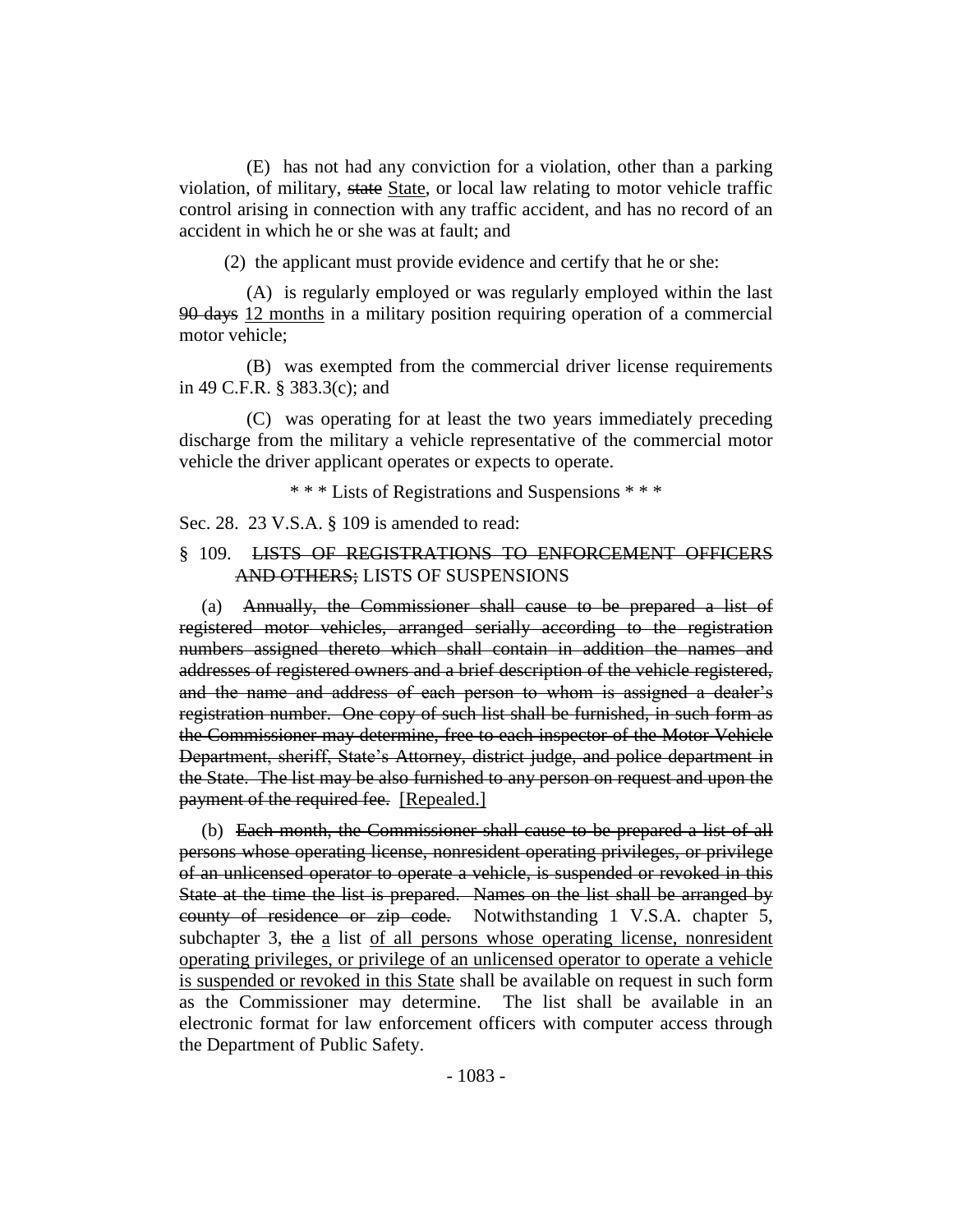(E) has not had any conviction for a violation, other than a parking violation, of military, ~~state~~ <u>State</u>, or local law relating to motor vehicle traffic control arising in connection with any traffic accident, and has no record of an accident in which he or she was at fault; and

(2) the applicant must provide evidence and certify that he or she:

(A) is regularly employed or was regularly employed within the last ~~90 days~~ <u>12 months</u> in a military position requiring operation of a commercial motor vehicle;

(B) was exempted from the commercial driver license requirements in 49 C.F.R. § 383.3(c); and

(C) was operating for at least the two years immediately preceding discharge from the military a vehicle representative of the commercial motor vehicle the driver applicant operates or expects to operate.

\* \* \* Lists of Registrations and Suspensions \* \* \*

Sec. 28. 23 V.S.A. § 109 is amended to read:

§ 109. ~~LISTS OF REGISTRATIONS TO ENFORCEMENT OFFICERS AND OTHERS;~~ LISTS OF SUSPENSIONS

(a) ~~Annually, the Commissioner shall cause to be prepared a list of registered motor vehicles, arranged serially according to the registration numbers assigned thereto which shall contain in addition the names and addresses of registered owners and a brief description of the vehicle registered, and the name and address of each person to whom is assigned a dealer's registration number. One copy of such list shall be furnished, in such form as the Commissioner may determine, free to each inspector of the Motor Vehicle Department, sheriff, State's Attorney, district judge, and police department in the State. The list may be also furnished to any person on request and upon the payment of the required fee.~~ <u>[Repealed.]</u>

(b) ~~Each month, the Commissioner shall cause to be prepared a list of all persons whose operating license, nonresident operating privileges, or privilege of an unlicensed operator to operate a vehicle, is suspended or revoked in this State at the time the list is prepared. Names on the list shall be arranged by county of residence or zip code.~~ Notwithstanding 1 V.S.A. chapter 5, subchapter 3, ~~the~~ <u>a</u> list <u>of all persons whose operating license, nonresident operating privileges, or privilege of an unlicensed operator to operate a vehicle is suspended or revoked in this State</u> shall be available on request in such form as the Commissioner may determine. The list shall be available in an electronic format for law enforcement officers with computer access through the Department of Public Safety.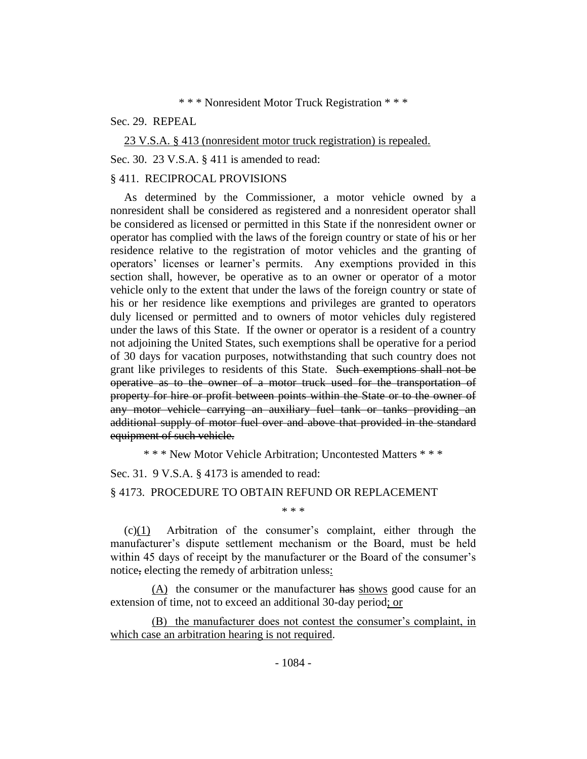\* \* \* Nonresident Motor Truck Registration \* \* \*

Sec. 29. REPEAL

<u>23 V.S.A. § 413 (nonresident motor truck registration) is repealed.</u>

Sec. 30. 23 V.S.A. § 411 is amended to read:

§ 411. RECIPROCAL PROVISIONS

As determined by the Commissioner, a motor vehicle owned by a nonresident shall be considered as registered and a nonresident operator shall be considered as licensed or permitted in this State if the nonresident owner or operator has complied with the laws of the foreign country or state of his or her residence relative to the registration of motor vehicles and the granting of operators' licenses or learner's permits. Any exemptions provided in this section shall, however, be operative as to an owner or operator of a motor vehicle only to the extent that under the laws of the foreign country or state of his or her residence like exemptions and privileges are granted to operators duly licensed or permitted and to owners of motor vehicles duly registered under the laws of this State. If the owner or operator is a resident of a country not adjoining the United States, such exemptions shall be operative for a period of 30 days for vacation purposes, notwithstanding that such country does not grant like privileges to residents of this State. ~~Such exemptions shall not be operative as to the owner of a motor truck used for the transportation of property for hire or profit between points within the State or to the owner of any motor vehicle carrying an auxiliary fuel tank or tanks providing an additional supply of motor fuel over and above that provided in the standard equipment of such vehicle.~~

\* \* \* New Motor Vehicle Arbitration; Uncontested Matters \* \* \*

Sec. 31. 9 V.S.A. § 4173 is amended to read:

§ 4173. PROCEDURE TO OBTAIN REFUND OR REPLACEMENT

\* \* \*

(c)<u>(1)</u> Arbitration of the consumer's complaint, either through the manufacturer's dispute settlement mechanism or the Board, must be held within 45 days of receipt by the manufacturer or the Board of the consumer's notice~~,~~ electing the remedy of arbitration unless<u>:</u>

<u>(A)</u> the consumer or the manufacturer ~~has~~ <u>shows</u> good cause for an extension of time, not to exceed an additional 30-day period<u>; or</u>

<u>(B) the manufacturer does not contest the consumer's complaint, in which case an arbitration hearing is not required</u>.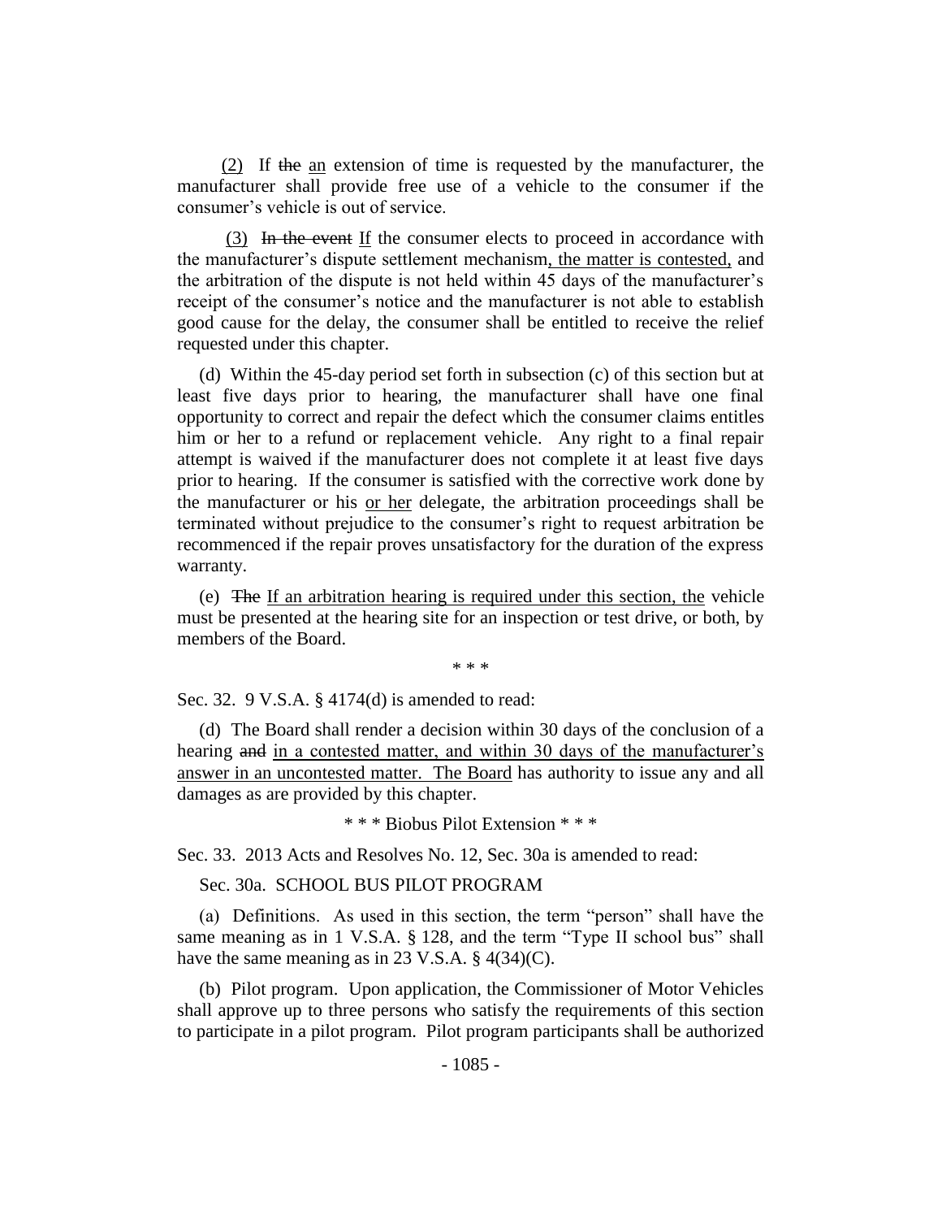(2) If ~~the~~ an extension of time is requested by the manufacturer, the manufacturer shall provide free use of a vehicle to the consumer if the consumer's vehicle is out of service.

(3) ~~In the event~~ If the consumer elects to proceed in accordance with the manufacturer's dispute settlement mechanism, the matter is contested, and the arbitration of the dispute is not held within 45 days of the manufacturer's receipt of the consumer's notice and the manufacturer is not able to establish good cause for the delay, the consumer shall be entitled to receive the relief requested under this chapter.

(d) Within the 45-day period set forth in subsection (c) of this section but at least five days prior to hearing, the manufacturer shall have one final opportunity to correct and repair the defect which the consumer claims entitles him or her to a refund or replacement vehicle. Any right to a final repair attempt is waived if the manufacturer does not complete it at least five days prior to hearing. If the consumer is satisfied with the corrective work done by the manufacturer or his or her delegate, the arbitration proceedings shall be terminated without prejudice to the consumer's right to request arbitration be recommenced if the repair proves unsatisfactory for the duration of the express warranty.

(e) ~~The~~ If an arbitration hearing is required under this section, the vehicle must be presented at the hearing site for an inspection or test drive, or both, by members of the Board.

\* \* \*

Sec. 32. 9 V.S.A. § 4174(d) is amended to read:

(d) The Board shall render a decision within 30 days of the conclusion of a hearing ~~and~~ in a contested matter, and within 30 days of the manufacturer's answer in an uncontested matter. The Board has authority to issue any and all damages as are provided by this chapter.

\* \* \* Biobus Pilot Extension \* \* \*

Sec. 33. 2013 Acts and Resolves No. 12, Sec. 30a is amended to read:

Sec. 30a. SCHOOL BUS PILOT PROGRAM

(a) Definitions. As used in this section, the term "person" shall have the same meaning as in 1 V.S.A. § 128, and the term "Type II school bus" shall have the same meaning as in 23 V.S.A. § 4(34)(C).

(b) Pilot program. Upon application, the Commissioner of Motor Vehicles shall approve up to three persons who satisfy the requirements of this section to participate in a pilot program. Pilot program participants shall be authorized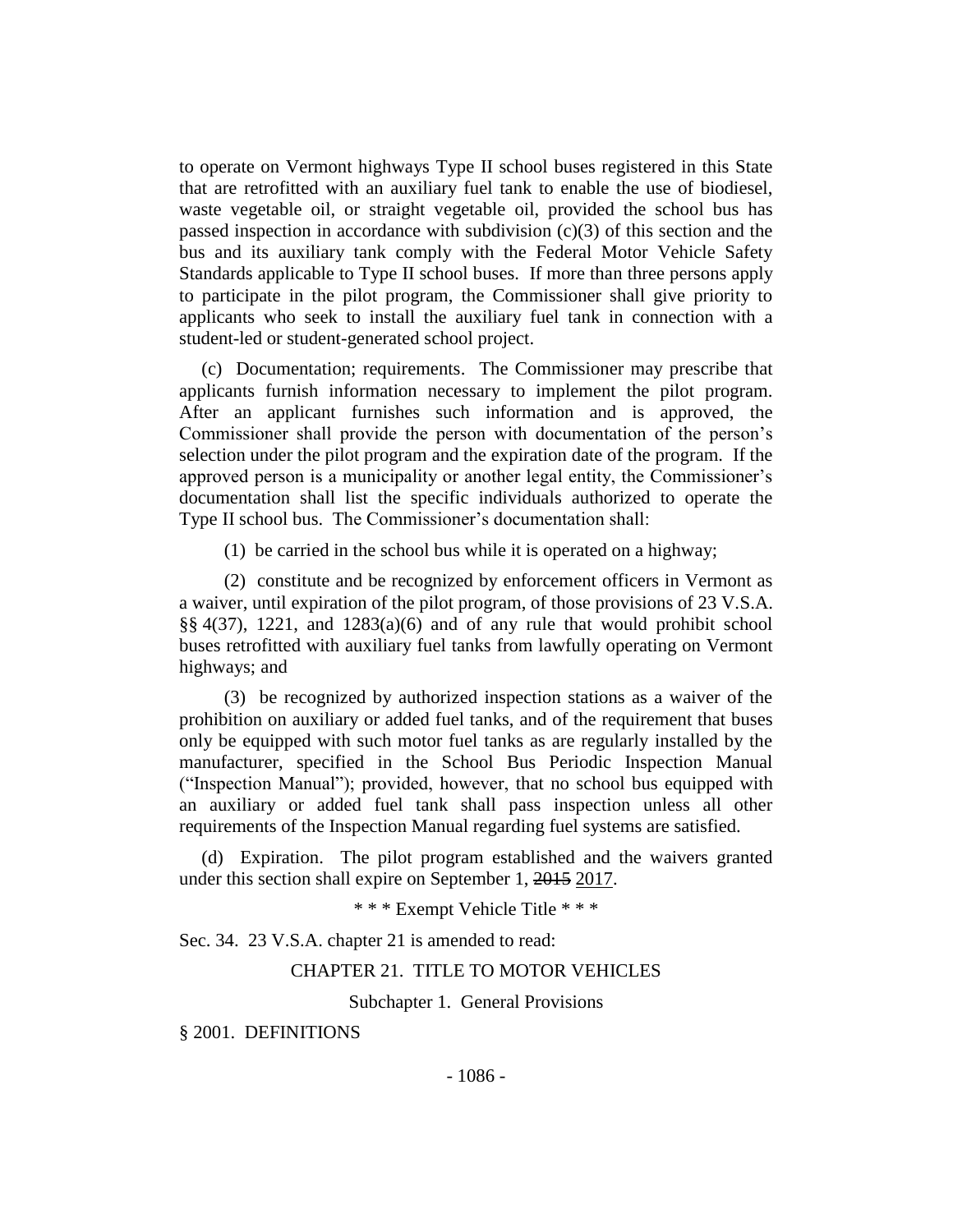to operate on Vermont highways Type II school buses registered in this State that are retrofitted with an auxiliary fuel tank to enable the use of biodiesel, waste vegetable oil, or straight vegetable oil, provided the school bus has passed inspection in accordance with subdivision (c)(3) of this section and the bus and its auxiliary tank comply with the Federal Motor Vehicle Safety Standards applicable to Type II school buses. If more than three persons apply to participate in the pilot program, the Commissioner shall give priority to applicants who seek to install the auxiliary fuel tank in connection with a student-led or student-generated school project.

(c) Documentation; requirements. The Commissioner may prescribe that applicants furnish information necessary to implement the pilot program. After an applicant furnishes such information and is approved, the Commissioner shall provide the person with documentation of the person's selection under the pilot program and the expiration date of the program. If the approved person is a municipality or another legal entity, the Commissioner's documentation shall list the specific individuals authorized to operate the Type II school bus. The Commissioner's documentation shall:

(1) be carried in the school bus while it is operated on a highway;

(2) constitute and be recognized by enforcement officers in Vermont as a waiver, until expiration of the pilot program, of those provisions of 23 V.S.A. §§ 4(37), 1221, and 1283(a)(6) and of any rule that would prohibit school buses retrofitted with auxiliary fuel tanks from lawfully operating on Vermont highways; and

(3) be recognized by authorized inspection stations as a waiver of the prohibition on auxiliary or added fuel tanks, and of the requirement that buses only be equipped with such motor fuel tanks as are regularly installed by the manufacturer, specified in the School Bus Periodic Inspection Manual ("Inspection Manual"); provided, however, that no school bus equipped with an auxiliary or added fuel tank shall pass inspection unless all other requirements of the Inspection Manual regarding fuel systems are satisfied.

(d) Expiration. The pilot program established and the waivers granted under this section shall expire on September 1, ~~2015~~ <u>2017</u>.

\* \* \* Exempt Vehicle Title \* \* \*

Sec. 34. 23 V.S.A. chapter 21 is amended to read:

CHAPTER 21. TITLE TO MOTOR VEHICLES

Subchapter 1. General Provisions

§ 2001. DEFINITIONS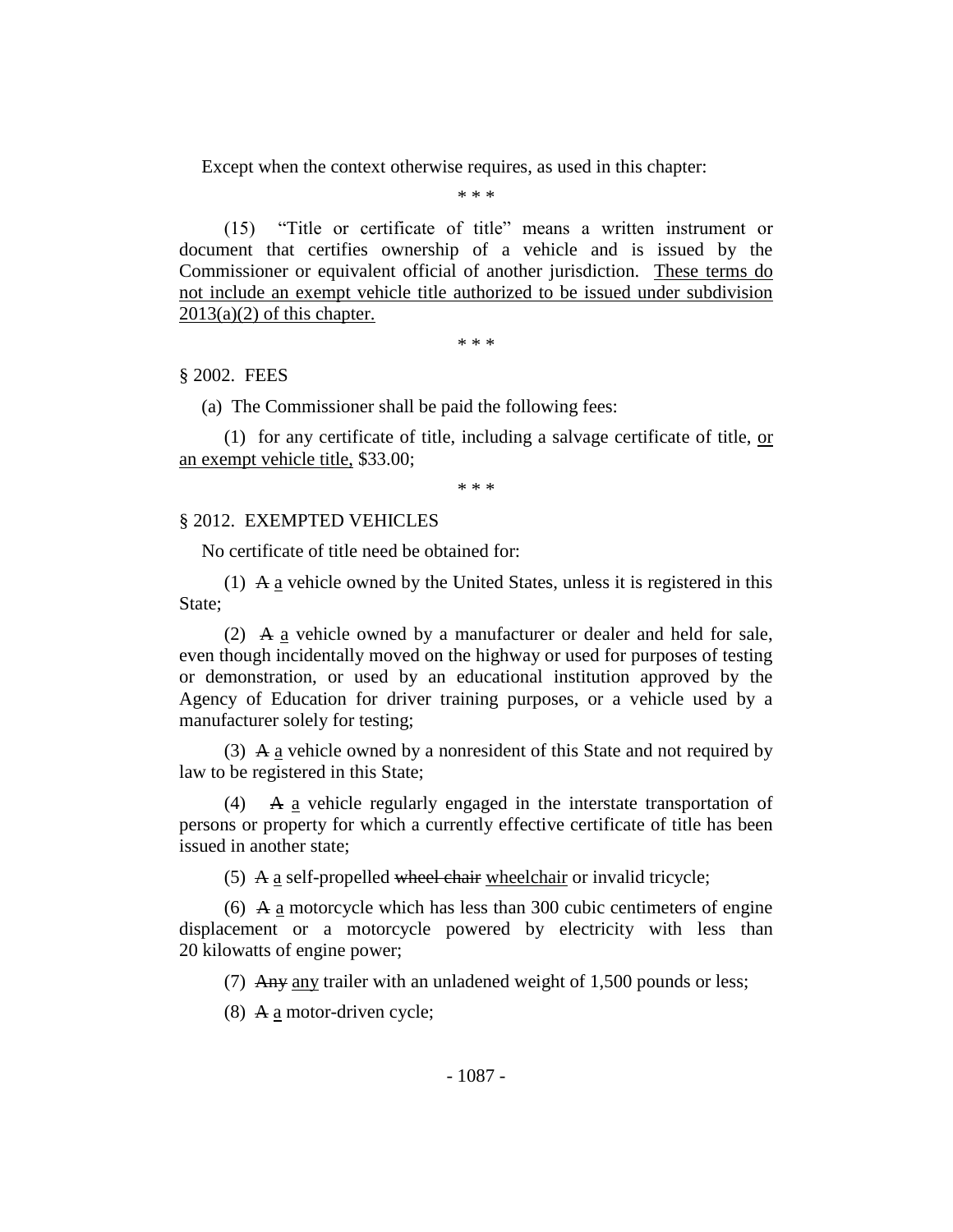Except when the context otherwise requires, as used in this chapter:

\* \* \*

(15) "Title or certificate of title" means a written instrument or document that certifies ownership of a vehicle and is issued by the Commissioner or equivalent official of another jurisdiction. <u>These terms do not include an exempt vehicle title authorized to be issued under subdivision 2013(a)(2) of this chapter.</u>

\* \* \*

§ 2002. FEES

(a) The Commissioner shall be paid the following fees:

(1) for any certificate of title, including a salvage certificate of title, <u>or an exempt vehicle title,</u> $33.00;

\* \* \*

§ 2012. EXEMPTED VEHICLES

No certificate of title need be obtained for:

(1) ~~A~~ <u>a</u> vehicle owned by the United States, unless it is registered in this State;

(2) ~~A~~ <u>a</u> vehicle owned by a manufacturer or dealer and held for sale, even though incidentally moved on the highway or used for purposes of testing or demonstration, or used by an educational institution approved by the Agency of Education for driver training purposes, or a vehicle used by a manufacturer solely for testing;

(3) ~~A~~ <u>a</u> vehicle owned by a nonresident of this State and not required by law to be registered in this State;

(4) ~~A~~ <u>a</u> vehicle regularly engaged in the interstate transportation of persons or property for which a currently effective certificate of title has been issued in another state;

(5) ~~A~~ <u>a</u> self-propelled ~~wheel chair~~ <u>wheelchair</u> or invalid tricycle;

(6) ~~A~~ <u>a</u> motorcycle which has less than 300 cubic centimeters of engine displacement or a motorcycle powered by electricity with less than 20 kilowatts of engine power;

(7) ~~Any~~ <u>any</u> trailer with an unladened weight of 1,500 pounds or less;

(8) ~~A~~ <u>a</u> motor-driven cycle;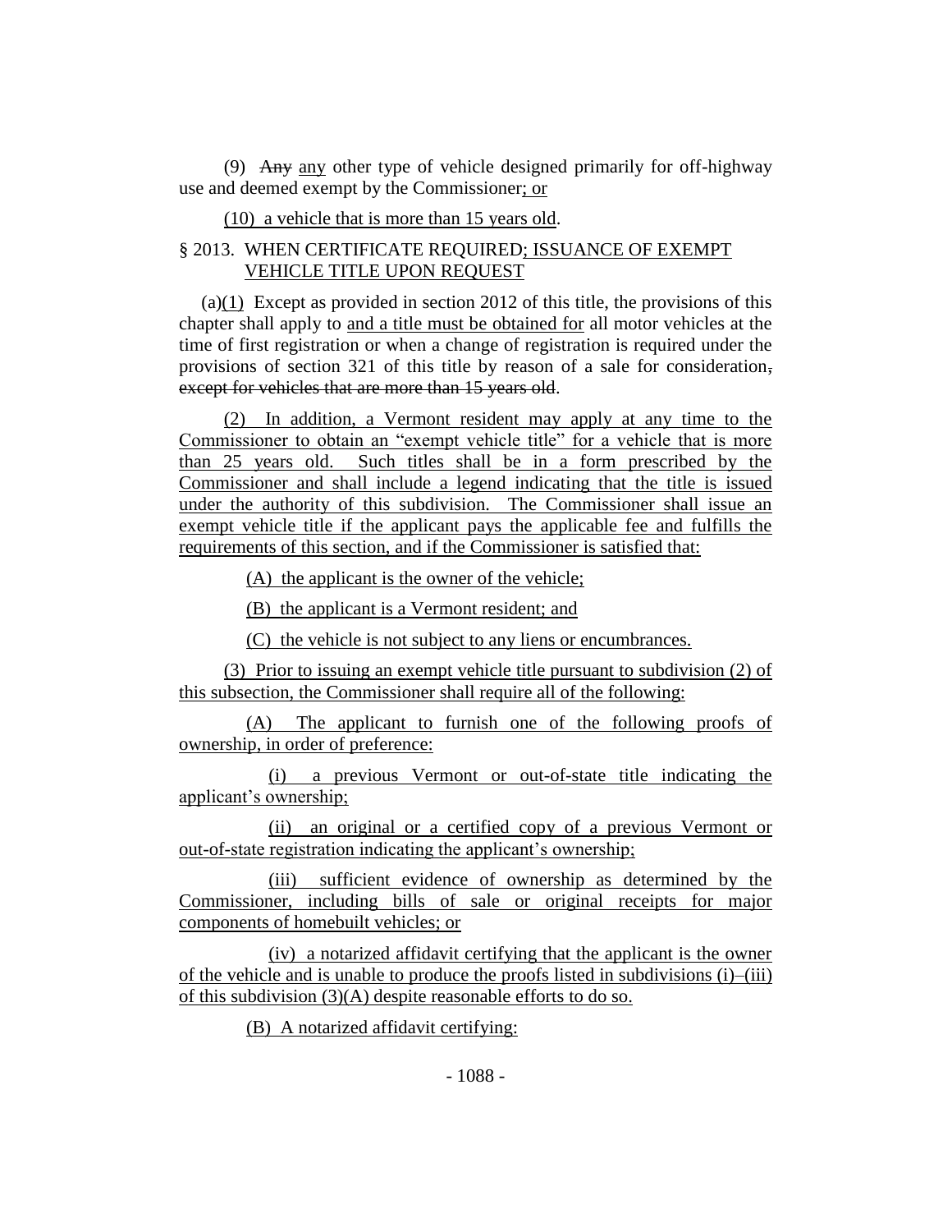(9) ~~Any~~ any other type of vehicle designed primarily for off-highway use and deemed exempt by the Commissioner; or

(10) a vehicle that is more than 15 years old.

§ 2013. WHEN CERTIFICATE REQUIRED; ISSUANCE OF EXEMPT VEHICLE TITLE UPON REQUEST

(a)(1) Except as provided in section 2012 of this title, the provisions of this chapter shall apply to and a title must be obtained for all motor vehicles at the time of first registration or when a change of registration is required under the provisions of section 321 of this title by reason of a sale for consideration~~, except for vehicles that are more than 15 years old~~.

(2) In addition, a Vermont resident may apply at any time to the Commissioner to obtain an "exempt vehicle title" for a vehicle that is more than 25 years old. Such titles shall be in a form prescribed by the Commissioner and shall include a legend indicating that the title is issued under the authority of this subdivision. The Commissioner shall issue an exempt vehicle title if the applicant pays the applicable fee and fulfills the requirements of this section, and if the Commissioner is satisfied that:

(A) the applicant is the owner of the vehicle;

(B) the applicant is a Vermont resident; and

(C) the vehicle is not subject to any liens or encumbrances.

(3) Prior to issuing an exempt vehicle title pursuant to subdivision (2) of this subsection, the Commissioner shall require all of the following:

(A) The applicant to furnish one of the following proofs of ownership, in order of preference:

(i) a previous Vermont or out-of-state title indicating the applicant's ownership;

(ii) an original or a certified copy of a previous Vermont or out-of-state registration indicating the applicant's ownership;

(iii) sufficient evidence of ownership as determined by the Commissioner, including bills of sale or original receipts for major components of homebuilt vehicles; or

(iv) a notarized affidavit certifying that the applicant is the owner of the vehicle and is unable to produce the proofs listed in subdivisions (i)–(iii) of this subdivision (3)(A) despite reasonable efforts to do so.

(B) A notarized affidavit certifying: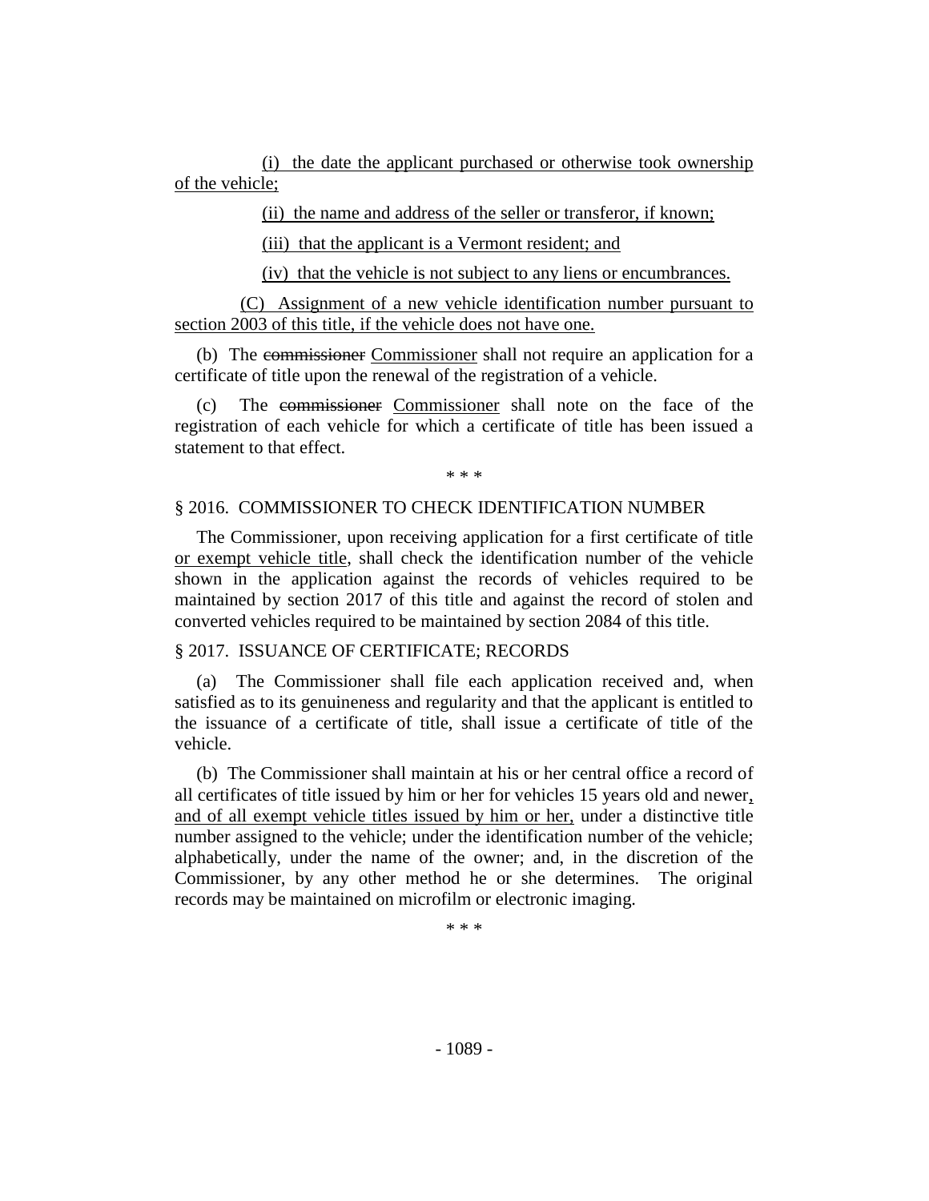(i) the date the applicant purchased or otherwise took ownership of the vehicle;

(ii) the name and address of the seller or transferor, if known;

(iii) that the applicant is a Vermont resident; and

(iv) that the vehicle is not subject to any liens or encumbrances.

(C) Assignment of a new vehicle identification number pursuant to section 2003 of this title, if the vehicle does not have one.

(b) The ~~commissioner~~ Commissioner shall not require an application for a certificate of title upon the renewal of the registration of a vehicle.

(c) The ~~commissioner~~ Commissioner shall note on the face of the registration of each vehicle for which a certificate of title has been issued a statement to that effect.

\* \* \*

§ 2016. COMMISSIONER TO CHECK IDENTIFICATION NUMBER

The Commissioner, upon receiving application for a first certificate of title or exempt vehicle title, shall check the identification number of the vehicle shown in the application against the records of vehicles required to be maintained by section 2017 of this title and against the record of stolen and converted vehicles required to be maintained by section 2084 of this title.

§ 2017. ISSUANCE OF CERTIFICATE; RECORDS

(a) The Commissioner shall file each application received and, when satisfied as to its genuineness and regularity and that the applicant is entitled to the issuance of a certificate of title, shall issue a certificate of title of the vehicle.

(b) The Commissioner shall maintain at his or her central office a record of all certificates of title issued by him or her for vehicles 15 years old and newer, and of all exempt vehicle titles issued by him or her, under a distinctive title number assigned to the vehicle; under the identification number of the vehicle; alphabetically, under the name of the owner; and, in the discretion of the Commissioner, by any other method he or she determines. The original records may be maintained on microfilm or electronic imaging.

\* \* \*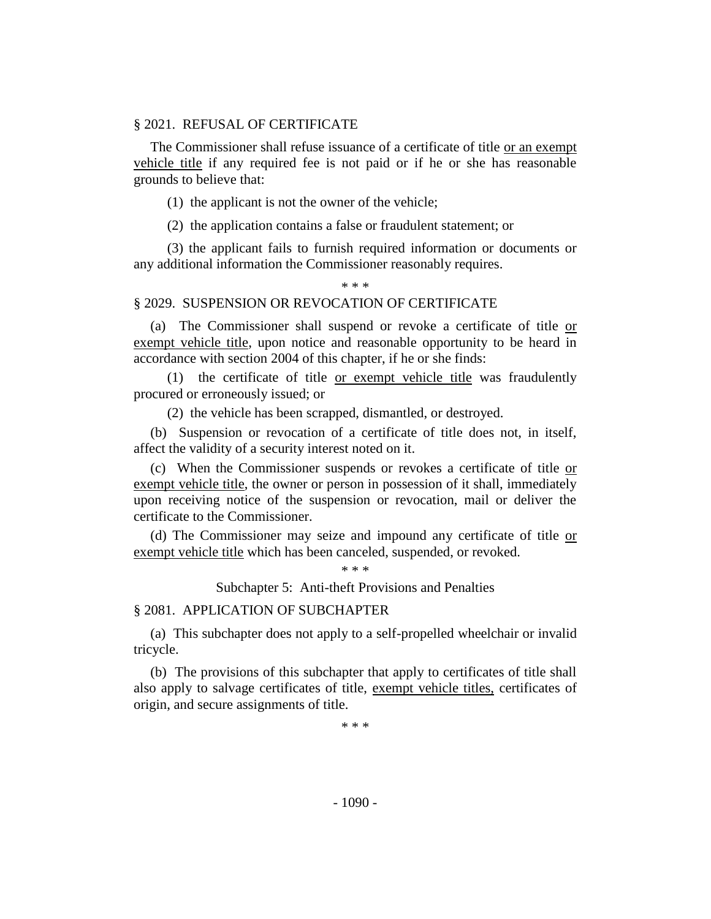§ 2021. REFUSAL OF CERTIFICATE

The Commissioner shall refuse issuance of a certificate of title <u>or an exempt vehicle title</u> if any required fee is not paid or if he or she has reasonable grounds to believe that:

(1) the applicant is not the owner of the vehicle;

(2) the application contains a false or fraudulent statement; or

(3) the applicant fails to furnish required information or documents or any additional information the Commissioner reasonably requires.

\* \* \*

§ 2029. SUSPENSION OR REVOCATION OF CERTIFICATE

(a) The Commissioner shall suspend or revoke a certificate of title <u>or exempt vehicle title</u>, upon notice and reasonable opportunity to be heard in accordance with section 2004 of this chapter, if he or she finds:

(1) the certificate of title <u>or exempt vehicle title</u> was fraudulently procured or erroneously issued; or

(2) the vehicle has been scrapped, dismantled, or destroyed.

(b) Suspension or revocation of a certificate of title does not, in itself, affect the validity of a security interest noted on it.

(c) When the Commissioner suspends or revokes a certificate of title <u>or exempt vehicle title</u>, the owner or person in possession of it shall, immediately upon receiving notice of the suspension or revocation, mail or deliver the certificate to the Commissioner.

(d) The Commissioner may seize and impound any certificate of title <u>or exempt vehicle title</u> which has been canceled, suspended, or revoked.

\* \* \*

Subchapter 5: Anti-theft Provisions and Penalties

§ 2081. APPLICATION OF SUBCHAPTER

(a) This subchapter does not apply to a self-propelled wheelchair or invalid tricycle.

(b) The provisions of this subchapter that apply to certificates of title shall also apply to salvage certificates of title, <u>exempt vehicle titles,</u> certificates of origin, and secure assignments of title.

\* \* \*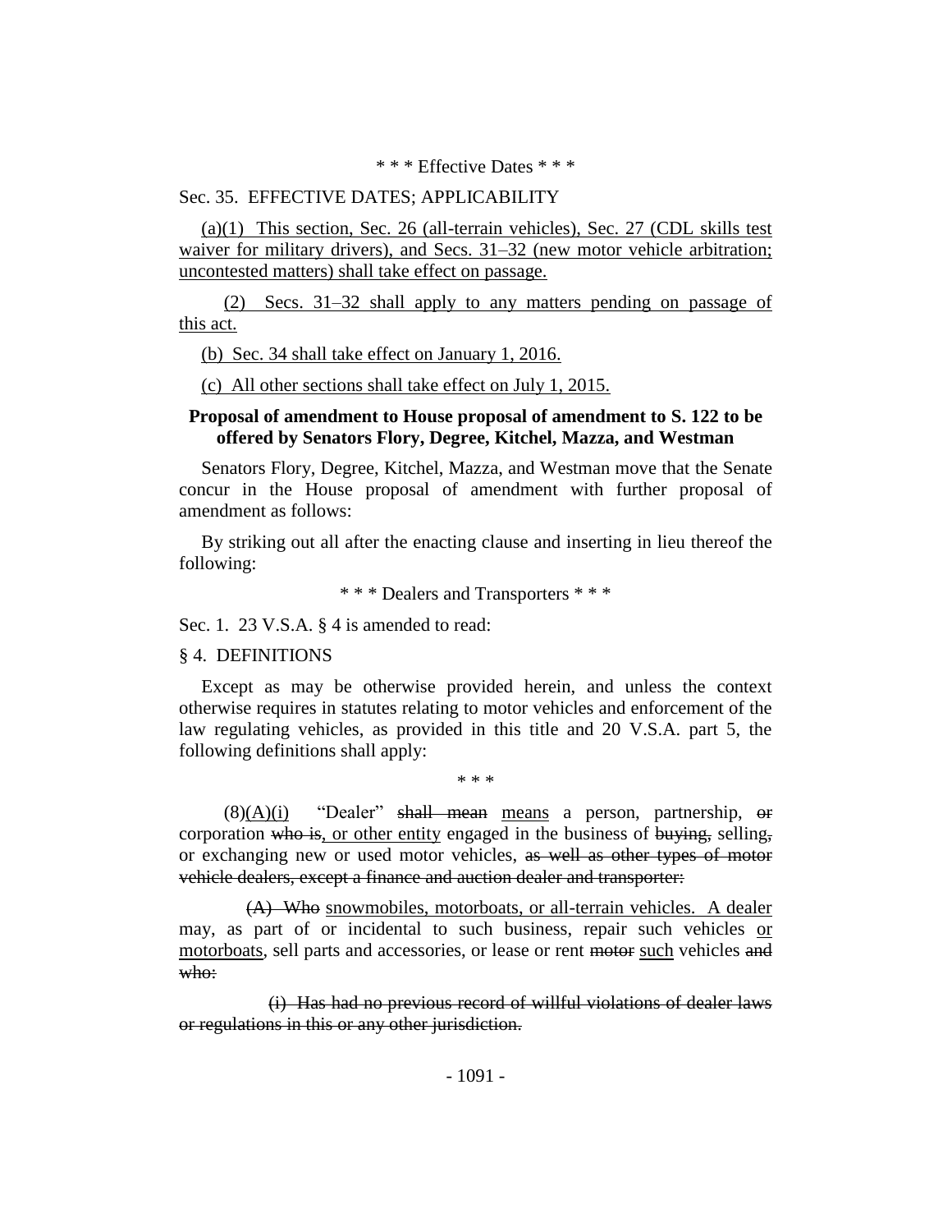\* \* \* Effective Dates \* \* \*

Sec. 35. EFFECTIVE DATES; APPLICABILITY

<u>(a)(1) This section, Sec. 26 (all-terrain vehicles), Sec. 27 (CDL skills test waiver for military drivers), and Secs. 31–32 (new motor vehicle arbitration; uncontested matters) shall take effect on passage.</u>

<u>(2) Secs. 31–32 shall apply to any matters pending on passage of this act.</u>

<u>(b) Sec. 34 shall take effect on January 1, 2016.</u>

<u>(c) All other sections shall take effect on July 1, 2015.</u>

**Proposal of amendment to House proposal of amendment to S. 122 to be offered by Senators Flory, Degree, Kitchel, Mazza, and Westman**

Senators Flory, Degree, Kitchel, Mazza, and Westman move that the Senate concur in the House proposal of amendment with further proposal of amendment as follows:

By striking out all after the enacting clause and inserting in lieu thereof the following:

\* \* \* Dealers and Transporters \* \* \*

Sec. 1. 23 V.S.A. § 4 is amended to read:

§ 4. DEFINITIONS

Except as may be otherwise provided herein, and unless the context otherwise requires in statutes relating to motor vehicles and enforcement of the law regulating vehicles, as provided in this title and 20 V.S.A. part 5, the following definitions shall apply:

\* \* \*

(8)<u>(A)(i)</u> "Dealer" ~~shall mean~~ <u>means</u> a person, partnership, ~~or~~ corporation ~~who is~~<u>, or other entity</u> engaged in the business of ~~buying,~~ selling~~,~~ or exchanging new or used motor vehicles, ~~as well as other types of motor vehicle dealers, except a finance and auction dealer and transporter:~~

~~(A) Who~~ <u>snowmobiles, motorboats, or all-terrain vehicles. A dealer</u> may, as part of or incidental to such business, repair such vehicles <u>or motorboats</u>, sell parts and accessories, or lease or rent ~~motor~~ <u>such</u> vehicles ~~and who:~~

~~(i) Has had no previous record of willful violations of dealer laws or regulations in this or any other jurisdiction.~~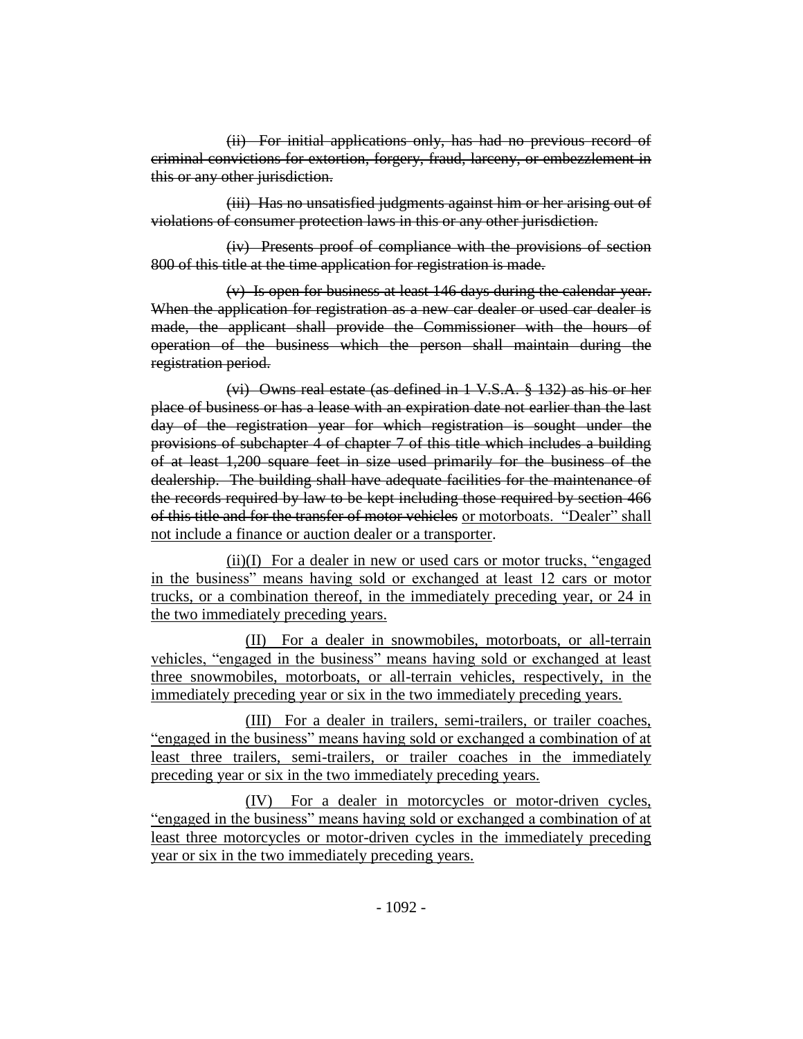~~(ii) For initial applications only, has had no previous record of criminal convictions for extortion, forgery, fraud, larceny, or embezzlement in this or any other jurisdiction.~~

~~(iii) Has no unsatisfied judgments against him or her arising out of violations of consumer protection laws in this or any other jurisdiction.~~

~~(iv) Presents proof of compliance with the provisions of section 800 of this title at the time application for registration is made.~~

~~(v) Is open for business at least 146 days during the calendar year. When the application for registration as a new car dealer or used car dealer is made, the applicant shall provide the Commissioner with the hours of operation of the business which the person shall maintain during the registration period.~~

~~(vi) Owns real estate (as defined in 1 V.S.A. § 132) as his or her place of business or has a lease with an expiration date not earlier than the last day of the registration year for which registration is sought under the provisions of subchapter 4 of chapter 7 of this title which includes a building of at least 1,200 square feet in size used primarily for the business of the dealership. The building shall have adequate facilities for the maintenance of the records required by law to be kept including those required by section 466 of this title and for the transfer of motor vehicles~~ <u>or motorboats. "Dealer" shall not include a finance or auction dealer or a transporter</u>.

<u>(ii)(I) For a dealer in new or used cars or motor trucks, "engaged in the business" means having sold or exchanged at least 12 cars or motor trucks, or a combination thereof, in the immediately preceding year, or 24 in the two immediately preceding years.</u>

<u>(II) For a dealer in snowmobiles, motorboats, or all-terrain vehicles, "engaged in the business" means having sold or exchanged at least three snowmobiles, motorboats, or all-terrain vehicles, respectively, in the immediately preceding year or six in the two immediately preceding years.</u>

<u>(III) For a dealer in trailers, semi-trailers, or trailer coaches, "engaged in the business" means having sold or exchanged a combination of at least three trailers, semi-trailers, or trailer coaches in the immediately preceding year or six in the two immediately preceding years.</u>

<u>(IV) For a dealer in motorcycles or motor-driven cycles, "engaged in the business" means having sold or exchanged a combination of at least three motorcycles or motor-driven cycles in the immediately preceding year or six in the two immediately preceding years.</u>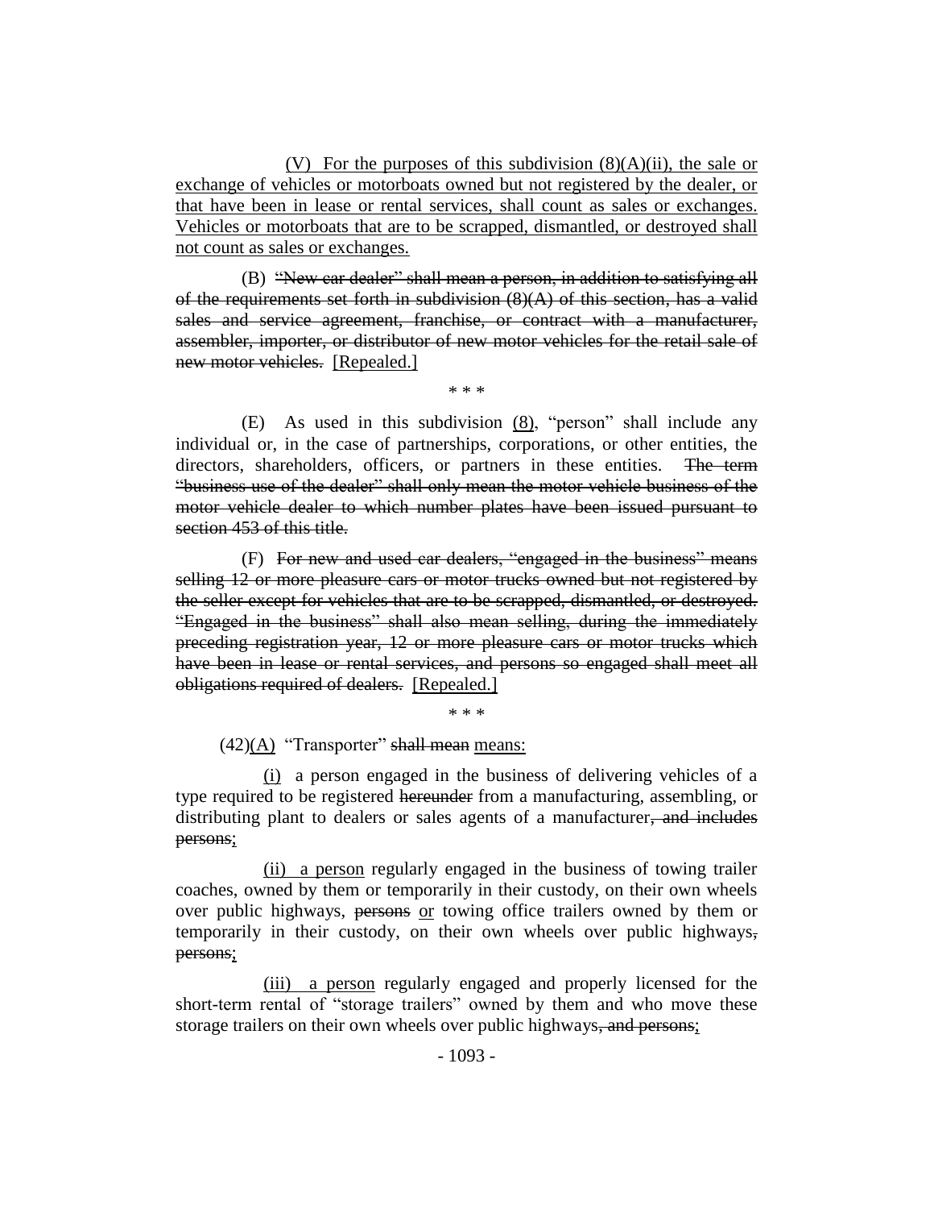(V) For the purposes of this subdivision (8)(A)(ii), the sale or exchange of vehicles or motorboats owned but not registered by the dealer, or that have been in lease or rental services, shall count as sales or exchanges. Vehicles or motorboats that are to be scrapped, dismantled, or destroyed shall not count as sales or exchanges.

(B) ~~"New car dealer" shall mean a person, in addition to satisfying all of the requirements set forth in subdivision (8)(A) of this section, has a valid sales and service agreement, franchise, or contract with a manufacturer, assembler, importer, or distributor of new motor vehicles for the retail sale of new motor vehicles.~~ [Repealed.]

\* \* \*

(E) As used in this subdivision (8), "person" shall include any individual or, in the case of partnerships, corporations, or other entities, the directors, shareholders, officers, or partners in these entities. ~~The term "business use of the dealer" shall only mean the motor vehicle business of the motor vehicle dealer to which number plates have been issued pursuant to section 453 of this title.~~

(F) ~~For new and used car dealers, "engaged in the business" means selling 12 or more pleasure cars or motor trucks owned but not registered by the seller except for vehicles that are to be scrapped, dismantled, or destroyed. "Engaged in the business" shall also mean selling, during the immediately preceding registration year, 12 or more pleasure cars or motor trucks which have been in lease or rental services, and persons so engaged shall meet all obligations required of dealers.~~ [Repealed.]

\* \* \*

(42)(A) "Transporter" ~~shall mean~~ means:

(i) a person engaged in the business of delivering vehicles of a type required to be registered ~~hereunder~~ from a manufacturing, assembling, or distributing plant to dealers or sales agents of a manufacturer~~, and includes persons~~;

(ii) a person regularly engaged in the business of towing trailer coaches, owned by them or temporarily in their custody, on their own wheels over public highways, ~~persons~~ or towing office trailers owned by them or temporarily in their custody, on their own wheels over public highways~~, persons~~;

(iii) a person regularly engaged and properly licensed for the short-term rental of "storage trailers" owned by them and who move these storage trailers on their own wheels over public highways~~, and persons~~;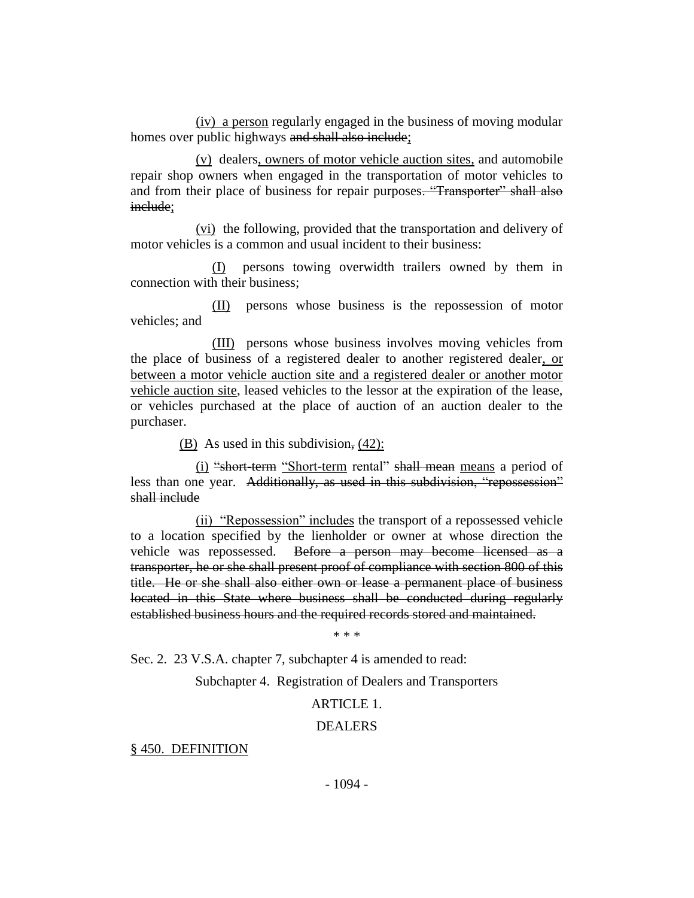(iv) a person regularly engaged in the business of moving modular homes over public highways ~~and shall also include~~;

(v) dealers, owners of motor vehicle auction sites, and automobile repair shop owners when engaged in the transportation of motor vehicles to and from their place of business for repair purposes~~. "Transporter" shall also include~~;

(vi) the following, provided that the transportation and delivery of motor vehicles is a common and usual incident to their business:

(I) persons towing overwidth trailers owned by them in connection with their business;

(II) persons whose business is the repossession of motor vehicles; and

(III) persons whose business involves moving vehicles from the place of business of a registered dealer to another registered dealer, or between a motor vehicle auction site and a registered dealer or another motor vehicle auction site, leased vehicles to the lessor at the expiration of the lease, or vehicles purchased at the place of auction of an auction dealer to the purchaser.

(B) As used in this subdivision~~,~~ (42):

(i) ~~"short-term~~ "Short-term rental" ~~shall mean~~ means a period of less than one year. ~~Additionally, as used in this subdivision, "repossession" shall include~~

(ii) "Repossession" includes the transport of a repossessed vehicle to a location specified by the lienholder or owner at whose direction the vehicle was repossessed. ~~Before a person may become licensed as a transporter, he or she shall present proof of compliance with section 800 of this title. He or she shall also either own or lease a permanent place of business located in this State where business shall be conducted during regularly established business hours and the required records stored and maintained.~~

\* \* \*

Sec. 2. 23 V.S.A. chapter 7, subchapter 4 is amended to read:

Subchapter 4. Registration of Dealers and Transporters

ARTICLE 1.

DEALERS

§ 450. DEFINITION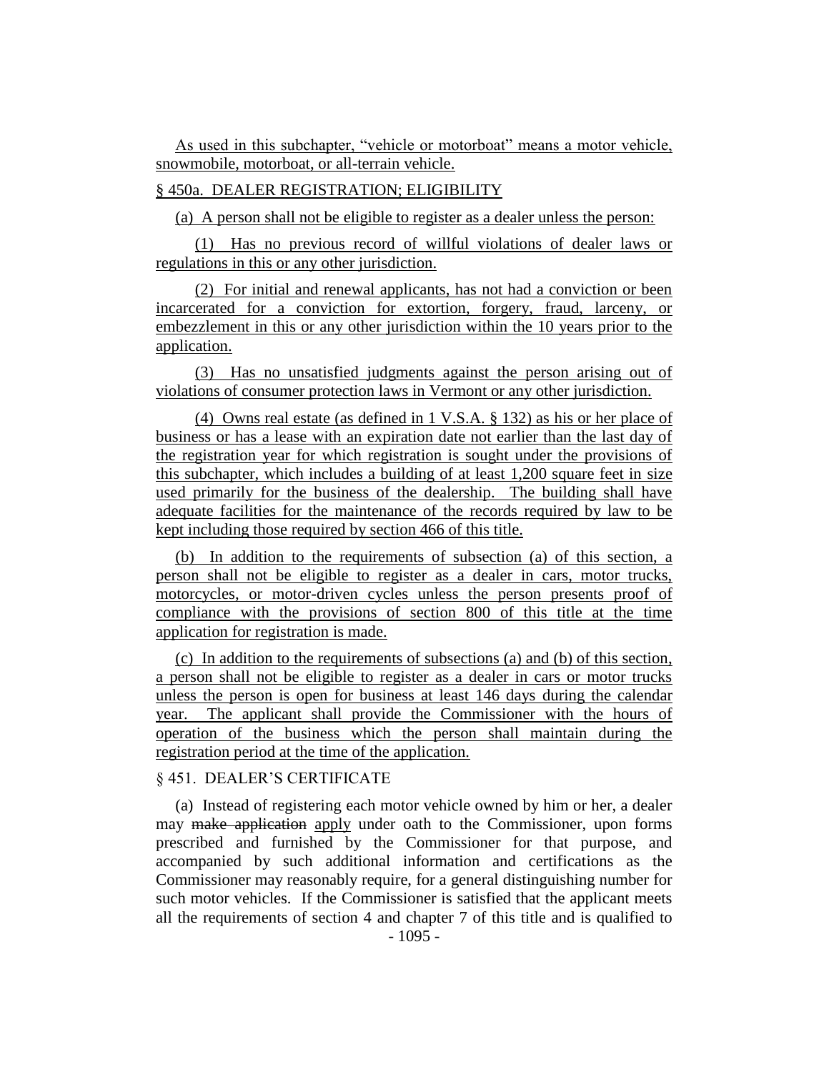As used in this subchapter, "vehicle or motorboat" means a motor vehicle, snowmobile, motorboat, or all-terrain vehicle.

§ 450a. DEALER REGISTRATION; ELIGIBILITY

(a) A person shall not be eligible to register as a dealer unless the person:

(1) Has no previous record of willful violations of dealer laws or regulations in this or any other jurisdiction.

(2) For initial and renewal applicants, has not had a conviction or been incarcerated for a conviction for extortion, forgery, fraud, larceny, or embezzlement in this or any other jurisdiction within the 10 years prior to the application.

(3) Has no unsatisfied judgments against the person arising out of violations of consumer protection laws in Vermont or any other jurisdiction.

(4) Owns real estate (as defined in 1 V.S.A. § 132) as his or her place of business or has a lease with an expiration date not earlier than the last day of the registration year for which registration is sought under the provisions of this subchapter, which includes a building of at least 1,200 square feet in size used primarily for the business of the dealership. The building shall have adequate facilities for the maintenance of the records required by law to be kept including those required by section 466 of this title.

(b) In addition to the requirements of subsection (a) of this section, a person shall not be eligible to register as a dealer in cars, motor trucks, motorcycles, or motor-driven cycles unless the person presents proof of compliance with the provisions of section 800 of this title at the time application for registration is made.

(c) In addition to the requirements of subsections (a) and (b) of this section, a person shall not be eligible to register as a dealer in cars or motor trucks unless the person is open for business at least 146 days during the calendar year. The applicant shall provide the Commissioner with the hours of operation of the business which the person shall maintain during the registration period at the time of the application.

§ 451. DEALER'S CERTIFICATE

(a) Instead of registering each motor vehicle owned by him or her, a dealer may ~~make application~~ apply under oath to the Commissioner, upon forms prescribed and furnished by the Commissioner for that purpose, and accompanied by such additional information and certifications as the Commissioner may reasonably require, for a general distinguishing number for such motor vehicles. If the Commissioner is satisfied that the applicant meets all the requirements of section 4 and chapter 7 of this title and is qualified to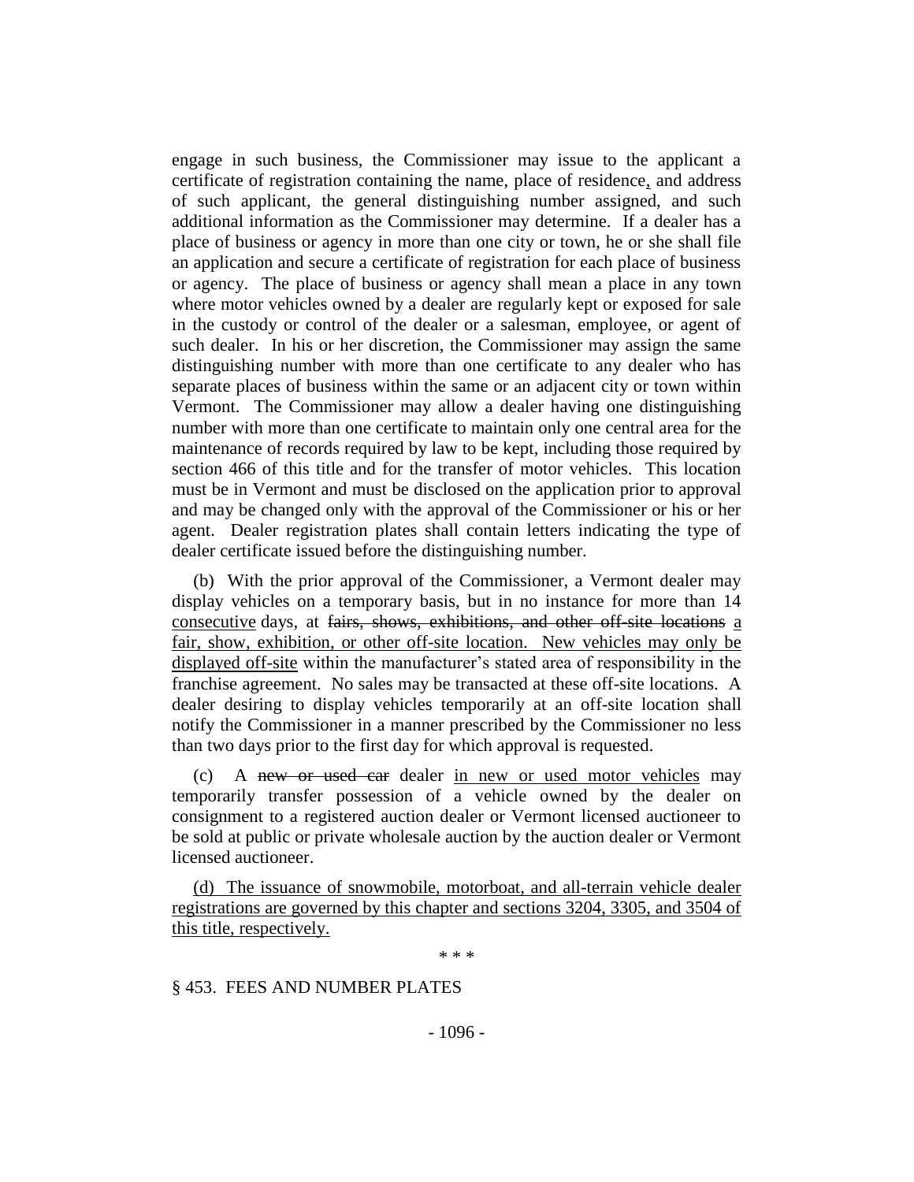engage in such business, the Commissioner may issue to the applicant a certificate of registration containing the name, place of residence, and address of such applicant, the general distinguishing number assigned, and such additional information as the Commissioner may determine. If a dealer has a place of business or agency in more than one city or town, he or she shall file an application and secure a certificate of registration for each place of business or agency. The place of business or agency shall mean a place in any town where motor vehicles owned by a dealer are regularly kept or exposed for sale in the custody or control of the dealer or a salesman, employee, or agent of such dealer. In his or her discretion, the Commissioner may assign the same distinguishing number with more than one certificate to any dealer who has separate places of business within the same or an adjacent city or town within Vermont. The Commissioner may allow a dealer having one distinguishing number with more than one certificate to maintain only one central area for the maintenance of records required by law to be kept, including those required by section 466 of this title and for the transfer of motor vehicles. This location must be in Vermont and must be disclosed on the application prior to approval and may be changed only with the approval of the Commissioner or his or her agent. Dealer registration plates shall contain letters indicating the type of dealer certificate issued before the distinguishing number.

(b) With the prior approval of the Commissioner, a Vermont dealer may display vehicles on a temporary basis, but in no instance for more than 14 <u>consecutive</u> days, at ~~fairs, shows, exhibitions, and other off-site locations~~ <u>a fair, show, exhibition, or other off-site location. New vehicles may only be displayed off-site</u> within the manufacturer's stated area of responsibility in the franchise agreement. No sales may be transacted at these off-site locations. A dealer desiring to display vehicles temporarily at an off-site location shall notify the Commissioner in a manner prescribed by the Commissioner no less than two days prior to the first day for which approval is requested.

(c) A ~~new or used car~~ dealer <u>in new or used motor vehicles</u> may temporarily transfer possession of a vehicle owned by the dealer on consignment to a registered auction dealer or Vermont licensed auctioneer to be sold at public or private wholesale auction by the auction dealer or Vermont licensed auctioneer.

<u>(d) The issuance of snowmobile, motorboat, and all-terrain vehicle dealer registrations are governed by this chapter and sections 3204, 3305, and 3504 of this title, respectively.</u>

\* \* \*

§ 453. FEES AND NUMBER PLATES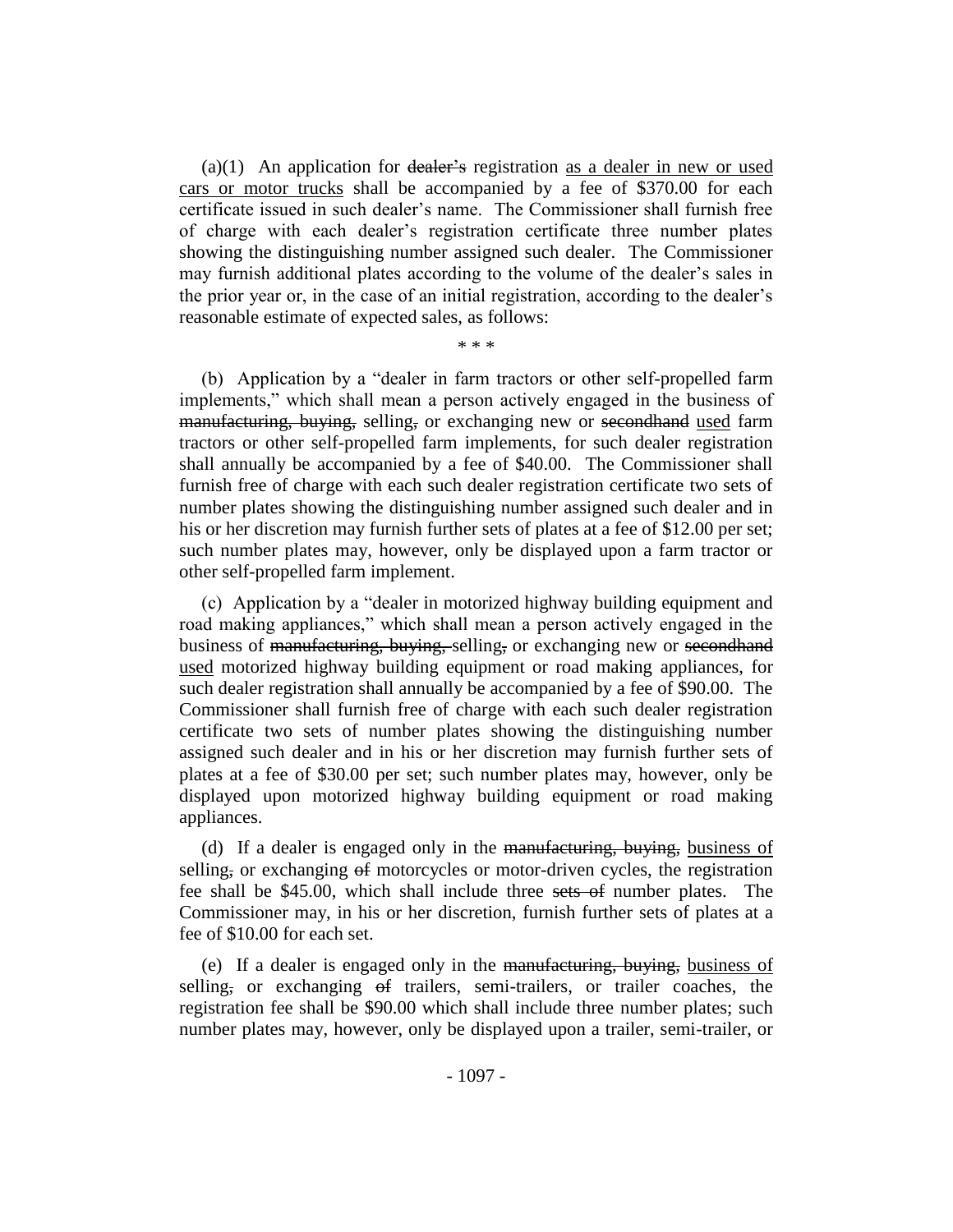(a)(1) An application for ~~dealer's~~ registration <u>as a dealer in new or used cars or motor trucks</u> shall be accompanied by a fee of $370.00 for each certificate issued in such dealer's name. The Commissioner shall furnish free of charge with each dealer's registration certificate three number plates showing the distinguishing number assigned such dealer. The Commissioner may furnish additional plates according to the volume of the dealer's sales in the prior year or, in the case of an initial registration, according to the dealer's reasonable estimate of expected sales, as follows:

\* \* \*

(b) Application by a "dealer in farm tractors or other self-propelled farm implements," which shall mean a person actively engaged in the business of ~~manufacturing, buying,~~ selling~~,~~ or exchanging new or ~~secondhand~~ <u>used</u> farm tractors or other self-propelled farm implements, for such dealer registration shall annually be accompanied by a fee of $40.00. The Commissioner shall furnish free of charge with each such dealer registration certificate two sets of number plates showing the distinguishing number assigned such dealer and in his or her discretion may furnish further sets of plates at a fee of $12.00 per set; such number plates may, however, only be displayed upon a farm tractor or other self-propelled farm implement.

(c) Application by a "dealer in motorized highway building equipment and road making appliances," which shall mean a person actively engaged in the business of ~~manufacturing, buying,~~ selling~~,~~ or exchanging new or ~~secondhand~~ <u>used</u> motorized highway building equipment or road making appliances, for such dealer registration shall annually be accompanied by a fee of $90.00. The Commissioner shall furnish free of charge with each such dealer registration certificate two sets of number plates showing the distinguishing number assigned such dealer and in his or her discretion may furnish further sets of plates at a fee of $30.00 per set; such number plates may, however, only be displayed upon motorized highway building equipment or road making appliances.

(d) If a dealer is engaged only in the ~~manufacturing, buying,~~ <u>business of</u> selling~~,~~ or exchanging ~~of~~ motorcycles or motor-driven cycles, the registration fee shall be $45.00, which shall include three ~~sets of~~ number plates. The Commissioner may, in his or her discretion, furnish further sets of plates at a fee of $10.00 for each set.

(e) If a dealer is engaged only in the ~~manufacturing, buying,~~ <u>business of</u> selling~~,~~ or exchanging ~~of~~ trailers, semi-trailers, or trailer coaches, the registration fee shall be $90.00 which shall include three number plates; such number plates may, however, only be displayed upon a trailer, semi-trailer, or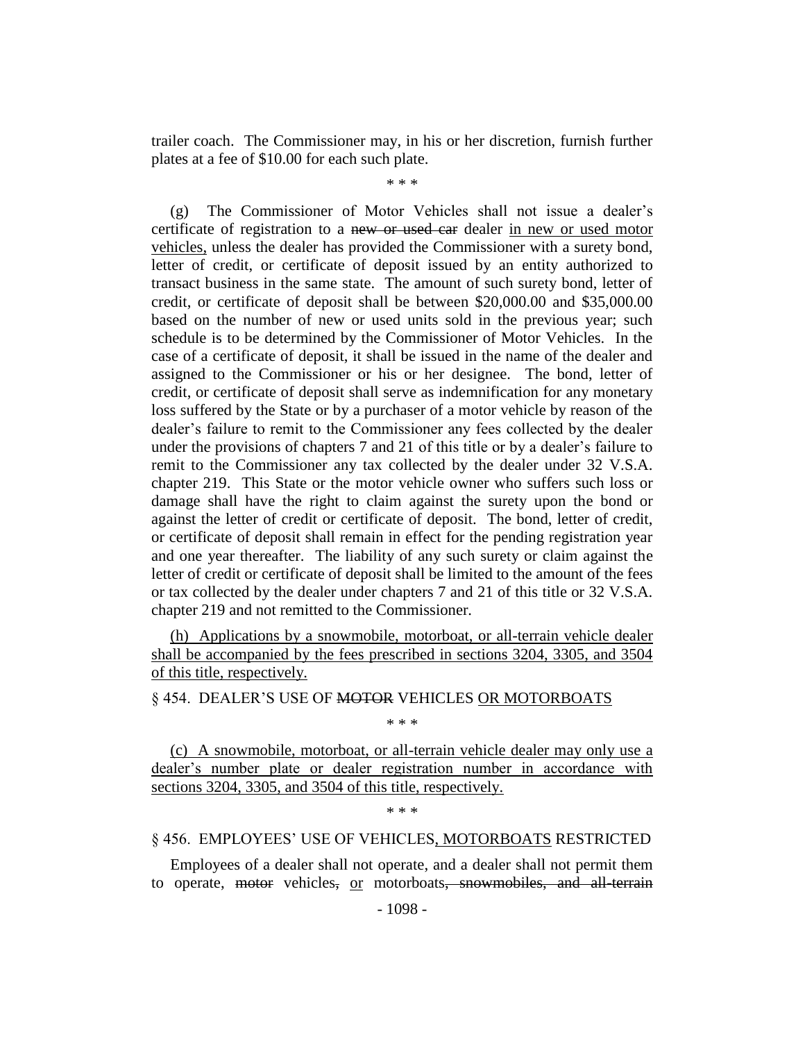trailer coach. The Commissioner may, in his or her discretion, furnish further plates at a fee of $10.00 for each such plate.

\* \* \*

(g) The Commissioner of Motor Vehicles shall not issue a dealer's certificate of registration to a ~~new or used car~~ dealer <u>in new or used motor vehicles,</u> unless the dealer has provided the Commissioner with a surety bond, letter of credit, or certificate of deposit issued by an entity authorized to transact business in the same state. The amount of such surety bond, letter of credit, or certificate of deposit shall be between $20,000.00 and $35,000.00 based on the number of new or used units sold in the previous year; such schedule is to be determined by the Commissioner of Motor Vehicles. In the case of a certificate of deposit, it shall be issued in the name of the dealer and assigned to the Commissioner or his or her designee. The bond, letter of credit, or certificate of deposit shall serve as indemnification for any monetary loss suffered by the State or by a purchaser of a motor vehicle by reason of the dealer's failure to remit to the Commissioner any fees collected by the dealer under the provisions of chapters 7 and 21 of this title or by a dealer's failure to remit to the Commissioner any tax collected by the dealer under 32 V.S.A. chapter 219. This State or the motor vehicle owner who suffers such loss or damage shall have the right to claim against the surety upon the bond or against the letter of credit or certificate of deposit. The bond, letter of credit, or certificate of deposit shall remain in effect for the pending registration year and one year thereafter. The liability of any such surety or claim against the letter of credit or certificate of deposit shall be limited to the amount of the fees or tax collected by the dealer under chapters 7 and 21 of this title or 32 V.S.A. chapter 219 and not remitted to the Commissioner.

<u>(h) Applications by a snowmobile, motorboat, or all-terrain vehicle dealer shall be accompanied by the fees prescribed in sections 3204, 3305, and 3504 of this title, respectively.</u>

§ 454. DEALER'S USE OF ~~MOTOR~~ VEHICLES <u>OR MOTORBOATS</u>

\* \* \*

<u>(c) A snowmobile, motorboat, or all-terrain vehicle dealer may only use a dealer's number plate or dealer registration number in accordance with sections 3204, 3305, and 3504 of this title, respectively.</u>

\* \* \*

§ 456. EMPLOYEES' USE OF VEHICLES<u>, MOTORBOATS</u> RESTRICTED

Employees of a dealer shall not operate, and a dealer shall not permit them to operate, ~~motor~~ vehicles~~,~~ <u>or</u> motorboats~~, snowmobiles, and all-terrain~~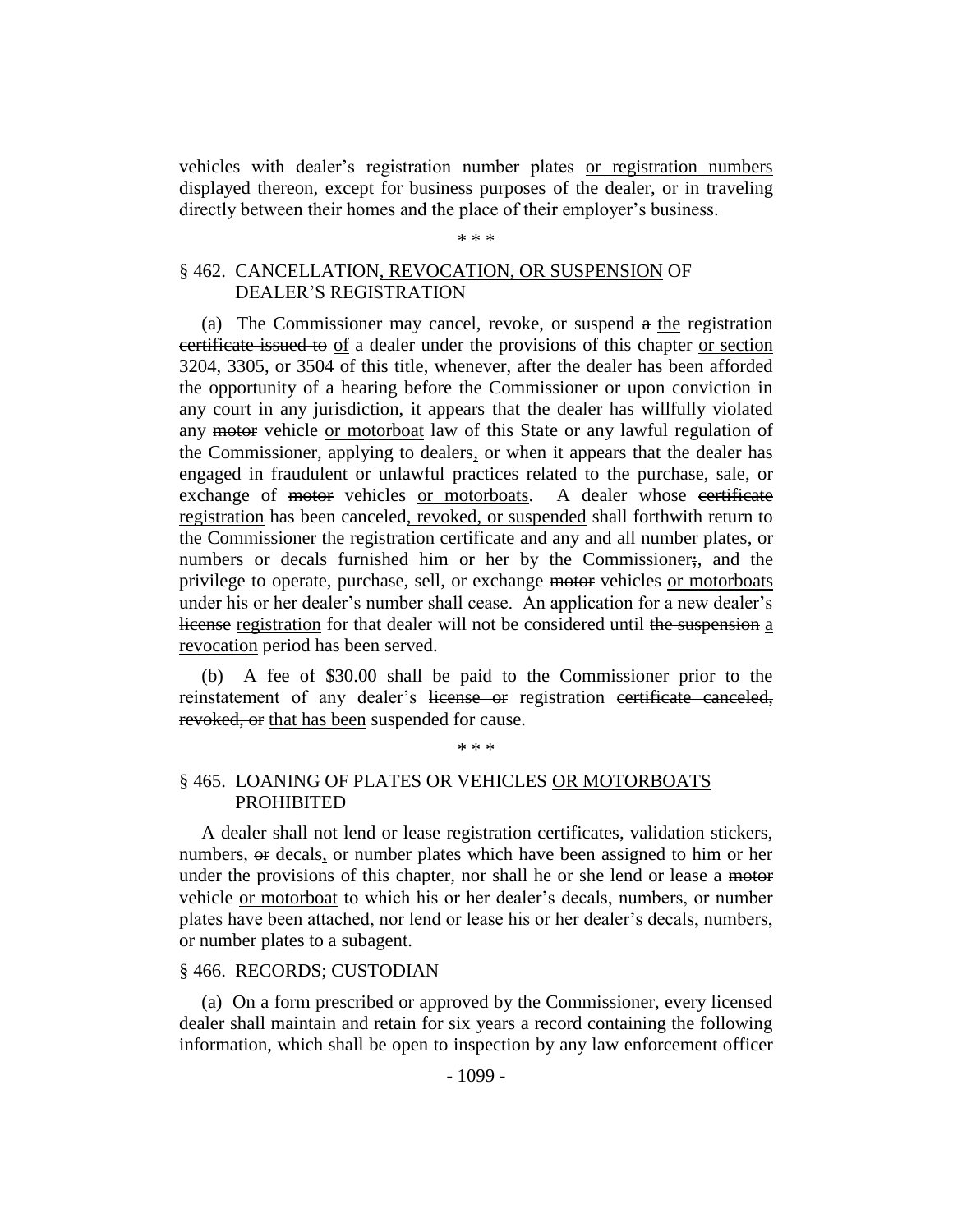~~vehicles~~ with dealer's registration number plates <u>or registration numbers</u> displayed thereon, except for business purposes of the dealer, or in traveling directly between their homes and the place of their employer's business.

\* \* \*

§ 462. CANCELLATION<u>, REVOCATION, OR SUSPENSION</u> OF DEALER'S REGISTRATION

(a) The Commissioner may cancel, revoke, or suspend ~~a~~ <u>the</u> registration ~~certificate issued to~~ <u>of</u> a dealer under the provisions of this chapter <u>or section 3204, 3305, or 3504 of this title</u>, whenever, after the dealer has been afforded the opportunity of a hearing before the Commissioner or upon conviction in any court in any jurisdiction, it appears that the dealer has willfully violated any ~~motor~~ vehicle <u>or motorboat</u> law of this State or any lawful regulation of the Commissioner, applying to dealers<u>,</u> or when it appears that the dealer has engaged in fraudulent or unlawful practices related to the purchase, sale, or exchange of ~~motor~~ vehicles <u>or motorboats</u>. A dealer whose ~~certificate~~ <u>registration</u> has been canceled<u>, revoked, or suspended</u> shall forthwith return to the Commissioner the registration certificate and any and all number plates~~,~~ or numbers or decals furnished him or her by the Commissioner~~;~~<u>,</u> and the privilege to operate, purchase, sell, or exchange ~~motor~~ vehicles <u>or motorboats</u> under his or her dealer's number shall cease. An application for a new dealer's ~~license~~ <u>registration</u> for that dealer will not be considered until ~~the suspension~~ <u>a revocation</u> period has been served.

(b) A fee of $30.00 shall be paid to the Commissioner prior to the reinstatement of any dealer's ~~license or~~ registration ~~certificate canceled, revoked, or~~ <u>that has been</u> suspended for cause.

\* \* \*

§ 465. LOANING OF PLATES OR VEHICLES <u>OR MOTORBOATS</u> PROHIBITED

A dealer shall not lend or lease registration certificates, validation stickers, numbers, ~~or~~ decals<u>,</u> or number plates which have been assigned to him or her under the provisions of this chapter, nor shall he or she lend or lease a ~~motor~~ vehicle <u>or motorboat</u> to which his or her dealer's decals, numbers, or number plates have been attached, nor lend or lease his or her dealer's decals, numbers, or number plates to a subagent.

§ 466. RECORDS; CUSTODIAN

(a) On a form prescribed or approved by the Commissioner, every licensed dealer shall maintain and retain for six years a record containing the following information, which shall be open to inspection by any law enforcement officer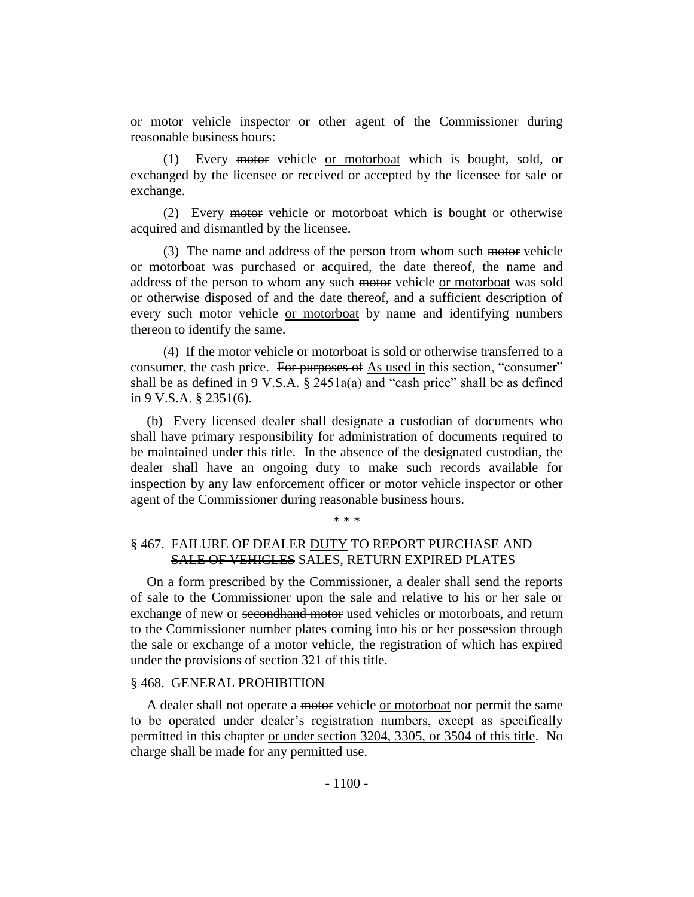or motor vehicle inspector or other agent of the Commissioner during reasonable business hours:

(1) Every ~~motor~~ vehicle <u>or motorboat</u> which is bought, sold, or exchanged by the licensee or received or accepted by the licensee for sale or exchange.

(2) Every ~~motor~~ vehicle <u>or motorboat</u> which is bought or otherwise acquired and dismantled by the licensee.

(3) The name and address of the person from whom such ~~motor~~ vehicle <u>or motorboat</u> was purchased or acquired, the date thereof, the name and address of the person to whom any such ~~motor~~ vehicle <u>or motorboat</u> was sold or otherwise disposed of and the date thereof, and a sufficient description of every such ~~motor~~ vehicle <u>or motorboat</u> by name and identifying numbers thereon to identify the same.

(4) If the ~~motor~~ vehicle <u>or motorboat</u> is sold or otherwise transferred to a consumer, the cash price. ~~For purposes of~~ <u>As used in</u> this section, "consumer" shall be as defined in 9 V.S.A. § 2451a(a) and "cash price" shall be as defined in 9 V.S.A. § 2351(6).

(b) Every licensed dealer shall designate a custodian of documents who shall have primary responsibility for administration of documents required to be maintained under this title. In the absence of the designated custodian, the dealer shall have an ongoing duty to make such records available for inspection by any law enforcement officer or motor vehicle inspector or other agent of the Commissioner during reasonable business hours.

\* \* \*

§ 467. ~~FAILURE OF~~ DEALER <u>DUTY</u> TO REPORT ~~PURCHASE AND SALE OF VEHICLES~~ <u>SALES, RETURN EXPIRED PLATES</u>

On a form prescribed by the Commissioner, a dealer shall send the reports of sale to the Commissioner upon the sale and relative to his or her sale or exchange of new or ~~secondhand motor~~ <u>used</u> vehicles <u>or motorboats</u>, and return to the Commissioner number plates coming into his or her possession through the sale or exchange of a motor vehicle, the registration of which has expired under the provisions of section 321 of this title.

§ 468. GENERAL PROHIBITION

A dealer shall not operate a ~~motor~~ vehicle <u>or motorboat</u> nor permit the same to be operated under dealer's registration numbers, except as specifically permitted in this chapter <u>or under section 3204, 3305, or 3504 of this title</u>. No charge shall be made for any permitted use.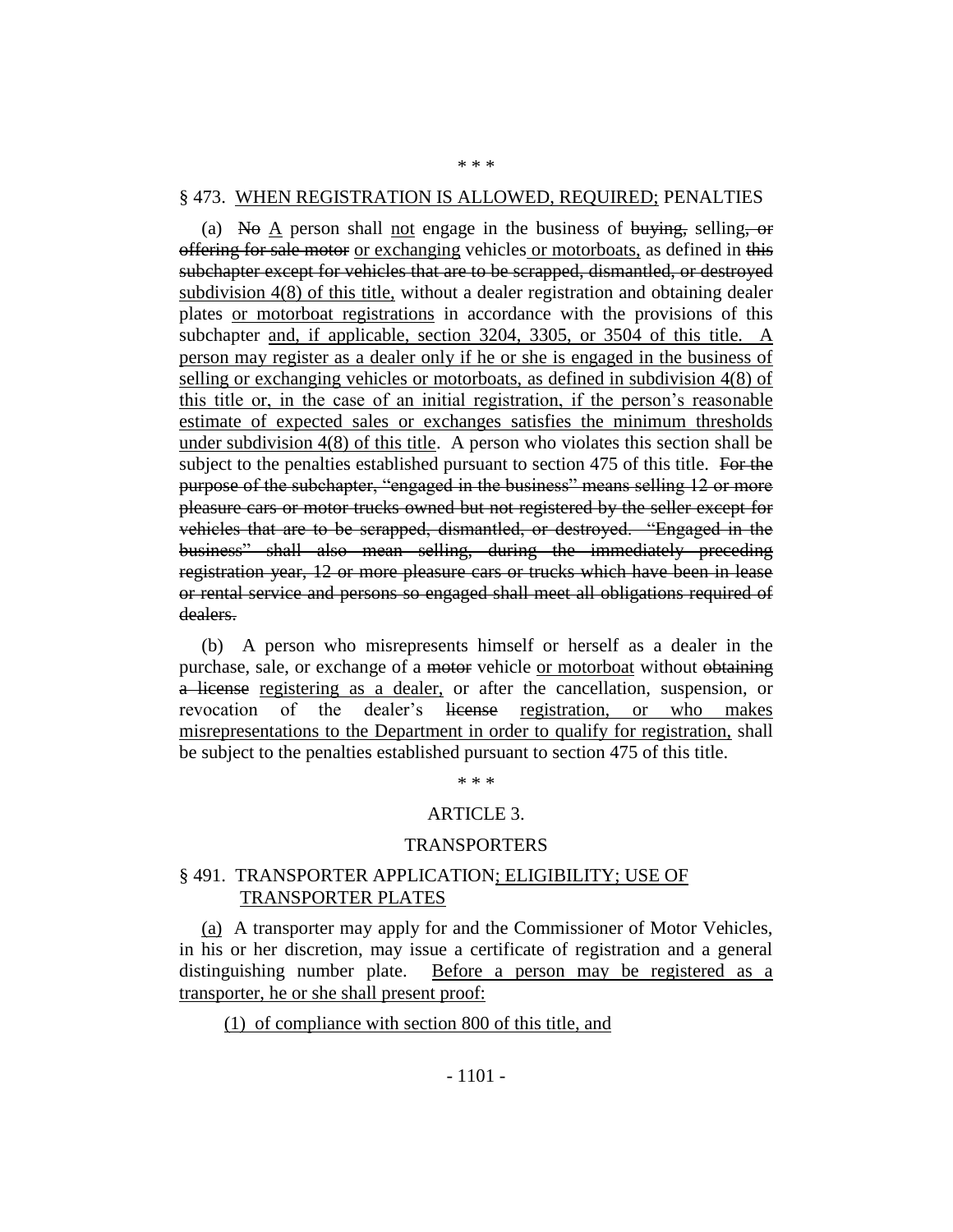\* \* \*

§ 473. WHEN REGISTRATION IS ALLOWED, REQUIRED; PENALTIES

(a) ~~No~~ A person shall not engage in the business of ~~buying,~~ selling~~, or offering for sale motor~~ or exchanging vehicles or motorboats, as defined in ~~this subchapter except for vehicles that are to be scrapped, dismantled, or destroyed~~ subdivision 4(8) of this title, without a dealer registration and obtaining dealer plates or motorboat registrations in accordance with the provisions of this subchapter and, if applicable, section 3204, 3305, or 3504 of this title. A person may register as a dealer only if he or she is engaged in the business of selling or exchanging vehicles or motorboats, as defined in subdivision 4(8) of this title or, in the case of an initial registration, if the person's reasonable estimate of expected sales or exchanges satisfies the minimum thresholds under subdivision 4(8) of this title. A person who violates this section shall be subject to the penalties established pursuant to section 475 of this title. ~~For the purpose of the subchapter, "engaged in the business" means selling 12 or more pleasure cars or motor trucks owned but not registered by the seller except for vehicles that are to be scrapped, dismantled, or destroyed. "Engaged in the business" shall also mean selling, during the immediately preceding registration year, 12 or more pleasure cars or trucks which have been in lease or rental service and persons so engaged shall meet all obligations required of dealers.~~

(b) A person who misrepresents himself or herself as a dealer in the purchase, sale, or exchange of a ~~motor~~ vehicle or motorboat without ~~obtaining a license~~ registering as a dealer, or after the cancellation, suspension, or revocation of the dealer's ~~license~~ registration, or who makes misrepresentations to the Department in order to qualify for registration, shall be subject to the penalties established pursuant to section 475 of this title.

\* \* \*

ARTICLE 3.

TRANSPORTERS

§ 491. TRANSPORTER APPLICATION; ELIGIBILITY; USE OF TRANSPORTER PLATES

(a) A transporter may apply for and the Commissioner of Motor Vehicles, in his or her discretion, may issue a certificate of registration and a general distinguishing number plate. Before a person may be registered as a transporter, he or she shall present proof:

(1) of compliance with section 800 of this title, and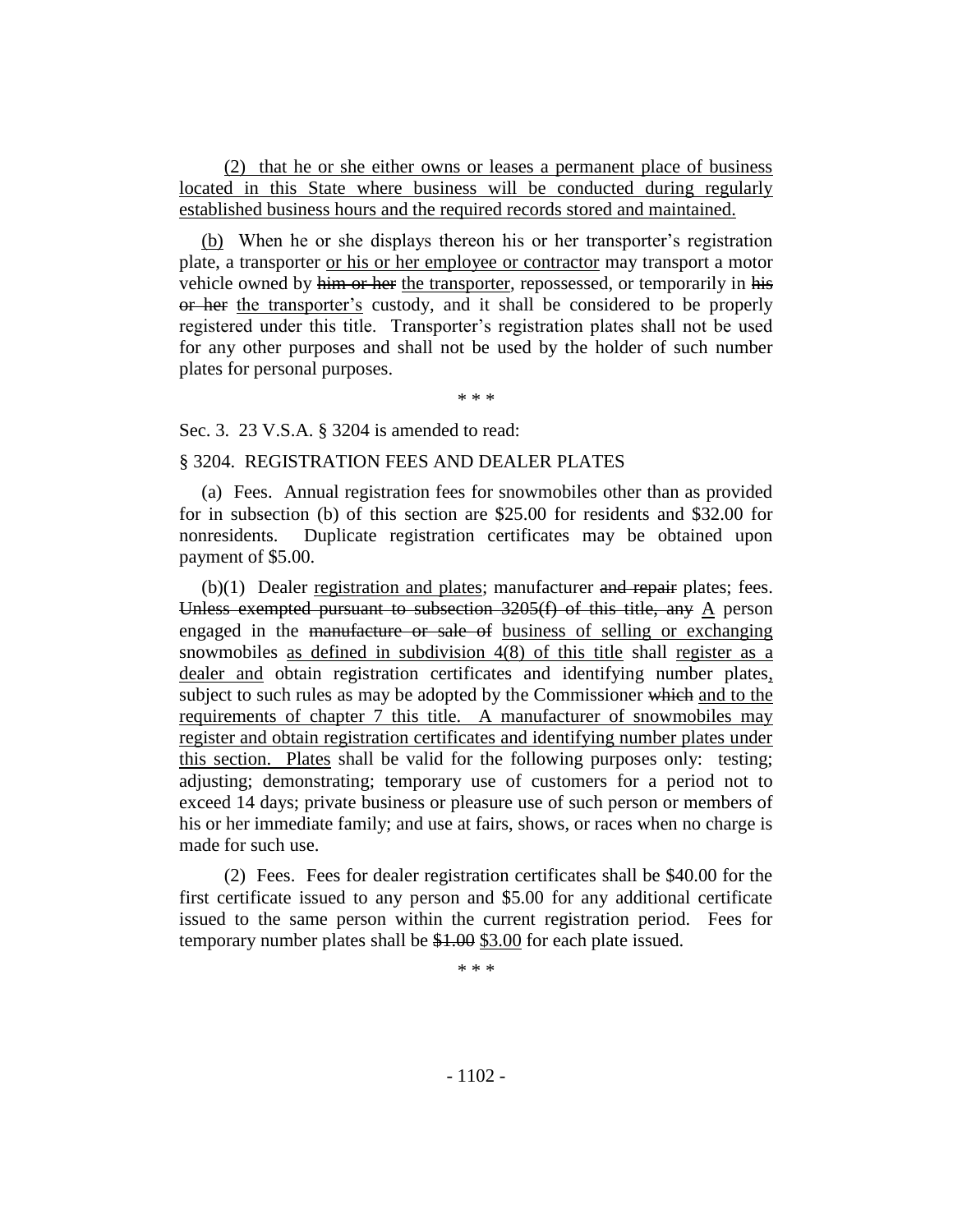(2) that he or she either owns or leases a permanent place of business located in this State where business will be conducted during regularly established business hours and the required records stored and maintained.

(b) When he or she displays thereon his or her transporter's registration plate, a transporter or his or her employee or contractor may transport a motor vehicle owned by ~~him or her~~ the transporter, repossessed, or temporarily in ~~his or her~~ the transporter's custody, and it shall be considered to be properly registered under this title. Transporter's registration plates shall not be used for any other purposes and shall not be used by the holder of such number plates for personal purposes.

\* \* \*

Sec. 3. 23 V.S.A. § 3204 is amended to read:

§ 3204. REGISTRATION FEES AND DEALER PLATES

(a) Fees. Annual registration fees for snowmobiles other than as provided for in subsection (b) of this section are \$25.00 for residents and \$32.00 for nonresidents. Duplicate registration certificates may be obtained upon payment of \$5.00.

(b)(1) Dealer registration and plates; manufacturer ~~and repair~~ plates; fees. ~~Unless exempted pursuant to subsection 3205(f) of this title, any~~ A person engaged in the ~~manufacture or sale of~~ business of selling or exchanging snowmobiles as defined in subdivision 4(8) of this title shall register as a dealer and obtain registration certificates and identifying number plates, subject to such rules as may be adopted by the Commissioner ~~which~~ and to the requirements of chapter 7 this title. A manufacturer of snowmobiles may register and obtain registration certificates and identifying number plates under this section. Plates shall be valid for the following purposes only: testing; adjusting; demonstrating; temporary use of customers for a period not to exceed 14 days; private business or pleasure use of such person or members of his or her immediate family; and use at fairs, shows, or races when no charge is made for such use.

(2) Fees. Fees for dealer registration certificates shall be \$40.00 for the first certificate issued to any person and \$5.00 for any additional certificate issued to the same person within the current registration period. Fees for temporary number plates shall be ~~\$1.00~~ \$3.00 for each plate issued.

\* \* \*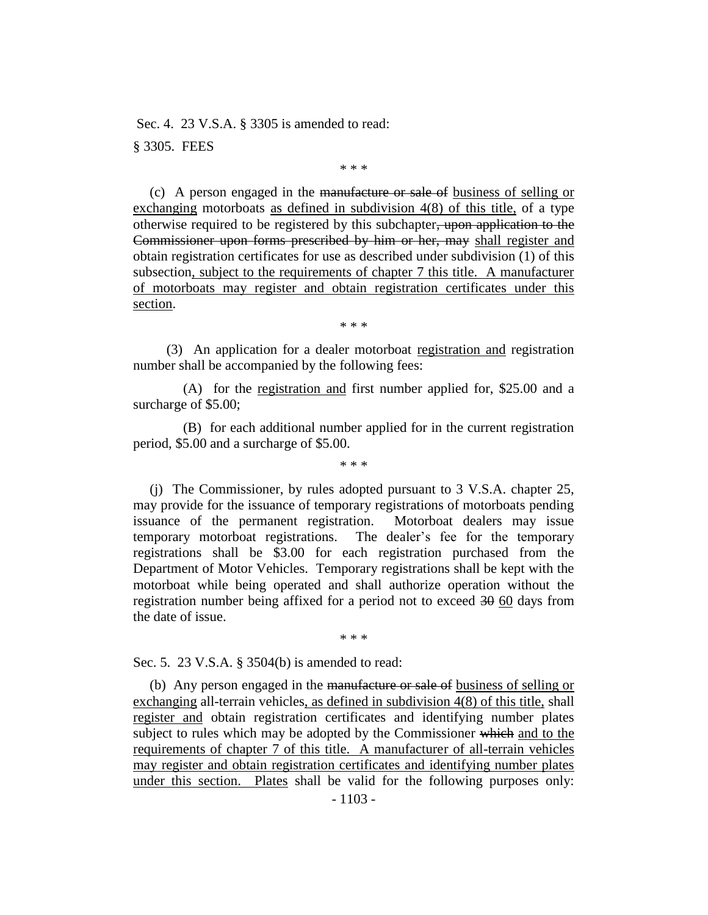Sec. 4. 23 V.S.A. § 3305 is amended to read:

§ 3305. FEES

\* \* \*

(c) A person engaged in the ~~manufacture or sale of~~ <u>business of selling or exchanging</u> motorboats <u>as defined in subdivision 4(8) of this title,</u> of a type otherwise required to be registered by this subchapter~~, upon application to the Commissioner upon forms prescribed by him or her, may~~ <u>shall register and</u> obtain registration certificates for use as described under subdivision (1) of this subsection<u>, subject to the requirements of chapter 7 this title. A manufacturer of motorboats may register and obtain registration certificates under this section</u>.

\* \* \*

(3) An application for a dealer motorboat <u>registration and</u> registration number shall be accompanied by the following fees:

(A) for the <u>registration and</u> first number applied for, \$25.00 and a surcharge of \$5.00;

(B) for each additional number applied for in the current registration period, \$5.00 and a surcharge of \$5.00.

\* \* \*

(j) The Commissioner, by rules adopted pursuant to 3 V.S.A. chapter 25, may provide for the issuance of temporary registrations of motorboats pending issuance of the permanent registration. Motorboat dealers may issue temporary motorboat registrations. The dealer's fee for the temporary registrations shall be \$3.00 for each registration purchased from the Department of Motor Vehicles. Temporary registrations shall be kept with the motorboat while being operated and shall authorize operation without the registration number being affixed for a period not to exceed ~~30~~ <u>60</u> days from the date of issue.

\* \* \*

Sec. 5. 23 V.S.A. § 3504(b) is amended to read:

(b) Any person engaged in the ~~manufacture or sale of~~ <u>business of selling or exchanging</u> all-terrain vehicles<u>, as defined in subdivision 4(8) of this title,</u> shall <u>register and</u> obtain registration certificates and identifying number plates subject to rules which may be adopted by the Commissioner ~~which~~ <u>and to the requirements of chapter 7 of this title. A manufacturer of all-terrain vehicles may register and obtain registration certificates and identifying number plates under this section. Plates</u> shall be valid for the following purposes only: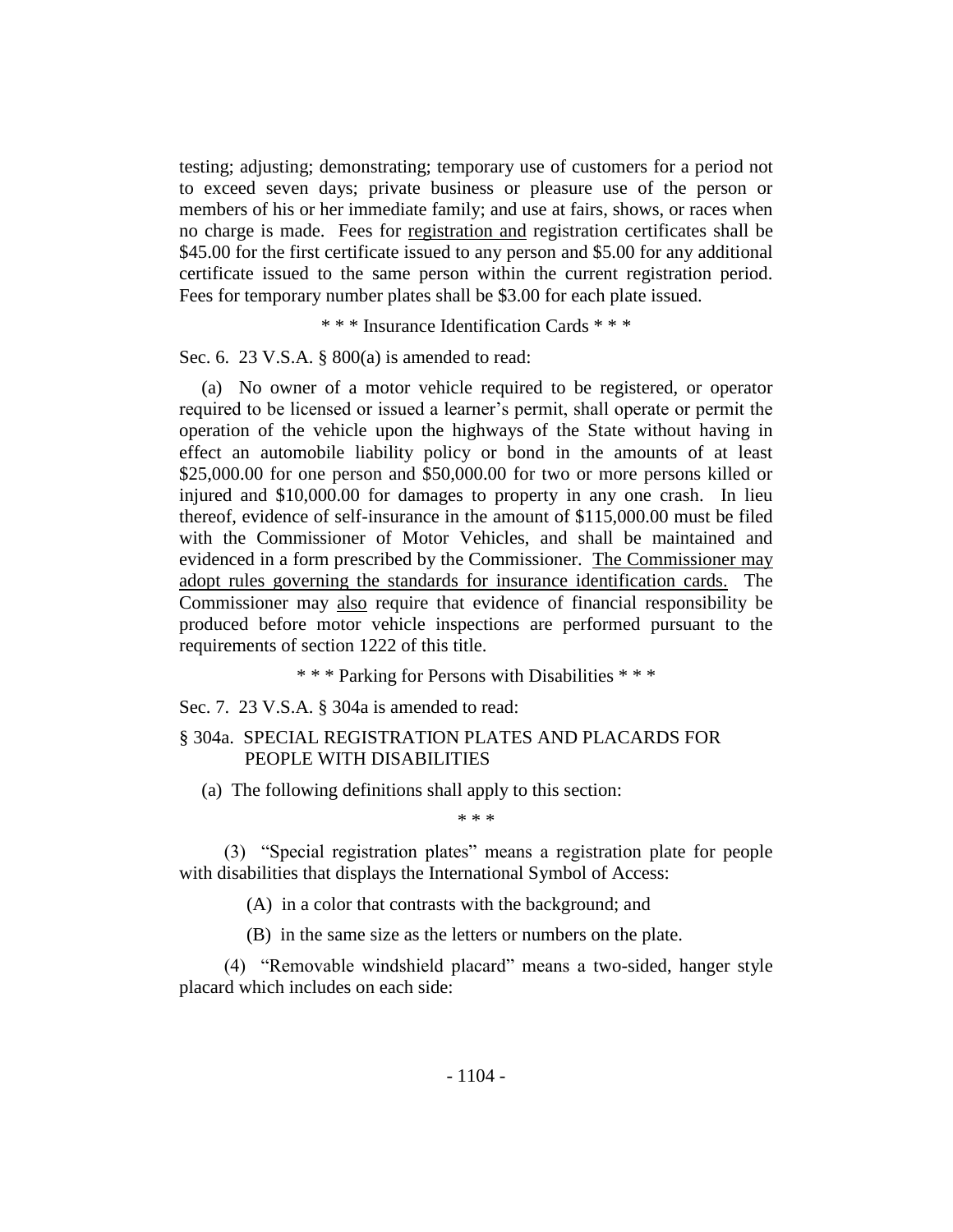testing; adjusting; demonstrating; temporary use of customers for a period not to exceed seven days; private business or pleasure use of the person or members of his or her immediate family; and use at fairs, shows, or races when no charge is made. Fees for <u>registration and</u> registration certificates shall be $45.00 for the first certificate issued to any person and $5.00 for any additional certificate issued to the same person within the current registration period. Fees for temporary number plates shall be $3.00 for each plate issued.

\* \* \* Insurance Identification Cards \* \* \*

Sec. 6. 23 V.S.A. § 800(a) is amended to read:

(a) No owner of a motor vehicle required to be registered, or operator required to be licensed or issued a learner's permit, shall operate or permit the operation of the vehicle upon the highways of the State without having in effect an automobile liability policy or bond in the amounts of at least $25,000.00 for one person and $50,000.00 for two or more persons killed or injured and $10,000.00 for damages to property in any one crash. In lieu thereof, evidence of self-insurance in the amount of $115,000.00 must be filed with the Commissioner of Motor Vehicles, and shall be maintained and evidenced in a form prescribed by the Commissioner. <u>The Commissioner may adopt rules governing the standards for insurance identification cards.</u> The Commissioner may <u>also</u> require that evidence of financial responsibility be produced before motor vehicle inspections are performed pursuant to the requirements of section 1222 of this title.

\* \* \* Parking for Persons with Disabilities \* \* \*

Sec. 7. 23 V.S.A. § 304a is amended to read:

§ 304a. SPECIAL REGISTRATION PLATES AND PLACARDS FOR PEOPLE WITH DISABILITIES

(a) The following definitions shall apply to this section:

\* \* \*

(3) "Special registration plates" means a registration plate for people with disabilities that displays the International Symbol of Access:

(A) in a color that contrasts with the background; and

(B) in the same size as the letters or numbers on the plate.

(4) "Removable windshield placard" means a two-sided, hanger style placard which includes on each side: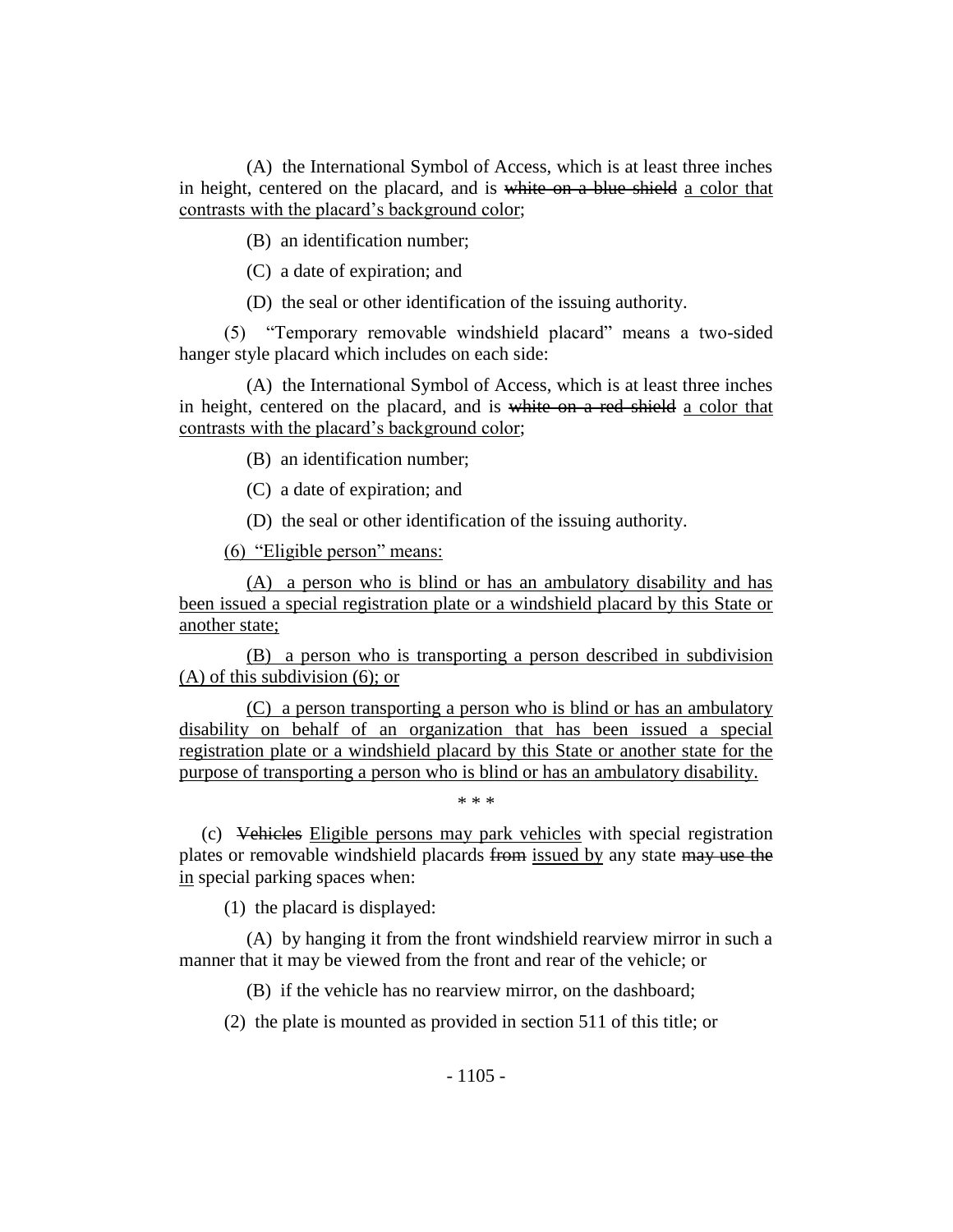(A) the International Symbol of Access, which is at least three inches in height, centered on the placard, and is ~~white on a blue shield~~ <u>a color that contrasts with the placard's background color</u>;

(B) an identification number;

(C) a date of expiration; and

(D) the seal or other identification of the issuing authority.

(5) "Temporary removable windshield placard" means a two-sided hanger style placard which includes on each side:

(A) the International Symbol of Access, which is at least three inches in height, centered on the placard, and is ~~white on a red shield~~ <u>a color that contrasts with the placard's background color</u>;

(B) an identification number;

(C) a date of expiration; and

(D) the seal or other identification of the issuing authority.

<u>(6) "Eligible person" means:</u>

<u>(A) a person who is blind or has an ambulatory disability and has been issued a special registration plate or a windshield placard by this State or another state;</u>

<u>(B) a person who is transporting a person described in subdivision (A) of this subdivision (6); or</u>

<u>(C) a person transporting a person who is blind or has an ambulatory disability on behalf of an organization that has been issued a special registration plate or a windshield placard by this State or another state for the purpose of transporting a person who is blind or has an ambulatory disability.</u>

\* \* \*

(c) ~~Vehicles~~ <u>Eligible persons may park vehicles</u> with special registration plates or removable windshield placards ~~from~~ <u>issued by</u> any state ~~may use the~~ <u>in</u> special parking spaces when:

(1) the placard is displayed:

(A) by hanging it from the front windshield rearview mirror in such a manner that it may be viewed from the front and rear of the vehicle; or

(B) if the vehicle has no rearview mirror, on the dashboard;

(2) the plate is mounted as provided in section 511 of this title; or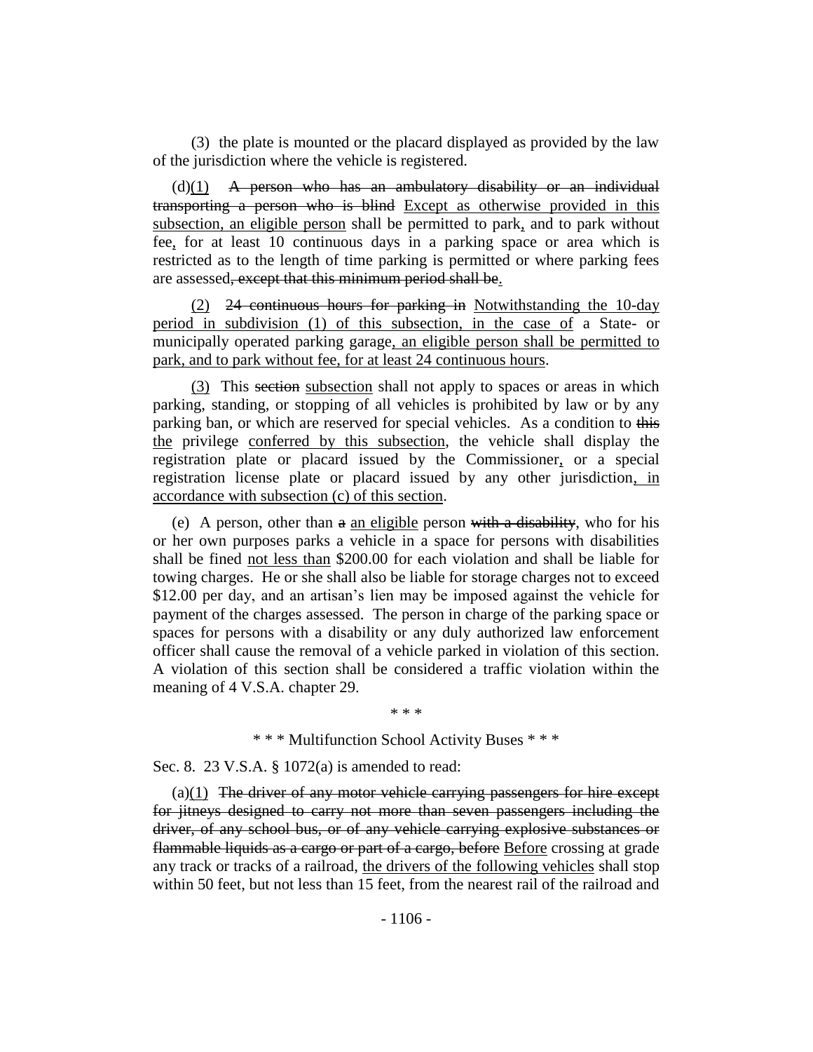(3) the plate is mounted or the placard displayed as provided by the law of the jurisdiction where the vehicle is registered.

(d)<u>(1)</u> ~~A person who has an ambulatory disability or an individual transporting a person who is blind~~ <u>Except as otherwise provided in this subsection, an eligible person</u> shall be permitted to park<u>,</u> and to park without fee<u>,</u> for at least 10 continuous days in a parking space or area which is restricted as to the length of time parking is permitted or where parking fees are assessed~~, except that this minimum period shall be~~<u>.</u>

<u>(2)</u> ~~24 continuous hours for parking in~~ <u>Notwithstanding the 10-day period in subdivision (1) of this subsection, in the case of</u> a State- or municipally operated parking garage<u>, an eligible person shall be permitted to park, and to park without fee, for at least 24 continuous hours</u>.

<u>(3)</u> This ~~section~~ <u>subsection</u> shall not apply to spaces or areas in which parking, standing, or stopping of all vehicles is prohibited by law or by any parking ban, or which are reserved for special vehicles. As a condition to ~~this~~ <u>the</u> privilege <u>conferred by this subsection</u>, the vehicle shall display the registration plate or placard issued by the Commissioner<u>,</u> or a special registration license plate or placard issued by any other jurisdiction<u>, in accordance with subsection (c) of this section</u>.

(e) A person, other than ~~a~~ <u>an eligible</u> person ~~with a disability~~, who for his or her own purposes parks a vehicle in a space for persons with disabilities shall be fined <u>not less than</u> $200.00 for each violation and shall be liable for towing charges. He or she shall also be liable for storage charges not to exceed $12.00 per day, and an artisan's lien may be imposed against the vehicle for payment of the charges assessed. The person in charge of the parking space or spaces for persons with a disability or any duly authorized law enforcement officer shall cause the removal of a vehicle parked in violation of this section. A violation of this section shall be considered a traffic violation within the meaning of 4 V.S.A. chapter 29.

\* \* \*

\* \* \* Multifunction School Activity Buses \* \* \*

Sec. 8. 23 V.S.A. § 1072(a) is amended to read:

(a)<u>(1)</u> ~~The driver of any motor vehicle carrying passengers for hire except for jitneys designed to carry not more than seven passengers including the driver, of any school bus, or of any vehicle carrying explosive substances or flammable liquids as a cargo or part of a cargo, before~~ <u>Before</u> crossing at grade any track or tracks of a railroad, <u>the drivers of the following vehicles</u> shall stop within 50 feet, but not less than 15 feet, from the nearest rail of the railroad and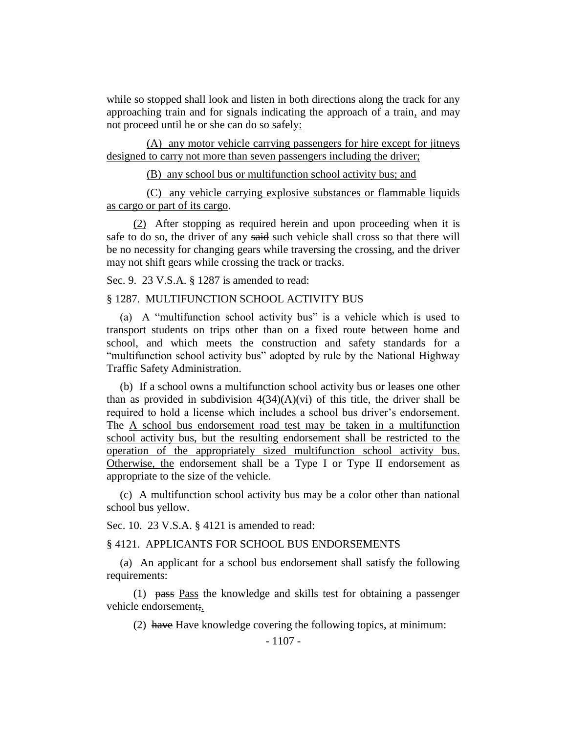while so stopped shall look and listen in both directions along the track for any approaching train and for signals indicating the approach of a train, and may not proceed until he or she can do so safely:

(A) any motor vehicle carrying passengers for hire except for jitneys designed to carry not more than seven passengers including the driver;

(B) any school bus or multifunction school activity bus; and

(C) any vehicle carrying explosive substances or flammable liquids as cargo or part of its cargo.

(2) After stopping as required herein and upon proceeding when it is safe to do so, the driver of any ~~said~~ such vehicle shall cross so that there will be no necessity for changing gears while traversing the crossing, and the driver may not shift gears while crossing the track or tracks.

Sec. 9. 23 V.S.A. § 1287 is amended to read:

§ 1287. MULTIFUNCTION SCHOOL ACTIVITY BUS

(a) A "multifunction school activity bus" is a vehicle which is used to transport students on trips other than on a fixed route between home and school, and which meets the construction and safety standards for a "multifunction school activity bus" adopted by rule by the National Highway Traffic Safety Administration.

(b) If a school owns a multifunction school activity bus or leases one other than as provided in subdivision 4(34)(A)(vi) of this title, the driver shall be required to hold a license which includes a school bus driver's endorsement. ~~The~~ A school bus endorsement road test may be taken in a multifunction school activity bus, but the resulting endorsement shall be restricted to the operation of the appropriately sized multifunction school activity bus. Otherwise, the endorsement shall be a Type I or Type II endorsement as appropriate to the size of the vehicle.

(c) A multifunction school activity bus may be a color other than national school bus yellow.

Sec. 10. 23 V.S.A. § 4121 is amended to read:

§ 4121. APPLICANTS FOR SCHOOL BUS ENDORSEMENTS

(a) An applicant for a school bus endorsement shall satisfy the following requirements:

(1) ~~pass~~ Pass the knowledge and skills test for obtaining a passenger vehicle endorsement~~;~~.

(2) ~~have~~ Have knowledge covering the following topics, at minimum: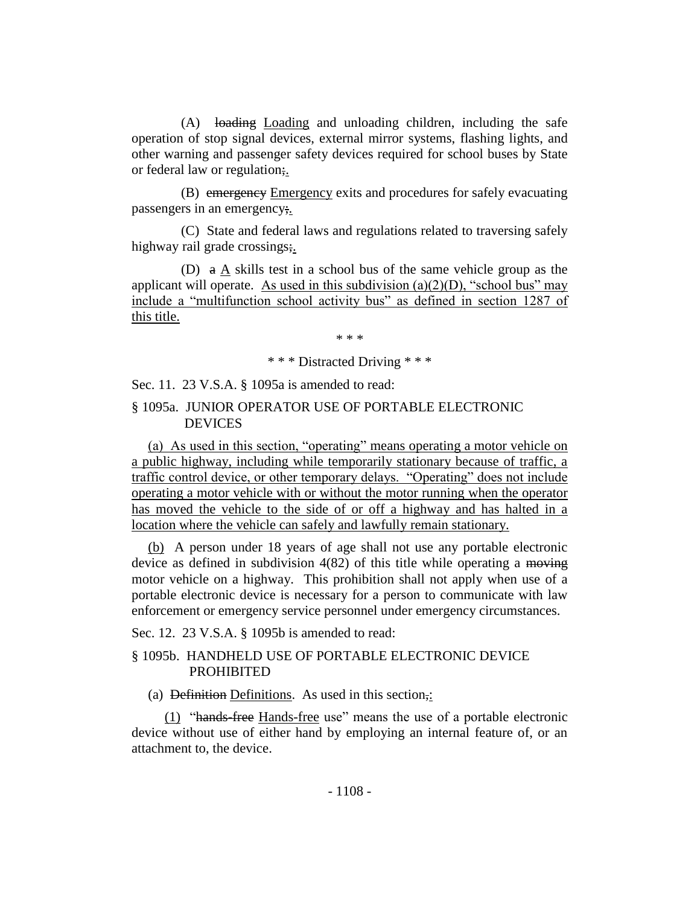(A) ~~loading~~ Loading and unloading children, including the safe operation of stop signal devices, external mirror systems, flashing lights, and other warning and passenger safety devices required for school buses by State or federal law or regulation~~;~~.

(B) ~~emergency~~ Emergency exits and procedures for safely evacuating passengers in an emergency~~;~~.

(C) State and federal laws and regulations related to traversing safely highway rail grade crossings~~;~~.

(D) ~~a~~ A skills test in a school bus of the same vehicle group as the applicant will operate. As used in this subdivision (a)(2)(D), "school bus" may include a "multifunction school activity bus" as defined in section 1287 of this title.

\* \* \*

\* \* \* Distracted Driving \* \* \*

Sec. 11. 23 V.S.A. § 1095a is amended to read:

§ 1095a. JUNIOR OPERATOR USE OF PORTABLE ELECTRONIC DEVICES

(a) As used in this section, "operating" means operating a motor vehicle on a public highway, including while temporarily stationary because of traffic, a traffic control device, or other temporary delays. "Operating" does not include operating a motor vehicle with or without the motor running when the operator has moved the vehicle to the side of or off a highway and has halted in a location where the vehicle can safely and lawfully remain stationary.

(b) A person under 18 years of age shall not use any portable electronic device as defined in subdivision 4(82) of this title while operating a ~~moving~~ motor vehicle on a highway. This prohibition shall not apply when use of a portable electronic device is necessary for a person to communicate with law enforcement or emergency service personnel under emergency circumstances.

Sec. 12. 23 V.S.A. § 1095b is amended to read:

§ 1095b. HANDHELD USE OF PORTABLE ELECTRONIC DEVICE PROHIBITED

(a) ~~Definition~~ Definitions. As used in this section~~,~~:

(1) "~~hands-free~~ Hands-free use" means the use of a portable electronic device without use of either hand by employing an internal feature of, or an attachment to, the device.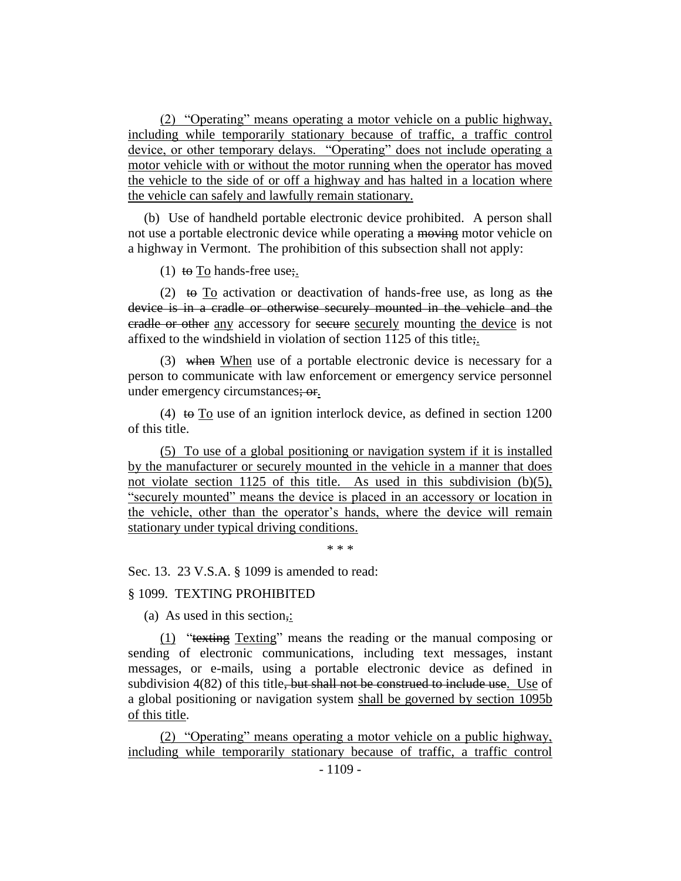<u>(2) "Operating" means operating a motor vehicle on a public highway, including while temporarily stationary because of traffic, a traffic control device, or other temporary delays. "Operating" does not include operating a motor vehicle with or without the motor running when the operator has moved the vehicle to the side of or off a highway and has halted in a location where the vehicle can safely and lawfully remain stationary.</u>

(b) Use of handheld portable electronic device prohibited. A person shall not use a portable electronic device while operating a ~~moving~~ motor vehicle on a highway in Vermont. The prohibition of this subsection shall not apply:

(1) ~~to~~ <u>To</u> hands-free use~~;~~<u>.</u>

(2) ~~to~~ <u>To</u> activation or deactivation of hands-free use, as long as ~~the device is in a cradle or otherwise securely mounted in the vehicle and the cradle or other~~ <u>any</u> accessory for ~~secure~~ <u>securely</u> mounting <u>the device</u> is not affixed to the windshield in violation of section 1125 of this title~~;~~<u>.</u>

(3) ~~when~~ <u>When</u> use of a portable electronic device is necessary for a person to communicate with law enforcement or emergency service personnel under emergency circumstances~~; or~~<u>.</u>

(4) ~~to~~ <u>To</u> use of an ignition interlock device, as defined in section 1200 of this title.

<u>(5) To use of a global positioning or navigation system if it is installed by the manufacturer or securely mounted in the vehicle in a manner that does not violate section 1125 of this title. As used in this subdivision (b)(5), "securely mounted" means the device is placed in an accessory or location in the vehicle, other than the operator's hands, where the device will remain stationary under typical driving conditions.</u>

\* \* \*

Sec. 13. 23 V.S.A. § 1099 is amended to read:

§ 1099. TEXTING PROHIBITED

(a) As used in this section~~,~~<u>:</u>

<u>(1)</u> "~~texting~~ <u>Texting</u>" means the reading or the manual composing or sending of electronic communications, including text messages, instant messages, or e-mails, using a portable electronic device as defined in subdivision 4(82) of this title~~, but shall not be construed to include use~~<u>. Use</u> of a global positioning or navigation system <u>shall be governed by section 1095b of this title</u>.

<u>(2) "Operating" means operating a motor vehicle on a public highway, including while temporarily stationary because of traffic, a traffic control</u>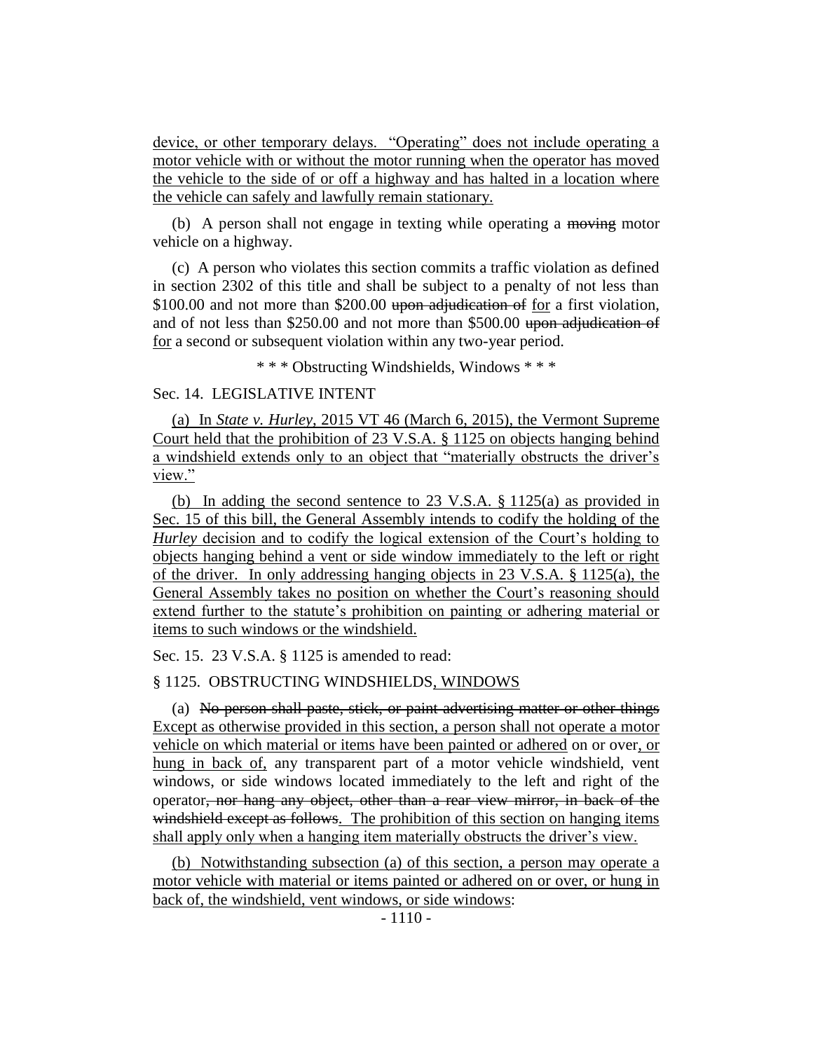device, or other temporary delays. "Operating" does not include operating a motor vehicle with or without the motor running when the operator has moved the vehicle to the side of or off a highway and has halted in a location where the vehicle can safely and lawfully remain stationary.

(b) A person shall not engage in texting while operating a ~~moving~~ motor vehicle on a highway.

(c) A person who violates this section commits a traffic violation as defined in section 2302 of this title and shall be subject to a penalty of not less than $100.00 and not more than $200.00 ~~upon adjudication of~~ for a first violation, and of not less than $250.00 and not more than $500.00 ~~upon adjudication of~~ for a second or subsequent violation within any two-year period.

\* \* \* Obstructing Windshields, Windows \* \* \*

Sec. 14. LEGISLATIVE INTENT

(a) In *State v. Hurley*, 2015 VT 46 (March 6, 2015), the Vermont Supreme Court held that the prohibition of 23 V.S.A. § 1125 on objects hanging behind a windshield extends only to an object that "materially obstructs the driver's view."

(b) In adding the second sentence to 23 V.S.A. § 1125(a) as provided in Sec. 15 of this bill, the General Assembly intends to codify the holding of the *Hurley* decision and to codify the logical extension of the Court's holding to objects hanging behind a vent or side window immediately to the left or right of the driver. In only addressing hanging objects in 23 V.S.A. § 1125(a), the General Assembly takes no position on whether the Court's reasoning should extend further to the statute's prohibition on painting or adhering material or items to such windows or the windshield.

Sec. 15. 23 V.S.A. § 1125 is amended to read:

§ 1125. OBSTRUCTING WINDSHIELDS, WINDOWS

(a) ~~No person shall paste, stick, or paint advertising matter or other things~~ Except as otherwise provided in this section, a person shall not operate a motor vehicle on which material or items have been painted or adhered on or over, or hung in back of, any transparent part of a motor vehicle windshield, vent windows, or side windows located immediately to the left and right of the operator~~, nor hang any object, other than a rear view mirror, in back of the windshield except as follows~~. The prohibition of this section on hanging items shall apply only when a hanging item materially obstructs the driver's view.

(b) Notwithstanding subsection (a) of this section, a person may operate a motor vehicle with material or items painted or adhered on or over, or hung in back of, the windshield, vent windows, or side windows: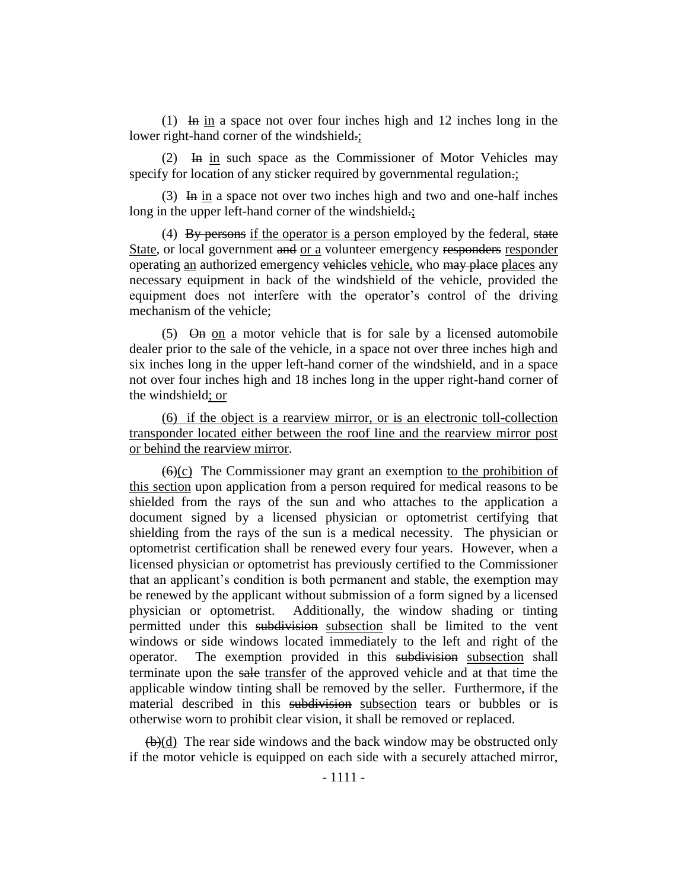(1) ~~In~~ in a space not over four inches high and 12 inches long in the lower right-hand corner of the windshield~~.~~;

(2) ~~In~~ in such space as the Commissioner of Motor Vehicles may specify for location of any sticker required by governmental regulation~~.~~;

(3) ~~In~~ in a space not over two inches high and two and one-half inches long in the upper left-hand corner of the windshield~~.~~;

(4) ~~By persons~~ if the operator is a person employed by the federal, ~~state~~ State, or local government ~~and~~ or a volunteer emergency ~~responders~~ responder operating an authorized emergency ~~vehicles~~ vehicle, who ~~may place~~ places any necessary equipment in back of the windshield of the vehicle, provided the equipment does not interfere with the operator's control of the driving mechanism of the vehicle;

(5) ~~On~~ on a motor vehicle that is for sale by a licensed automobile dealer prior to the sale of the vehicle, in a space not over three inches high and six inches long in the upper left-hand corner of the windshield, and in a space not over four inches high and 18 inches long in the upper right-hand corner of the windshield; or

(6) if the object is a rearview mirror, or is an electronic toll-collection transponder located either between the roof line and the rearview mirror post or behind the rearview mirror.

~~(6)~~(c) The Commissioner may grant an exemption to the prohibition of this section upon application from a person required for medical reasons to be shielded from the rays of the sun and who attaches to the application a document signed by a licensed physician or optometrist certifying that shielding from the rays of the sun is a medical necessity. The physician or optometrist certification shall be renewed every four years. However, when a licensed physician or optometrist has previously certified to the Commissioner that an applicant's condition is both permanent and stable, the exemption may be renewed by the applicant without submission of a form signed by a licensed physician or optometrist. Additionally, the window shading or tinting permitted under this ~~subdivision~~ subsection shall be limited to the vent windows or side windows located immediately to the left and right of the operator. The exemption provided in this ~~subdivision~~ subsection shall terminate upon the ~~sale~~ transfer of the approved vehicle and at that time the applicable window tinting shall be removed by the seller. Furthermore, if the material described in this ~~subdivision~~ subsection tears or bubbles or is otherwise worn to prohibit clear vision, it shall be removed or replaced.

~~(b)~~(d) The rear side windows and the back window may be obstructed only if the motor vehicle is equipped on each side with a securely attached mirror,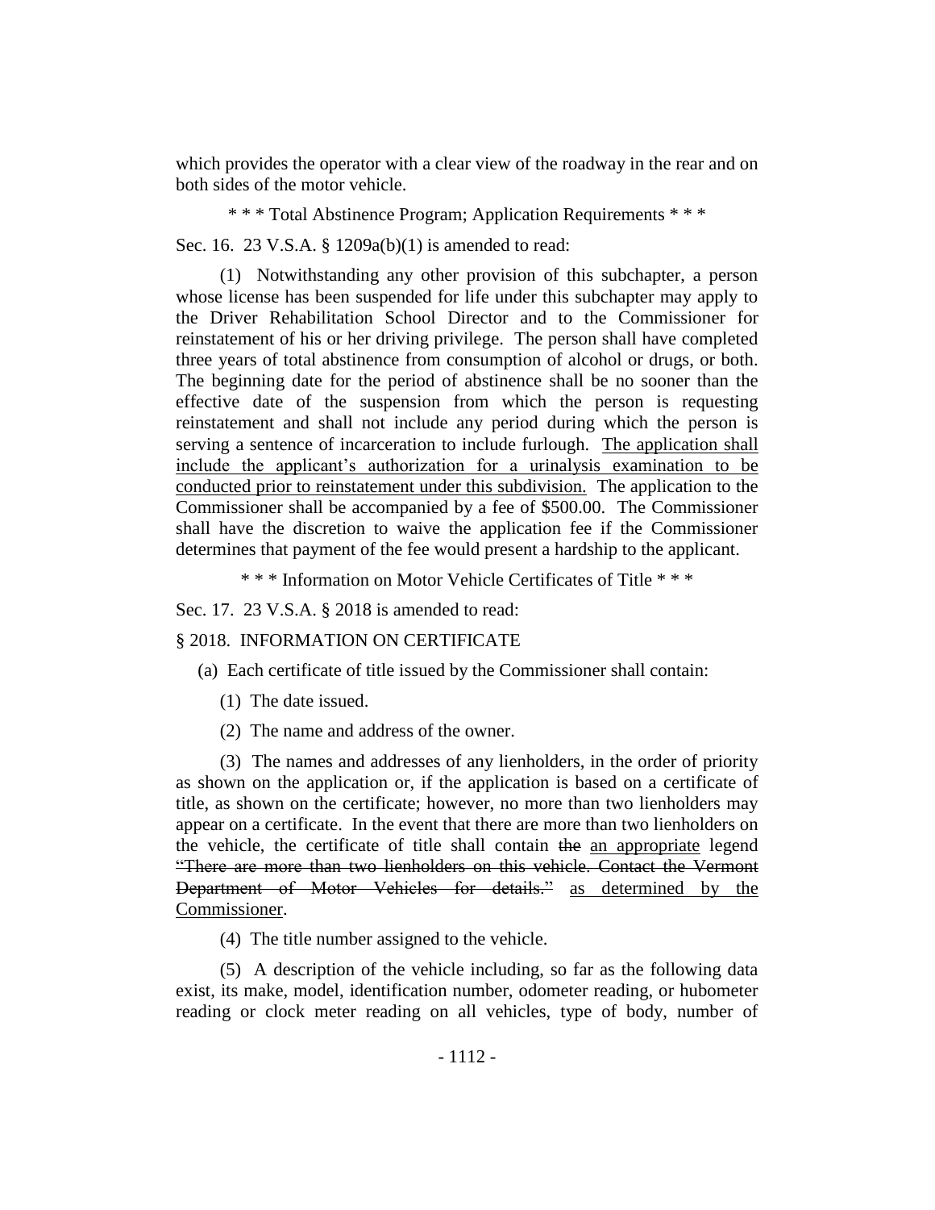which provides the operator with a clear view of the roadway in the rear and on both sides of the motor vehicle.

\* \* \* Total Abstinence Program; Application Requirements \* \* \*

Sec. 16. 23 V.S.A. § 1209a(b)(1) is amended to read:

(1) Notwithstanding any other provision of this subchapter, a person whose license has been suspended for life under this subchapter may apply to the Driver Rehabilitation School Director and to the Commissioner for reinstatement of his or her driving privilege. The person shall have completed three years of total abstinence from consumption of alcohol or drugs, or both. The beginning date for the period of abstinence shall be no sooner than the effective date of the suspension from which the person is requesting reinstatement and shall not include any period during which the person is serving a sentence of incarceration to include furlough. <u>The application shall include the applicant's authorization for a urinalysis examination to be conducted prior to reinstatement under this subdivision.</u> The application to the Commissioner shall be accompanied by a fee of \$500.00. The Commissioner shall have the discretion to waive the application fee if the Commissioner determines that payment of the fee would present a hardship to the applicant.

\* \* \* Information on Motor Vehicle Certificates of Title \* \* \*

Sec. 17. 23 V.S.A. § 2018 is amended to read:

§ 2018. INFORMATION ON CERTIFICATE

(a) Each certificate of title issued by the Commissioner shall contain:

(1) The date issued.

(2) The name and address of the owner.

(3) The names and addresses of any lienholders, in the order of priority as shown on the application or, if the application is based on a certificate of title, as shown on the certificate; however, no more than two lienholders may appear on a certificate. In the event that there are more than two lienholders on the vehicle, the certificate of title shall contain ~~the~~ <u>an appropriate</u> legend ~~"There are more than two lienholders on this vehicle. Contact the Vermont Department of Motor Vehicles for details."~~ <u>as determined by the Commissioner</u>.

(4) The title number assigned to the vehicle.

(5) A description of the vehicle including, so far as the following data exist, its make, model, identification number, odometer reading, or hubometer reading or clock meter reading on all vehicles, type of body, number of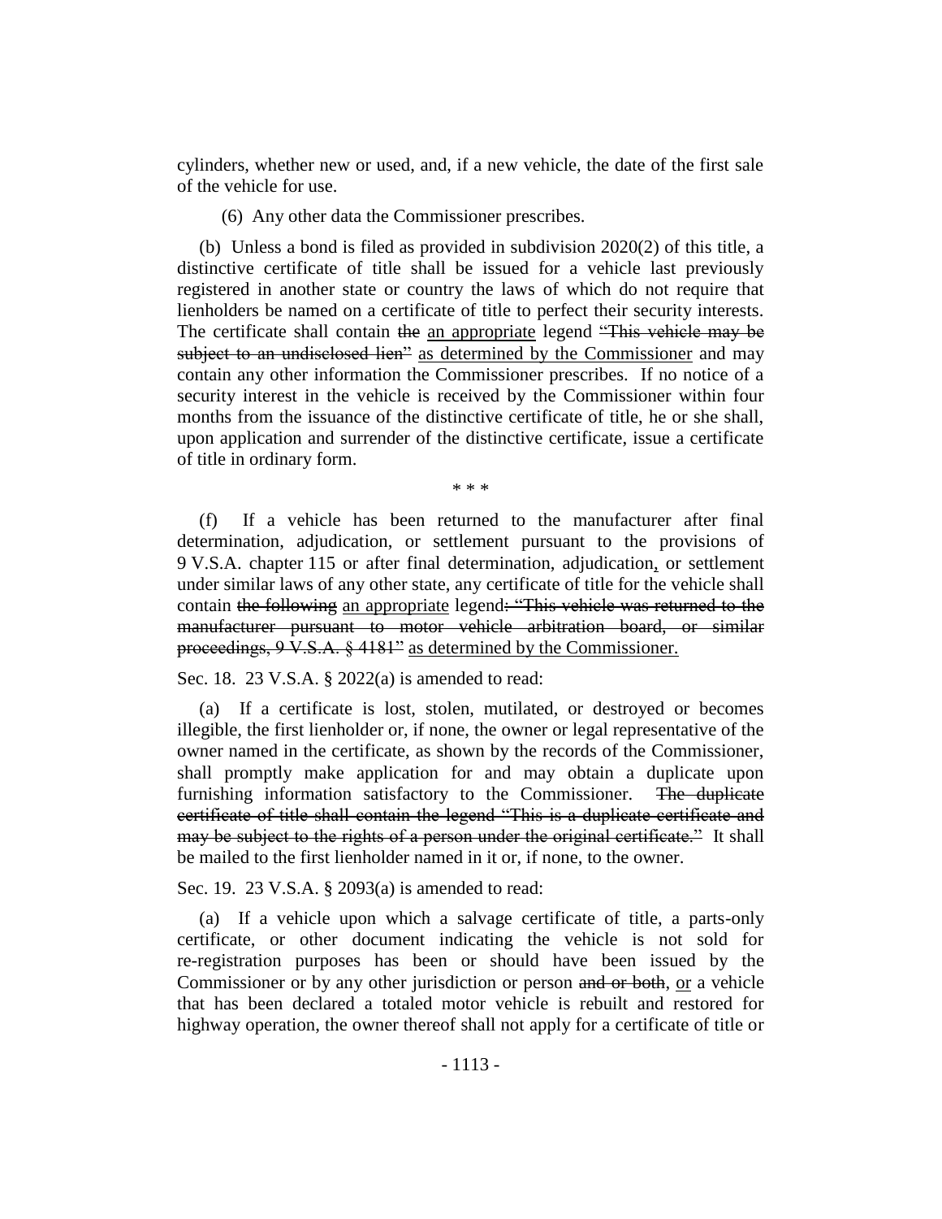cylinders, whether new or used, and, if a new vehicle, the date of the first sale of the vehicle for use.

(6) Any other data the Commissioner prescribes.

(b) Unless a bond is filed as provided in subdivision 2020(2) of this title, a distinctive certificate of title shall be issued for a vehicle last previously registered in another state or country the laws of which do not require that lienholders be named on a certificate of title to perfect their security interests. The certificate shall contain ~~the~~ <u>an appropriate</u> legend ~~"This vehicle may be subject to an undisclosed lien"~~ <u>as determined by the Commissioner</u> and may contain any other information the Commissioner prescribes. If no notice of a security interest in the vehicle is received by the Commissioner within four months from the issuance of the distinctive certificate of title, he or she shall, upon application and surrender of the distinctive certificate, issue a certificate of title in ordinary form.

\* \* \*

(f) If a vehicle has been returned to the manufacturer after final determination, adjudication, or settlement pursuant to the provisions of 9 V.S.A. chapter 115 or after final determination, adjudication<u>,</u> or settlement under similar laws of any other state, any certificate of title for the vehicle shall contain ~~the following~~ <u>an appropriate</u> legend~~: "This vehicle was returned to the manufacturer pursuant to motor vehicle arbitration board, or similar proceedings, 9 V.S.A. § 4181"~~ <u>as determined by the Commissioner.</u>

Sec. 18. 23 V.S.A. § 2022(a) is amended to read:

(a) If a certificate is lost, stolen, mutilated, or destroyed or becomes illegible, the first lienholder or, if none, the owner or legal representative of the owner named in the certificate, as shown by the records of the Commissioner, shall promptly make application for and may obtain a duplicate upon furnishing information satisfactory to the Commissioner. ~~The duplicate certificate of title shall contain the legend "This is a duplicate certificate and may be subject to the rights of a person under the original certificate."~~ It shall be mailed to the first lienholder named in it or, if none, to the owner.

Sec. 19. 23 V.S.A. § 2093(a) is amended to read:

(a) If a vehicle upon which a salvage certificate of title, a parts-only certificate, or other document indicating the vehicle is not sold for re-registration purposes has been or should have been issued by the Commissioner or by any other jurisdiction or person ~~and or both~~, <u>or</u> a vehicle that has been declared a totaled motor vehicle is rebuilt and restored for highway operation, the owner thereof shall not apply for a certificate of title or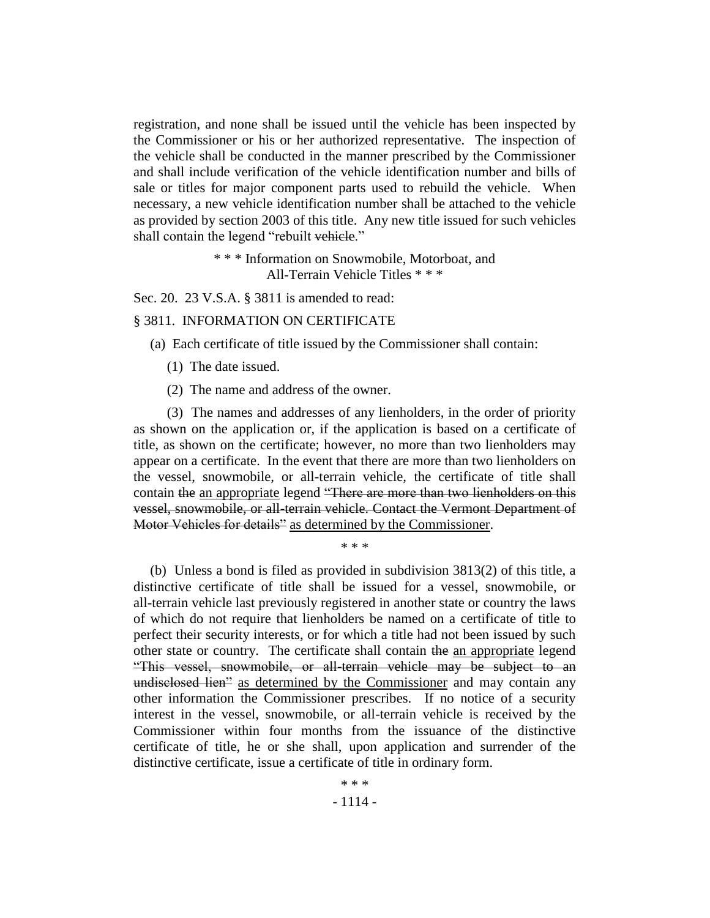registration, and none shall be issued until the vehicle has been inspected by the Commissioner or his or her authorized representative. The inspection of the vehicle shall be conducted in the manner prescribed by the Commissioner and shall include verification of the vehicle identification number and bills of sale or titles for major component parts used to rebuild the vehicle. When necessary, a new vehicle identification number shall be attached to the vehicle as provided by section 2003 of this title. Any new title issued for such vehicles shall contain the legend "rebuilt ~~vehicle~~."

\* \* \* Information on Snowmobile, Motorboat, and All-Terrain Vehicle Titles \* \* \*

Sec. 20. 23 V.S.A. § 3811 is amended to read:

§ 3811. INFORMATION ON CERTIFICATE

(a) Each certificate of title issued by the Commissioner shall contain:

(1) The date issued.

(2) The name and address of the owner.

(3) The names and addresses of any lienholders, in the order of priority as shown on the application or, if the application is based on a certificate of title, as shown on the certificate; however, no more than two lienholders may appear on a certificate. In the event that there are more than two lienholders on the vessel, snowmobile, or all-terrain vehicle, the certificate of title shall contain ~~the~~ <u>an appropriate</u> legend ~~"There are more than two lienholders on this vessel, snowmobile, or all-terrain vehicle. Contact the Vermont Department of Motor Vehicles for details"~~ <u>as determined by the Commissioner</u>.

\* \* \*

(b) Unless a bond is filed as provided in subdivision 3813(2) of this title, a distinctive certificate of title shall be issued for a vessel, snowmobile, or all-terrain vehicle last previously registered in another state or country the laws of which do not require that lienholders be named on a certificate of title to perfect their security interests, or for which a title had not been issued by such other state or country. The certificate shall contain ~~the~~ <u>an appropriate</u> legend ~~"This vessel, snowmobile, or all-terrain vehicle may be subject to an undisclosed lien"~~ <u>as determined by the Commissioner</u> and may contain any other information the Commissioner prescribes. If no notice of a security interest in the vessel, snowmobile, or all-terrain vehicle is received by the Commissioner within four months from the issuance of the distinctive certificate of title, he or she shall, upon application and surrender of the distinctive certificate, issue a certificate of title in ordinary form.

\* \* \*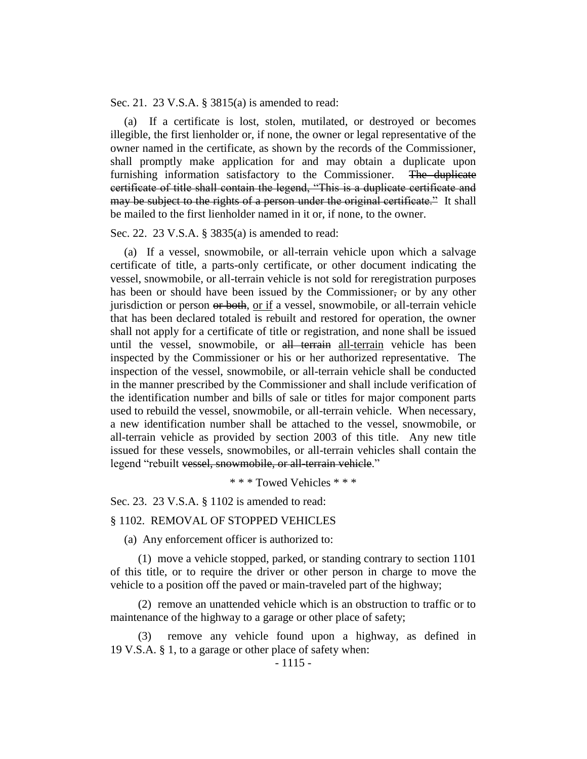Sec. 21. 23 V.S.A. § 3815(a) is amended to read:

(a) If a certificate is lost, stolen, mutilated, or destroyed or becomes illegible, the first lienholder or, if none, the owner or legal representative of the owner named in the certificate, as shown by the records of the Commissioner, shall promptly make application for and may obtain a duplicate upon furnishing information satisfactory to the Commissioner. ~~The duplicate certificate of title shall contain the legend, "This is a duplicate certificate and may be subject to the rights of a person under the original certificate."~~ It shall be mailed to the first lienholder named in it or, if none, to the owner.

Sec. 22. 23 V.S.A. § 3835(a) is amended to read:

(a) If a vessel, snowmobile, or all-terrain vehicle upon which a salvage certificate of title, a parts-only certificate, or other document indicating the vessel, snowmobile, or all-terrain vehicle is not sold for reregistration purposes has been or should have been issued by the Commissioner~~,~~ or by any other jurisdiction or person ~~or both~~, <u>or if</u> a vessel, snowmobile, or all-terrain vehicle that has been declared totaled is rebuilt and restored for operation, the owner shall not apply for a certificate of title or registration, and none shall be issued until the vessel, snowmobile, or ~~all terrain~~ <u>all-terrain</u> vehicle has been inspected by the Commissioner or his or her authorized representative. The inspection of the vessel, snowmobile, or all-terrain vehicle shall be conducted in the manner prescribed by the Commissioner and shall include verification of the identification number and bills of sale or titles for major component parts used to rebuild the vessel, snowmobile, or all-terrain vehicle. When necessary, a new identification number shall be attached to the vessel, snowmobile, or all-terrain vehicle as provided by section 2003 of this title. Any new title issued for these vessels, snowmobiles, or all-terrain vehicles shall contain the legend "rebuilt ~~vessel, snowmobile, or all-terrain vehicle~~."

\* \* \* Towed Vehicles \* \* \*

Sec. 23. 23 V.S.A. § 1102 is amended to read:

§ 1102. REMOVAL OF STOPPED VEHICLES

(a) Any enforcement officer is authorized to:

(1) move a vehicle stopped, parked, or standing contrary to section 1101 of this title, or to require the driver or other person in charge to move the vehicle to a position off the paved or main-traveled part of the highway;

(2) remove an unattended vehicle which is an obstruction to traffic or to maintenance of the highway to a garage or other place of safety;

(3) remove any vehicle found upon a highway, as defined in 19 V.S.A. § 1, to a garage or other place of safety when: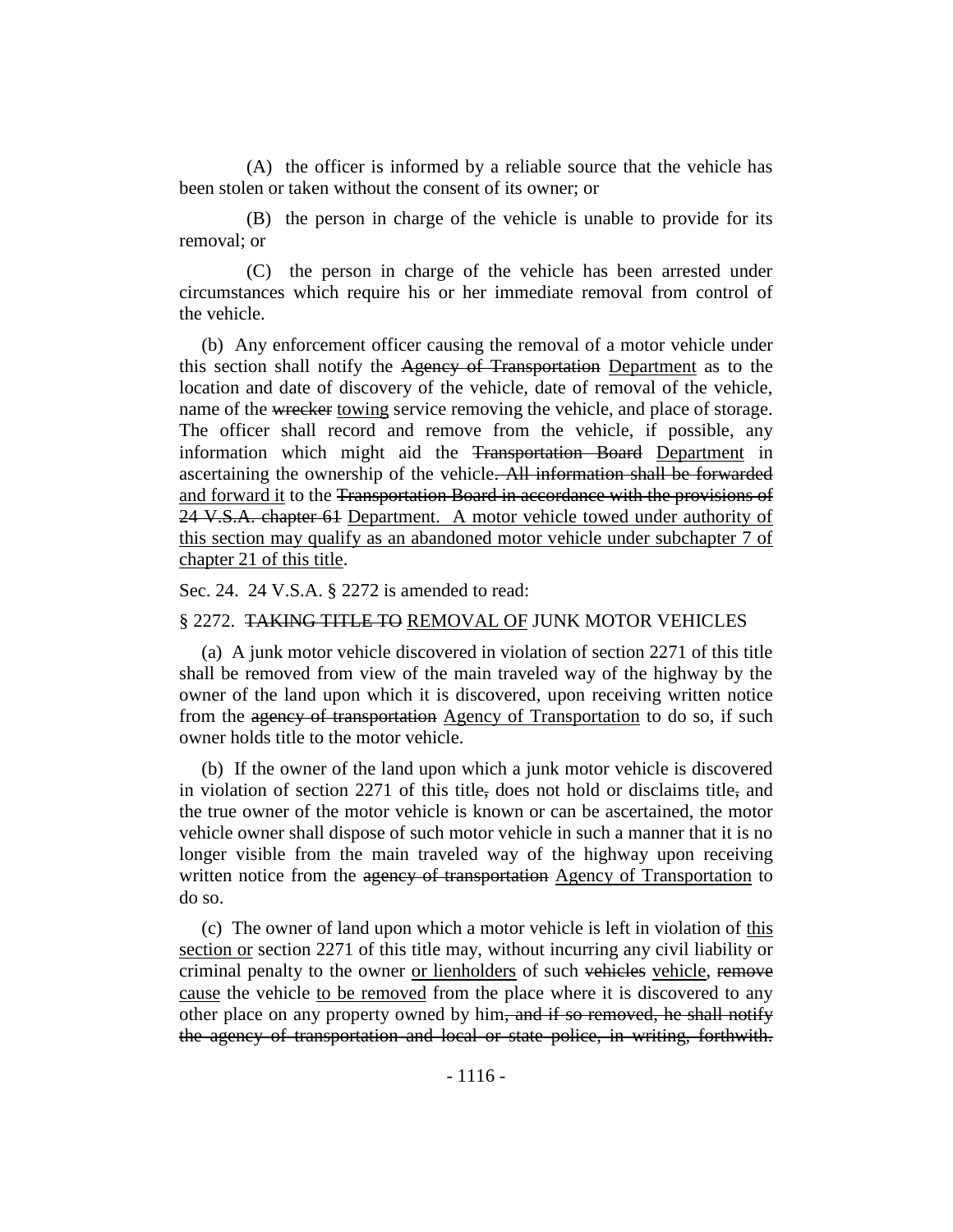(A) the officer is informed by a reliable source that the vehicle has been stolen or taken without the consent of its owner; or

(B) the person in charge of the vehicle is unable to provide for its removal; or

(C) the person in charge of the vehicle has been arrested under circumstances which require his or her immediate removal from control of the vehicle.

(b) Any enforcement officer causing the removal of a motor vehicle under this section shall notify the ~~Agency of Transportation~~ Department as to the location and date of discovery of the vehicle, date of removal of the vehicle, name of the ~~wrecker~~ towing service removing the vehicle, and place of storage. The officer shall record and remove from the vehicle, if possible, any information which might aid the ~~Transportation Board~~ Department in ascertaining the ownership of the vehicle~~. All information shall be forwarded~~ and forward it to the ~~Transportation Board in accordance with the provisions of 24 V.S.A. chapter 61~~ Department. A motor vehicle towed under authority of this section may qualify as an abandoned motor vehicle under subchapter 7 of chapter 21 of this title.

Sec. 24. 24 V.S.A. § 2272 is amended to read:

§ 2272. ~~TAKING TITLE TO~~ REMOVAL OF JUNK MOTOR VEHICLES

(a) A junk motor vehicle discovered in violation of section 2271 of this title shall be removed from view of the main traveled way of the highway by the owner of the land upon which it is discovered, upon receiving written notice from the ~~agency of transportation~~ Agency of Transportation to do so, if such owner holds title to the motor vehicle.

(b) If the owner of the land upon which a junk motor vehicle is discovered in violation of section 2271 of this title~~,~~ does not hold or disclaims title~~,~~ and the true owner of the motor vehicle is known or can be ascertained, the motor vehicle owner shall dispose of such motor vehicle in such a manner that it is no longer visible from the main traveled way of the highway upon receiving written notice from the ~~agency of transportation~~ Agency of Transportation to do so.

(c) The owner of land upon which a motor vehicle is left in violation of this section or section 2271 of this title may, without incurring any civil liability or criminal penalty to the owner or lienholders of such ~~vehicles~~ vehicle, ~~remove~~ cause the vehicle to be removed from the place where it is discovered to any other place on any property owned by him~~, and if so removed, he shall notify the agency of transportation and local or state police, in writing, forthwith.~~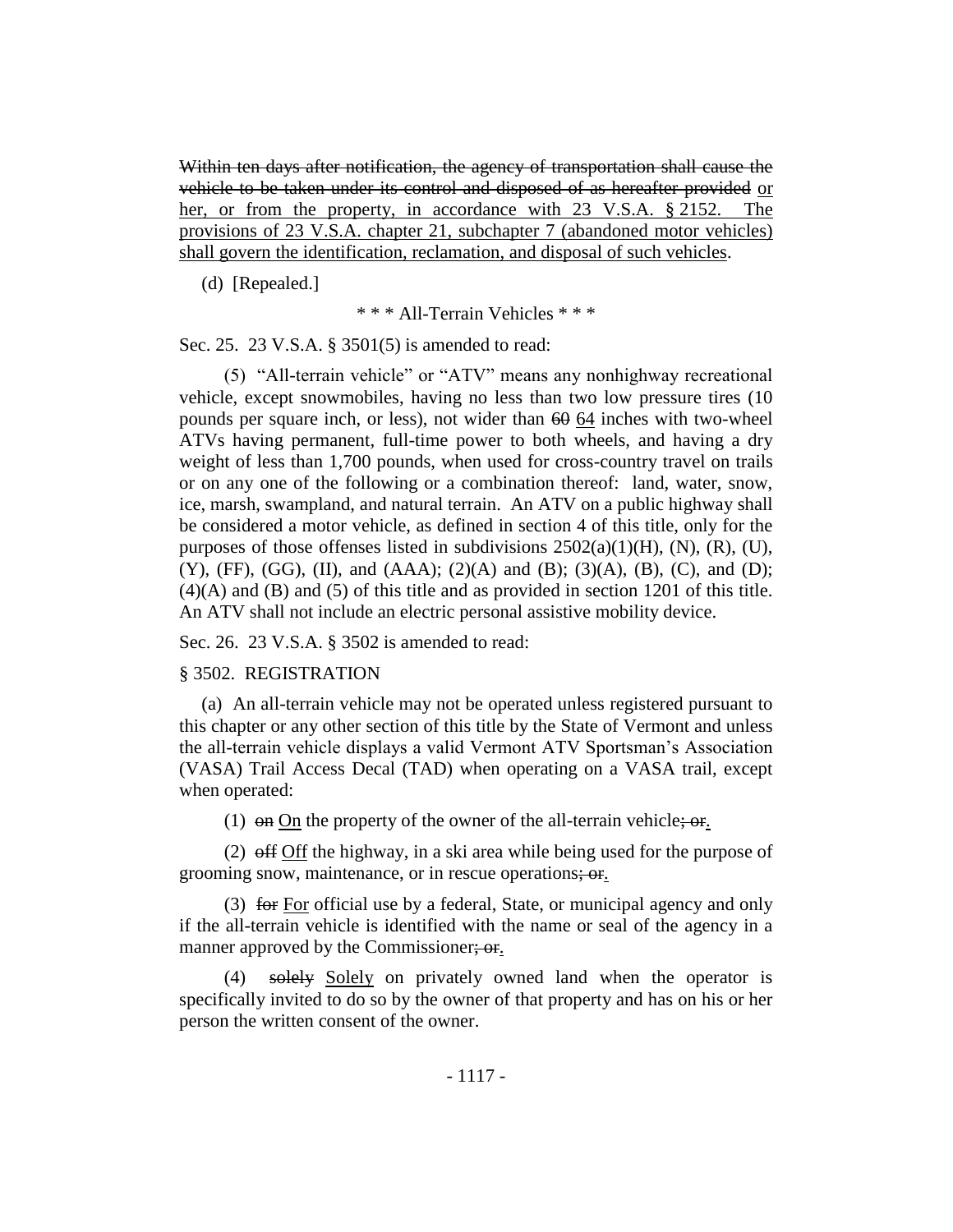~~Within ten days after notification, the agency of transportation shall cause the vehicle to be taken under its control and disposed of as hereafter provided~~ <u>or her, or from the property, in accordance with 23 V.S.A. § 2152. The provisions of 23 V.S.A. chapter 21, subchapter 7 (abandoned motor vehicles) shall govern the identification, reclamation, and disposal of such vehicles</u>.

(d) [Repealed.]

\* \* \* All-Terrain Vehicles \* \* \*

Sec. 25. 23 V.S.A. § 3501(5) is amended to read:

(5) "All-terrain vehicle" or "ATV" means any nonhighway recreational vehicle, except snowmobiles, having no less than two low pressure tires (10 pounds per square inch, or less), not wider than ~~60~~ <u>64</u> inches with two-wheel ATVs having permanent, full-time power to both wheels, and having a dry weight of less than 1,700 pounds, when used for cross-country travel on trails or on any one of the following or a combination thereof: land, water, snow, ice, marsh, swampland, and natural terrain. An ATV on a public highway shall be considered a motor vehicle, as defined in section 4 of this title, only for the purposes of those offenses listed in subdivisions 2502(a)(1)(H), (N), (R), (U), (Y), (FF), (GG), (II), and (AAA); (2)(A) and (B); (3)(A), (B), (C), and (D); (4)(A) and (B) and (5) of this title and as provided in section 1201 of this title. An ATV shall not include an electric personal assistive mobility device.

Sec. 26. 23 V.S.A. § 3502 is amended to read:

§ 3502. REGISTRATION

(a) An all-terrain vehicle may not be operated unless registered pursuant to this chapter or any other section of this title by the State of Vermont and unless the all-terrain vehicle displays a valid Vermont ATV Sportsman's Association (VASA) Trail Access Decal (TAD) when operating on a VASA trail, except when operated:

(1) ~~on~~ <u>On</u> the property of the owner of the all-terrain vehicle~~; or~~<u>.</u>

(2) ~~off~~ <u>Off</u> the highway, in a ski area while being used for the purpose of grooming snow, maintenance, or in rescue operations~~; or~~<u>.</u>

(3) ~~for~~ <u>For</u> official use by a federal, State, or municipal agency and only if the all-terrain vehicle is identified with the name or seal of the agency in a manner approved by the Commissioner~~; or~~<u>.</u>

(4) ~~solely~~ <u>Solely</u> on privately owned land when the operator is specifically invited to do so by the owner of that property and has on his or her person the written consent of the owner.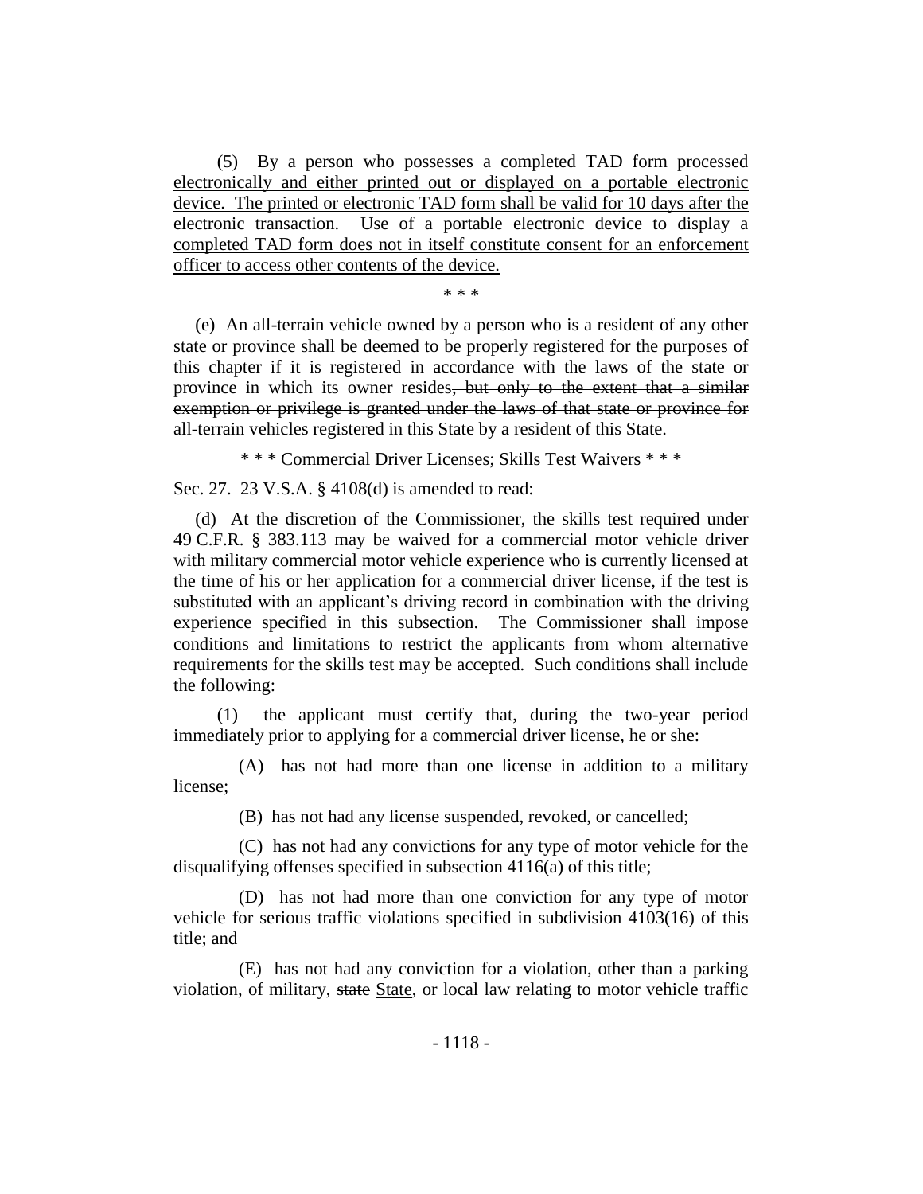(5) <u>By a person who possesses a completed TAD form processed electronically and either printed out or displayed on a portable electronic device. The printed or electronic TAD form shall be valid for 10 days after the electronic transaction. Use of a portable electronic device to display a completed TAD form does not in itself constitute consent for an enforcement officer to access other contents of the device.</u>

\* \* \*

(e) An all-terrain vehicle owned by a person who is a resident of any other state or province shall be deemed to be properly registered for the purposes of this chapter if it is registered in accordance with the laws of the state or province in which its owner resides~~, but only to the extent that a similar exemption or privilege is granted under the laws of that state or province for all-terrain vehicles registered in this State by a resident of this State~~.

\* \* \* Commercial Driver Licenses; Skills Test Waivers \* \* \*

Sec. 27. 23 V.S.A. § 4108(d) is amended to read:

(d) At the discretion of the Commissioner, the skills test required under 49 C.F.R. § 383.113 may be waived for a commercial motor vehicle driver with military commercial motor vehicle experience who is currently licensed at the time of his or her application for a commercial driver license, if the test is substituted with an applicant's driving record in combination with the driving experience specified in this subsection. The Commissioner shall impose conditions and limitations to restrict the applicants from whom alternative requirements for the skills test may be accepted. Such conditions shall include the following:

(1) the applicant must certify that, during the two-year period immediately prior to applying for a commercial driver license, he or she:

(A) has not had more than one license in addition to a military license;

(B) has not had any license suspended, revoked, or cancelled;

(C) has not had any convictions for any type of motor vehicle for the disqualifying offenses specified in subsection 4116(a) of this title;

(D) has not had more than one conviction for any type of motor vehicle for serious traffic violations specified in subdivision 4103(16) of this title; and

(E) has not had any conviction for a violation, other than a parking violation, of military, ~~state~~ <u>State</u>, or local law relating to motor vehicle traffic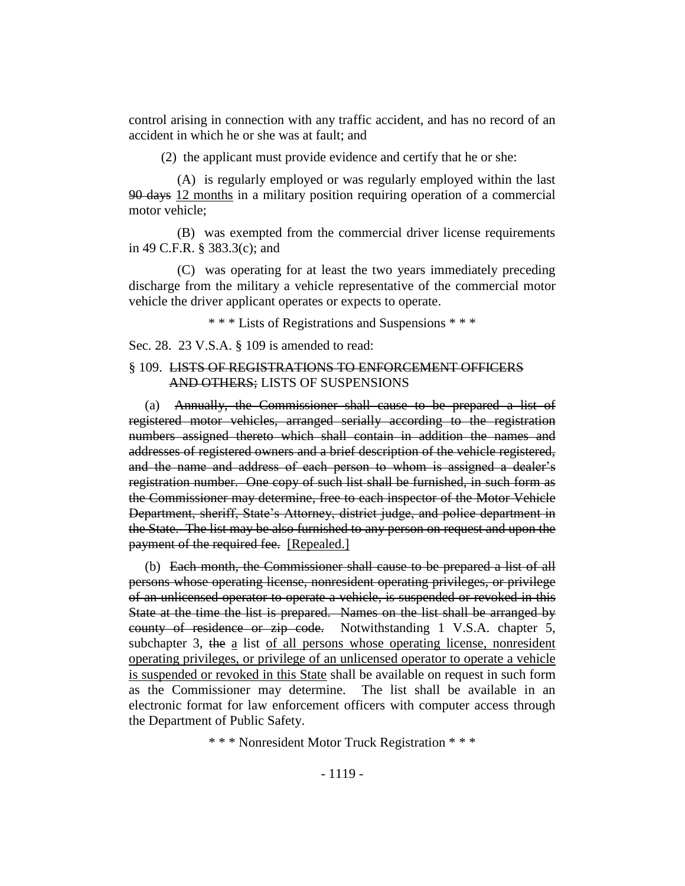control arising in connection with any traffic accident, and has no record of an accident in which he or she was at fault; and

(2) the applicant must provide evidence and certify that he or she:

(A) is regularly employed or was regularly employed within the last ~~90 days~~ <u>12 months</u> in a military position requiring operation of a commercial motor vehicle;

(B) was exempted from the commercial driver license requirements in 49 C.F.R. § 383.3(c); and

(C) was operating for at least the two years immediately preceding discharge from the military a vehicle representative of the commercial motor vehicle the driver applicant operates or expects to operate.

\* \* \* Lists of Registrations and Suspensions \* \* \*

Sec. 28. 23 V.S.A. § 109 is amended to read:

§ 109. ~~LISTS OF REGISTRATIONS TO ENFORCEMENT OFFICERS AND OTHERS;~~ LISTS OF SUSPENSIONS

(a) ~~Annually, the Commissioner shall cause to be prepared a list of registered motor vehicles, arranged serially according to the registration numbers assigned thereto which shall contain in addition the names and addresses of registered owners and a brief description of the vehicle registered, and the name and address of each person to whom is assigned a dealer's registration number. One copy of such list shall be furnished, in such form as the Commissioner may determine, free to each inspector of the Motor Vehicle Department, sheriff, State's Attorney, district judge, and police department in the State. The list may be also furnished to any person on request and upon the payment of the required fee.~~ <u>[Repealed.]</u>

(b) ~~Each month, the Commissioner shall cause to be prepared a list of all persons whose operating license, nonresident operating privileges, or privilege of an unlicensed operator to operate a vehicle, is suspended or revoked in this State at the time the list is prepared. Names on the list shall be arranged by county of residence or zip code.~~ Notwithstanding 1 V.S.A. chapter 5, subchapter 3, ~~the~~ <u>a</u> list <u>of all persons whose operating license, nonresident operating privileges, or privilege of an unlicensed operator to operate a vehicle is suspended or revoked in this State</u> shall be available on request in such form as the Commissioner may determine. The list shall be available in an electronic format for law enforcement officers with computer access through the Department of Public Safety.

\* \* \* Nonresident Motor Truck Registration \* \* \*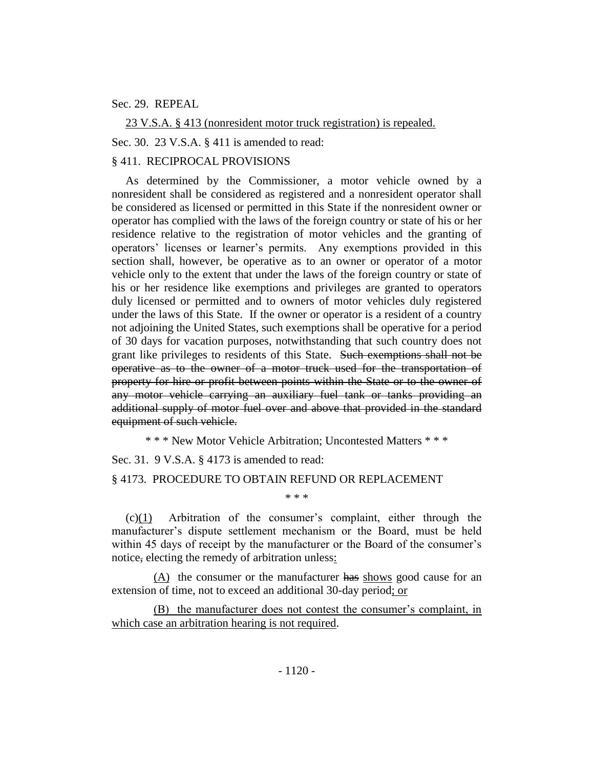Sec. 29. REPEAL

<u>23 V.S.A. § 413 (nonresident motor truck registration) is repealed.</u>

Sec. 30. 23 V.S.A. § 411 is amended to read:

§ 411. RECIPROCAL PROVISIONS

As determined by the Commissioner, a motor vehicle owned by a nonresident shall be considered as registered and a nonresident operator shall be considered as licensed or permitted in this State if the nonresident owner or operator has complied with the laws of the foreign country or state of his or her residence relative to the registration of motor vehicles and the granting of operators' licenses or learner's permits. Any exemptions provided in this section shall, however, be operative as to an owner or operator of a motor vehicle only to the extent that under the laws of the foreign country or state of his or her residence like exemptions and privileges are granted to operators duly licensed or permitted and to owners of motor vehicles duly registered under the laws of this State. If the owner or operator is a resident of a country not adjoining the United States, such exemptions shall be operative for a period of 30 days for vacation purposes, notwithstanding that such country does not grant like privileges to residents of this State. ~~Such exemptions shall not be operative as to the owner of a motor truck used for the transportation of property for hire or profit between points within the State or to the owner of any motor vehicle carrying an auxiliary fuel tank or tanks providing an additional supply of motor fuel over and above that provided in the standard equipment of such vehicle.~~

\* \* \* New Motor Vehicle Arbitration; Uncontested Matters \* \* \*

Sec. 31. 9 V.S.A. § 4173 is amended to read:

§ 4173. PROCEDURE TO OBTAIN REFUND OR REPLACEMENT

\* \* \*

(c)<u>(1)</u> Arbitration of the consumer's complaint, either through the manufacturer's dispute settlement mechanism or the Board, must be held within 45 days of receipt by the manufacturer or the Board of the consumer's notice~~,~~ electing the remedy of arbitration unless<u>:</u>

<u>(A)</u> the consumer or the manufacturer ~~has~~ <u>shows</u> good cause for an extension of time, not to exceed an additional 30-day period<u>; or</u>

<u>(B) the manufacturer does not contest the consumer's complaint, in which case an arbitration hearing is not required</u>.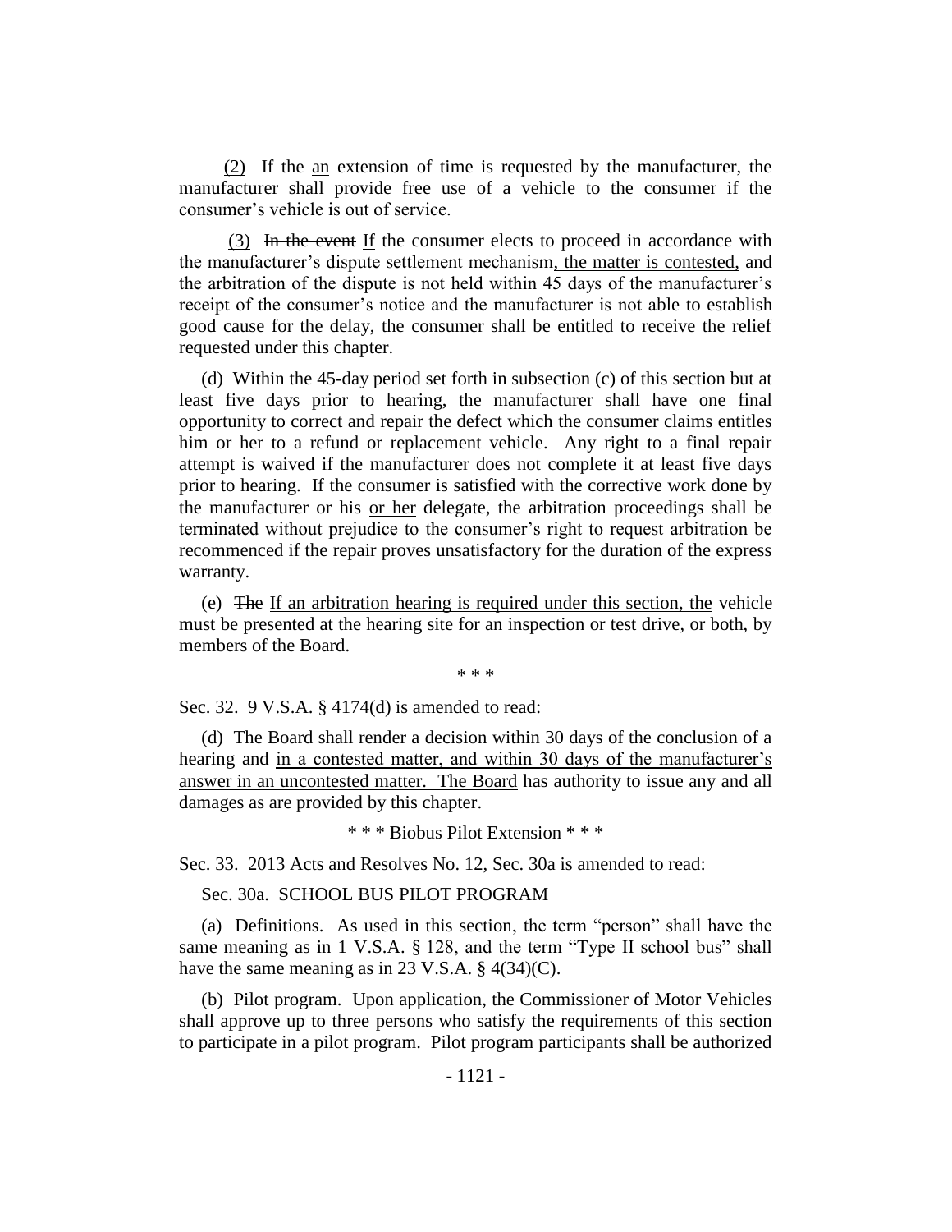(2) If ~~the~~ an extension of time is requested by the manufacturer, the manufacturer shall provide free use of a vehicle to the consumer if the consumer's vehicle is out of service.

(3) ~~In the event~~ If the consumer elects to proceed in accordance with the manufacturer's dispute settlement mechanism, the matter is contested, and the arbitration of the dispute is not held within 45 days of the manufacturer's receipt of the consumer's notice and the manufacturer is not able to establish good cause for the delay, the consumer shall be entitled to receive the relief requested under this chapter.

(d) Within the 45-day period set forth in subsection (c) of this section but at least five days prior to hearing, the manufacturer shall have one final opportunity to correct and repair the defect which the consumer claims entitles him or her to a refund or replacement vehicle. Any right to a final repair attempt is waived if the manufacturer does not complete it at least five days prior to hearing. If the consumer is satisfied with the corrective work done by the manufacturer or his or her delegate, the arbitration proceedings shall be terminated without prejudice to the consumer's right to request arbitration be recommenced if the repair proves unsatisfactory for the duration of the express warranty.

(e) ~~The~~ If an arbitration hearing is required under this section, the vehicle must be presented at the hearing site for an inspection or test drive, or both, by members of the Board.

\* \* \*

Sec. 32. 9 V.S.A. § 4174(d) is amended to read:

(d) The Board shall render a decision within 30 days of the conclusion of a hearing ~~and~~ in a contested matter, and within 30 days of the manufacturer's answer in an uncontested matter. The Board has authority to issue any and all damages as are provided by this chapter.

\* \* \* Biobus Pilot Extension \* \* \*

Sec. 33. 2013 Acts and Resolves No. 12, Sec. 30a is amended to read:

Sec. 30a. SCHOOL BUS PILOT PROGRAM

(a) Definitions. As used in this section, the term "person" shall have the same meaning as in 1 V.S.A. § 128, and the term "Type II school bus" shall have the same meaning as in 23 V.S.A. § 4(34)(C).

(b) Pilot program. Upon application, the Commissioner of Motor Vehicles shall approve up to three persons who satisfy the requirements of this section to participate in a pilot program. Pilot program participants shall be authorized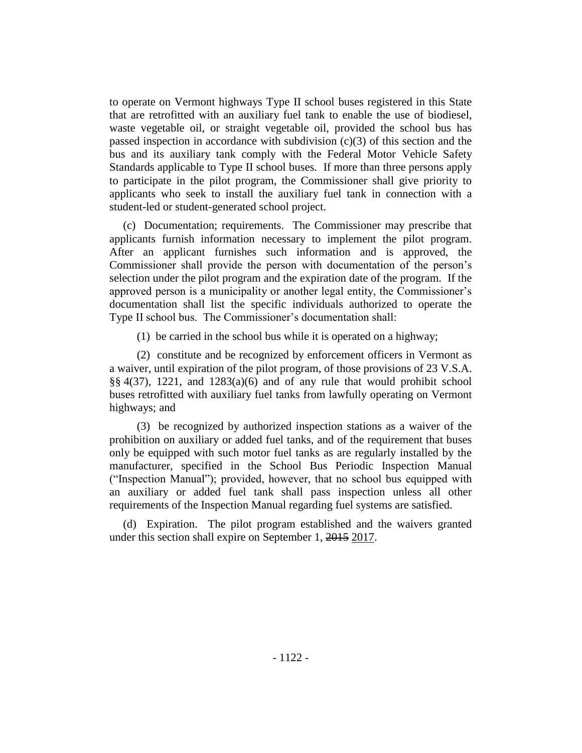to operate on Vermont highways Type II school buses registered in this State that are retrofitted with an auxiliary fuel tank to enable the use of biodiesel, waste vegetable oil, or straight vegetable oil, provided the school bus has passed inspection in accordance with subdivision (c)(3) of this section and the bus and its auxiliary tank comply with the Federal Motor Vehicle Safety Standards applicable to Type II school buses. If more than three persons apply to participate in the pilot program, the Commissioner shall give priority to applicants who seek to install the auxiliary fuel tank in connection with a student-led or student-generated school project.

(c) Documentation; requirements. The Commissioner may prescribe that applicants furnish information necessary to implement the pilot program. After an applicant furnishes such information and is approved, the Commissioner shall provide the person with documentation of the person's selection under the pilot program and the expiration date of the program. If the approved person is a municipality or another legal entity, the Commissioner's documentation shall list the specific individuals authorized to operate the Type II school bus. The Commissioner's documentation shall:

(1) be carried in the school bus while it is operated on a highway;

(2) constitute and be recognized by enforcement officers in Vermont as a waiver, until expiration of the pilot program, of those provisions of 23 V.S.A. §§ 4(37), 1221, and 1283(a)(6) and of any rule that would prohibit school buses retrofitted with auxiliary fuel tanks from lawfully operating on Vermont highways; and

(3) be recognized by authorized inspection stations as a waiver of the prohibition on auxiliary or added fuel tanks, and of the requirement that buses only be equipped with such motor fuel tanks as are regularly installed by the manufacturer, specified in the School Bus Periodic Inspection Manual ("Inspection Manual"); provided, however, that no school bus equipped with an auxiliary or added fuel tank shall pass inspection unless all other requirements of the Inspection Manual regarding fuel systems are satisfied.

(d) Expiration. The pilot program established and the waivers granted under this section shall expire on September 1, ~~2015~~ 2017.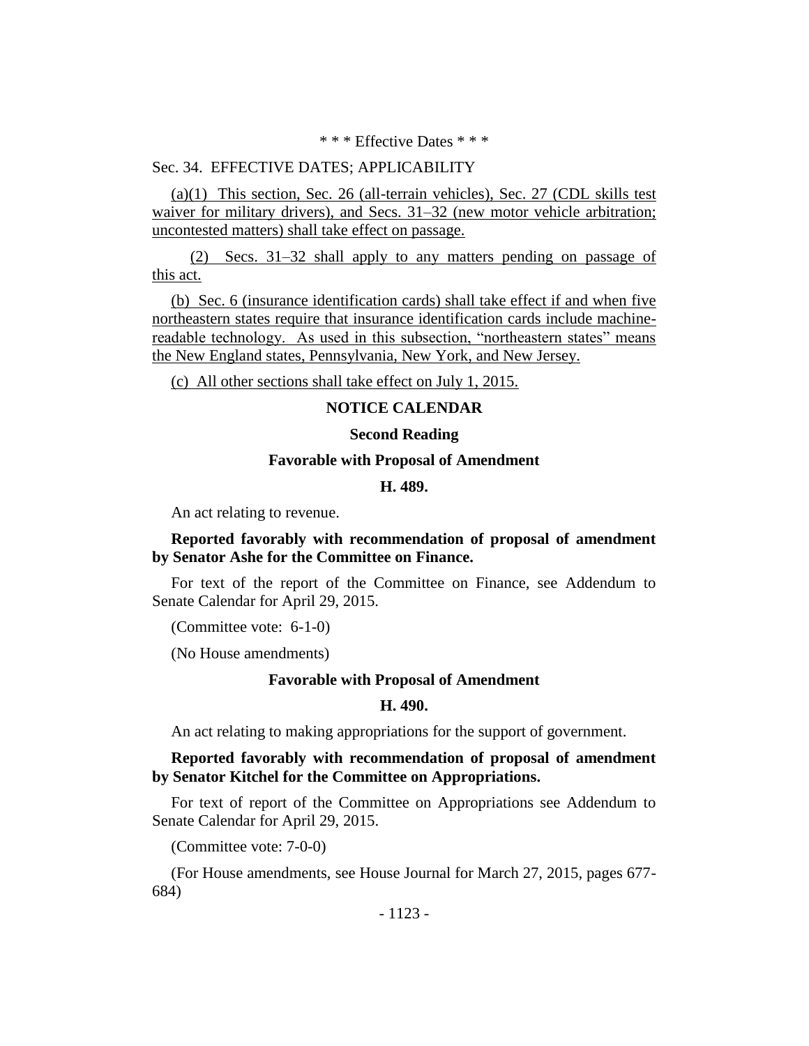\* \* \* Effective Dates \* \* \*

Sec. 34. EFFECTIVE DATES; APPLICABILITY

(a)(1) This section, Sec. 26 (all-terrain vehicles), Sec. 27 (CDL skills test waiver for military drivers), and Secs. 31–32 (new motor vehicle arbitration; uncontested matters) shall take effect on passage.

(2) Secs. 31–32 shall apply to any matters pending on passage of this act.

(b) Sec. 6 (insurance identification cards) shall take effect if and when five northeastern states require that insurance identification cards include machine-readable technology. As used in this subsection, "northeastern states" means the New England states, Pennsylvania, New York, and New Jersey.

(c) All other sections shall take effect on July 1, 2015.

## NOTICE CALENDAR

### Second Reading

### Favorable with Proposal of Amendment

### H. 489.

An act relating to revenue.

**Reported favorably with recommendation of proposal of amendment by Senator Ashe for the Committee on Finance.**

For text of the report of the Committee on Finance, see Addendum to Senate Calendar for April 29, 2015.

(Committee vote: 6-1-0)

(No House amendments)

### Favorable with Proposal of Amendment

### H. 490.

An act relating to making appropriations for the support of government.

**Reported favorably with recommendation of proposal of amendment by Senator Kitchel for the Committee on Appropriations.**

For text of report of the Committee on Appropriations see Addendum to Senate Calendar for April 29, 2015.

(Committee vote: 7-0-0)

(For House amendments, see House Journal for March 27, 2015, pages 677-684)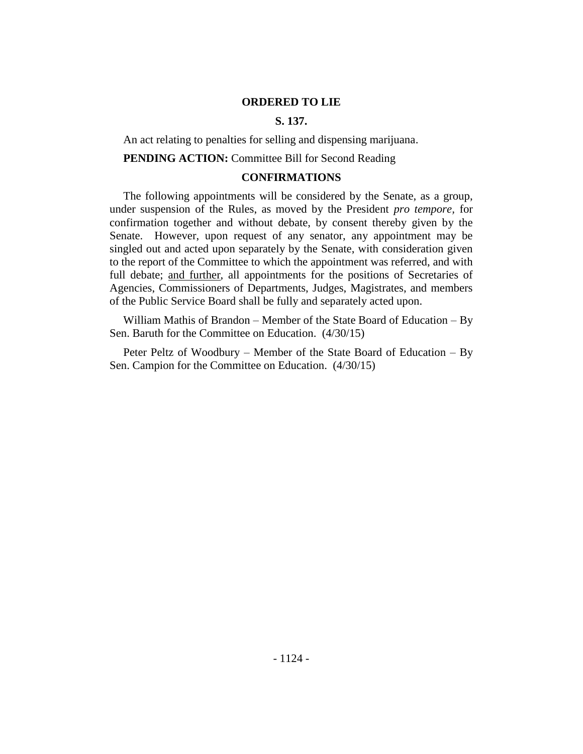## ORDERED TO LIE

### S. 137.

An act relating to penalties for selling and dispensing marijuana.

**PENDING ACTION:** Committee Bill for Second Reading

## CONFIRMATIONS

The following appointments will be considered by the Senate, as a group, under suspension of the Rules, as moved by the President *pro tempore,* for confirmation together and without debate, by consent thereby given by the Senate. However, upon request of any senator, any appointment may be singled out and acted upon separately by the Senate, with consideration given to the report of the Committee to which the appointment was referred, and with full debate; and further, all appointments for the positions of Secretaries of Agencies, Commissioners of Departments, Judges, Magistrates, and members of the Public Service Board shall be fully and separately acted upon.

William Mathis of Brandon – Member of the State Board of Education – By Sen. Baruth for the Committee on Education. (4/30/15)

Peter Peltz of Woodbury – Member of the State Board of Education – By Sen. Campion for the Committee on Education. (4/30/15)